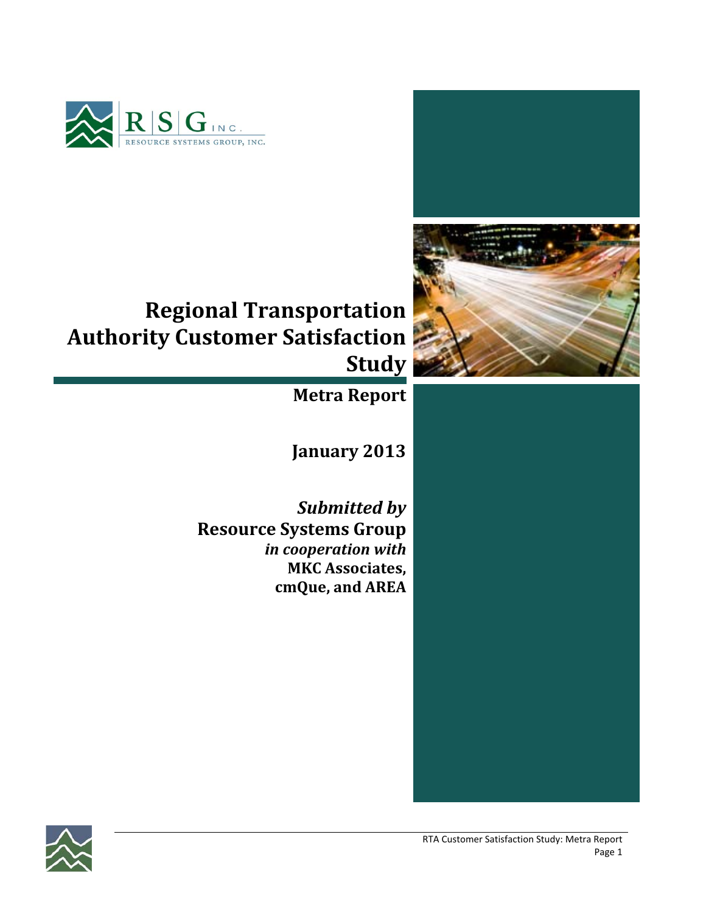R|S|G INC.
RESOURCE SYSTEMS GROUP, INC.

# Regional Transportation Authority Customer Satisfaction Study

## Metra Report

**January 2013**

***Submitted by***
**Resource Systems Group**
***in cooperation with***
**MKC Associates, cmQue, and AREA**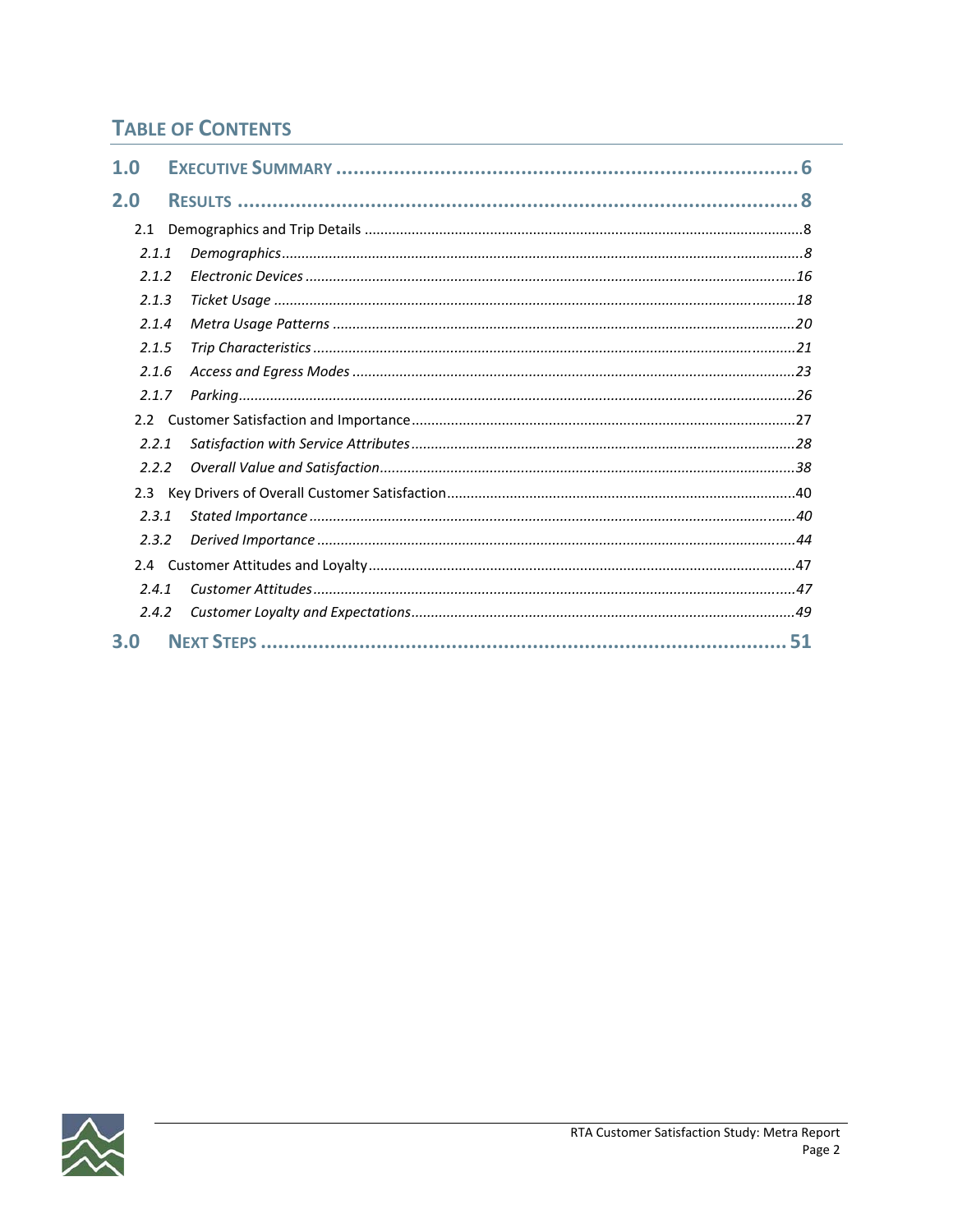## TABLE OF CONTENTS

| | | |
|---|---|---|
| **1.0** | **EXECUTIVE SUMMARY** | **6** |
| **2.0** | **RESULTS** | **8** |
| 2.1 | Demographics and Trip Details | 8 |
| *2.1.1* | *Demographics* | *8* |
| *2.1.2* | *Electronic Devices* | *16* |
| *2.1.3* | *Ticket Usage* | *18* |
| *2.1.4* | *Metra Usage Patterns* | *20* |
| *2.1.5* | *Trip Characteristics* | *21* |
| *2.1.6* | *Access and Egress Modes* | *23* |
| *2.1.7* | *Parking* | *26* |
| 2.2 | Customer Satisfaction and Importance | 27 |
| *2.2.1* | *Satisfaction with Service Attributes* | *28* |
| *2.2.2* | *Overall Value and Satisfaction* | *38* |
| 2.3 | Key Drivers of Overall Customer Satisfaction | 40 |
| *2.3.1* | *Stated Importance* | *40* |
| *2.3.2* | *Derived Importance* | *44* |
| 2.4 | Customer Attitudes and Loyalty | 47 |
| *2.4.1* | *Customer Attitudes* | *47* |
| *2.4.2* | *Customer Loyalty and Expectations* | *49* |
| **3.0** | **NEXT STEPS** | **51** |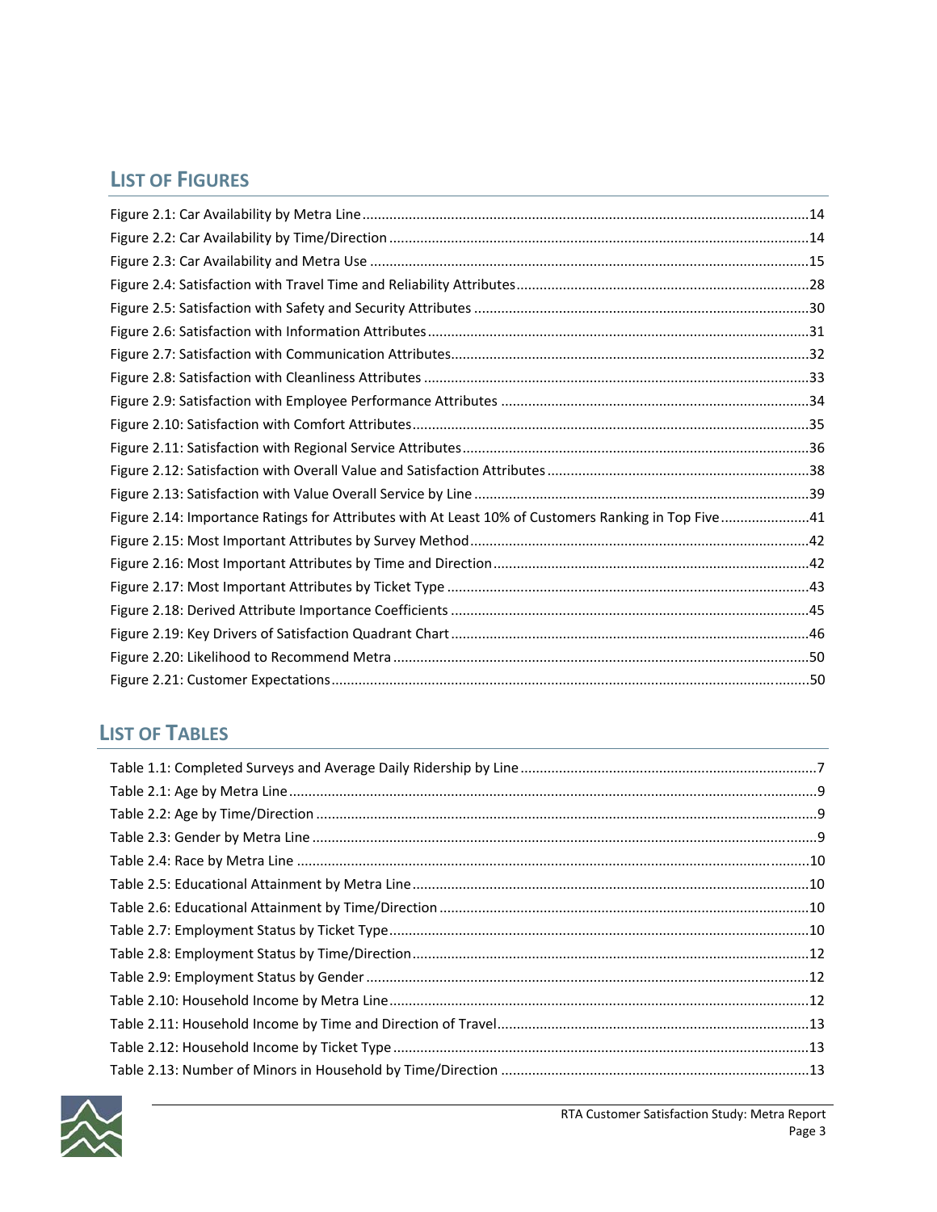## List of Figures

Figure 2.1: Car Availability by Metra Line ....14
Figure 2.2: Car Availability by Time/Direction ....14
Figure 2.3: Car Availability and Metra Use ....15
Figure 2.4: Satisfaction with Travel Time and Reliability Attributes ....28
Figure 2.5: Satisfaction with Safety and Security Attributes ....30
Figure 2.6: Satisfaction with Information Attributes ....31
Figure 2.7: Satisfaction with Communication Attributes ....32
Figure 2.8: Satisfaction with Cleanliness Attributes ....33
Figure 2.9: Satisfaction with Employee Performance Attributes ....34
Figure 2.10: Satisfaction with Comfort Attributes ....35
Figure 2.11: Satisfaction with Regional Service Attributes ....36
Figure 2.12: Satisfaction with Overall Value and Satisfaction Attributes ....38
Figure 2.13: Satisfaction with Value Overall Service by Line ....39
Figure 2.14: Importance Ratings for Attributes with At Least 10% of Customers Ranking in Top Five ....41
Figure 2.15: Most Important Attributes by Survey Method ....42
Figure 2.16: Most Important Attributes by Time and Direction ....42
Figure 2.17: Most Important Attributes by Ticket Type ....43
Figure 2.18: Derived Attribute Importance Coefficients ....45
Figure 2.19: Key Drivers of Satisfaction Quadrant Chart ....46
Figure 2.20: Likelihood to Recommend Metra ....50
Figure 2.21: Customer Expectations ....50

## List of Tables

Table 1.1: Completed Surveys and Average Daily Ridership by Line ....7
Table 2.1: Age by Metra Line ....9
Table 2.2: Age by Time/Direction ....9
Table 2.3: Gender by Metra Line ....9
Table 2.4: Race by Metra Line ....10
Table 2.5: Educational Attainment by Metra Line ....10
Table 2.6: Educational Attainment by Time/Direction ....10
Table 2.7: Employment Status by Ticket Type ....10
Table 2.8: Employment Status by Time/Direction ....12
Table 2.9: Employment Status by Gender ....12
Table 2.10: Household Income by Metra Line ....12
Table 2.11: Household Income by Time and Direction of Travel ....13
Table 2.12: Household Income by Ticket Type ....13
Table 2.13: Number of Minors in Household by Time/Direction ....13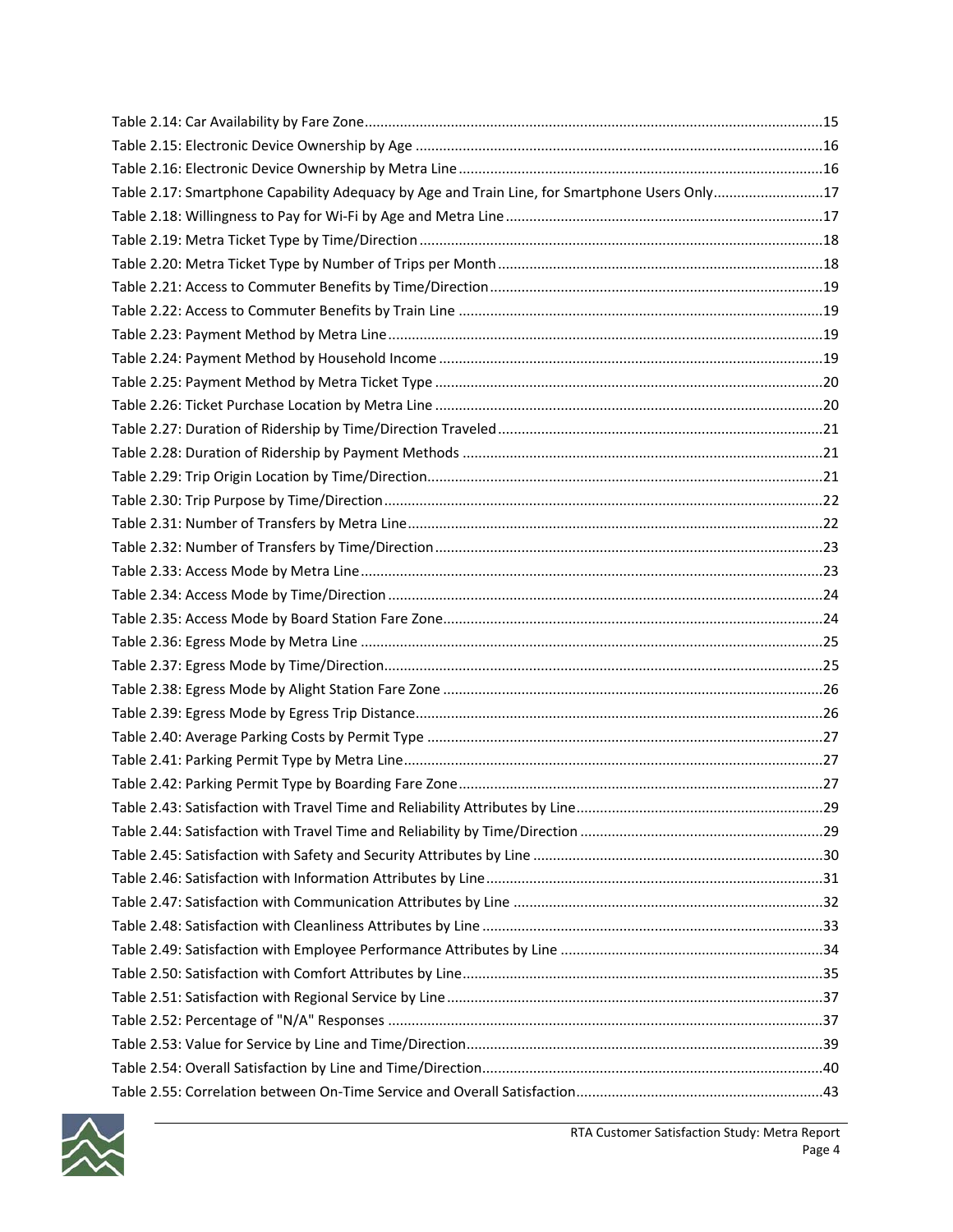Table 2.14: Car Availability by Fare Zone ....................................................................................................... 15
Table 2.15: Electronic Device Ownership by Age ........................................................................................ 16
Table 2.16: Electronic Device Ownership by Metra Line ............................................................................. 16
Table 2.17: Smartphone Capability Adequacy by Age and Train Line, for Smartphone Users Only ............ 17
Table 2.18: Willingness to Pay for Wi-Fi by Age and Metra Line ................................................................ 17
Table 2.19: Metra Ticket Type by Time/Direction ....................................................................................... 18
Table 2.20: Metra Ticket Type by Number of Trips per Month .................................................................. 18
Table 2.21: Access to Commuter Benefits by Time/Direction ..................................................................... 19
Table 2.22: Access to Commuter Benefits by Train Line ............................................................................. 19
Table 2.23: Payment Method by Metra Line ............................................................................................... 19
Table 2.24: Payment Method by Household Income .................................................................................. 19
Table 2.25: Payment Method by Metra Ticket Type ................................................................................... 20
Table 2.26: Ticket Purchase Location by Metra Line ................................................................................... 20
Table 2.27: Duration of Ridership by Time/Direction Traveled ................................................................... 21
Table 2.28: Duration of Ridership by Payment Methods ............................................................................ 21
Table 2.29: Trip Origin Location by Time/Direction ..................................................................................... 21
Table 2.30: Trip Purpose by Time/Direction ................................................................................................ 22
Table 2.31: Number of Transfers by Metra Line .......................................................................................... 22
Table 2.32: Number of Transfers by Time/Direction ................................................................................... 23
Table 2.33: Access Mode by Metra Line ...................................................................................................... 23
Table 2.34: Access Mode by Time/Direction ............................................................................................... 24
Table 2.35: Access Mode by Board Station Fare Zone ................................................................................. 24
Table 2.36: Egress Mode by Metra Line ...................................................................................................... 25
Table 2.37: Egress Mode by Time/Direction ................................................................................................ 25
Table 2.38: Egress Mode by Alight Station Fare Zone ................................................................................. 26
Table 2.39: Egress Mode by Egress Trip Distance ........................................................................................ 26
Table 2.40: Average Parking Costs by Permit Type ..................................................................................... 27
Table 2.41: Parking Permit Type by Metra Line ........................................................................................... 27
Table 2.42: Parking Permit Type by Boarding Fare Zone ............................................................................. 27
Table 2.43: Satisfaction with Travel Time and Reliability Attributes by Line ............................................... 29
Table 2.44: Satisfaction with Travel Time and Reliability by Time/Direction .............................................. 29
Table 2.45: Satisfaction with Safety and Security Attributes by Line .......................................................... 30
Table 2.46: Satisfaction with Information Attributes by Line ...................................................................... 31
Table 2.47: Satisfaction with Communication Attributes by Line ............................................................... 32
Table 2.48: Satisfaction with Cleanliness Attributes by Line ....................................................................... 33
Table 2.49: Satisfaction with Employee Performance Attributes by Line ................................................... 34
Table 2.50: Satisfaction with Comfort Attributes by Line ............................................................................ 35
Table 2.51: Satisfaction with Regional Service by Line ................................................................................ 37
Table 2.52: Percentage of "N/A" Responses .............................................................................................. 37
Table 2.53: Value for Service by Line and Time/Direction ........................................................................... 39
Table 2.54: Overall Satisfaction by Line and Time/Direction ...................................................................... 40
Table 2.55: Correlation between On-Time Service and Overall Satisfaction ............................................... 43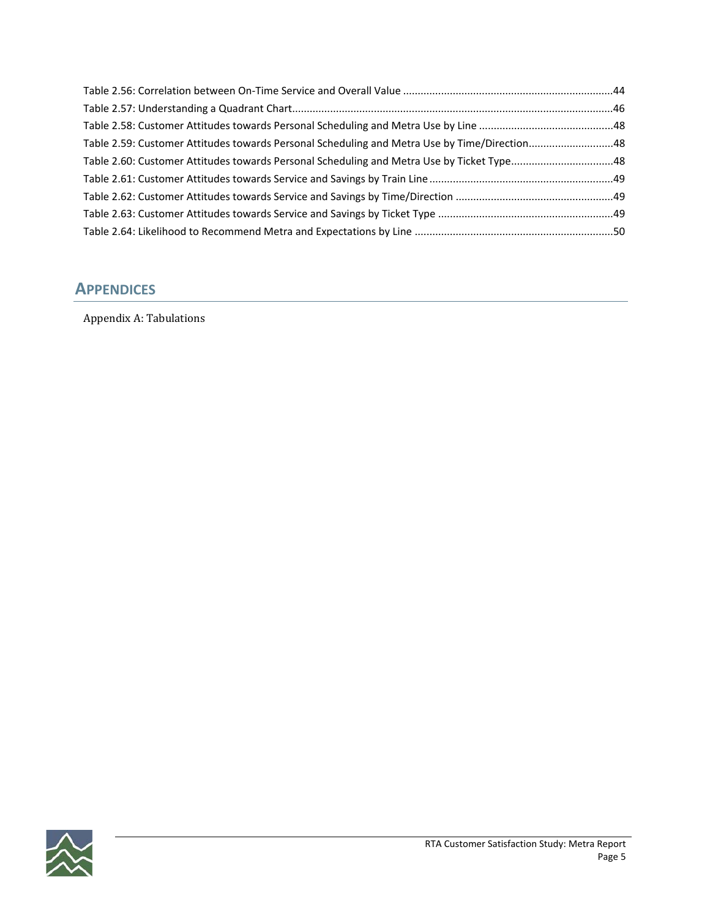Table 2.56: Correlation between On-Time Service and Overall Value ....................................................................44
Table 2.57: Understanding a Quadrant Chart..........................................................................................................46
Table 2.58: Customer Attitudes towards Personal Scheduling and Metra Use by Line ............................................48
Table 2.59: Customer Attitudes towards Personal Scheduling and Metra Use by Time/Direction............................48
Table 2.60: Customer Attitudes towards Personal Scheduling and Metra Use by Ticket Type..................................48
Table 2.61: Customer Attitudes towards Service and Savings by Train Line.............................................................49
Table 2.62: Customer Attitudes towards Service and Savings by Time/Direction .....................................................49
Table 2.63: Customer Attitudes towards Service and Savings by Ticket Type ..........................................................49
Table 2.64: Likelihood to Recommend Metra and Expectations by Line ..................................................................50

## APPENDICES

Appendix A: Tabulations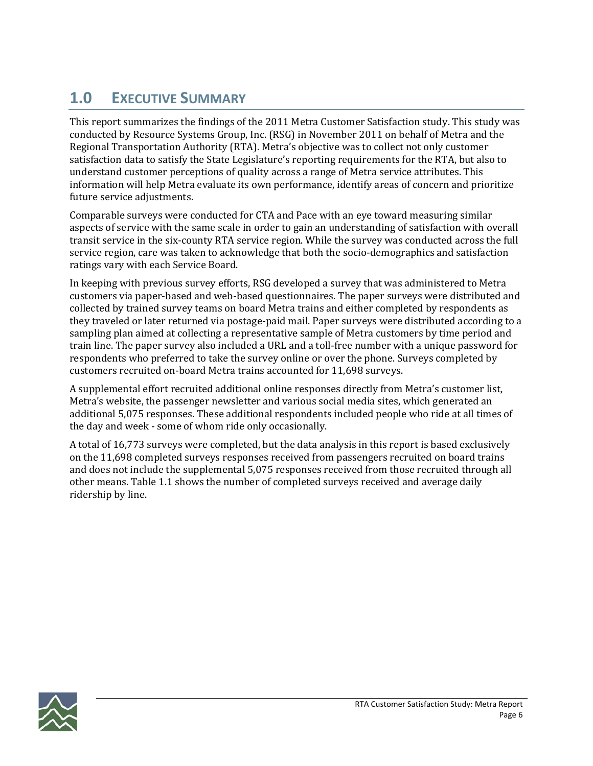# 1.0 EXECUTIVE SUMMARY

This report summarizes the findings of the 2011 Metra Customer Satisfaction study. This study was conducted by Resource Systems Group, Inc. (RSG) in November 2011 on behalf of Metra and the Regional Transportation Authority (RTA). Metra's objective was to collect not only customer satisfaction data to satisfy the State Legislature's reporting requirements for the RTA, but also to understand customer perceptions of quality across a range of Metra service attributes. This information will help Metra evaluate its own performance, identify areas of concern and prioritize future service adjustments.

Comparable surveys were conducted for CTA and Pace with an eye toward measuring similar aspects of service with the same scale in order to gain an understanding of satisfaction with overall transit service in the six-county RTA service region. While the survey was conducted across the full service region, care was taken to acknowledge that both the socio-demographics and satisfaction ratings vary with each Service Board.

In keeping with previous survey efforts, RSG developed a survey that was administered to Metra customers via paper-based and web-based questionnaires. The paper surveys were distributed and collected by trained survey teams on board Metra trains and either completed by respondents as they traveled or later returned via postage-paid mail. Paper surveys were distributed according to a sampling plan aimed at collecting a representative sample of Metra customers by time period and train line. The paper survey also included a URL and a toll-free number with a unique password for respondents who preferred to take the survey online or over the phone. Surveys completed by customers recruited on-board Metra trains accounted for 11,698 surveys.

A supplemental effort recruited additional online responses directly from Metra's customer list, Metra's website, the passenger newsletter and various social media sites, which generated an additional 5,075 responses. These additional respondents included people who ride at all times of the day and week - some of whom ride only occasionally.

A total of 16,773 surveys were completed, but the data analysis in this report is based exclusively on the 11,698 completed surveys responses received from passengers recruited on board trains and does not include the supplemental 5,075 responses received from those recruited through all other means. Table 1.1 shows the number of completed surveys received and average daily ridership by line.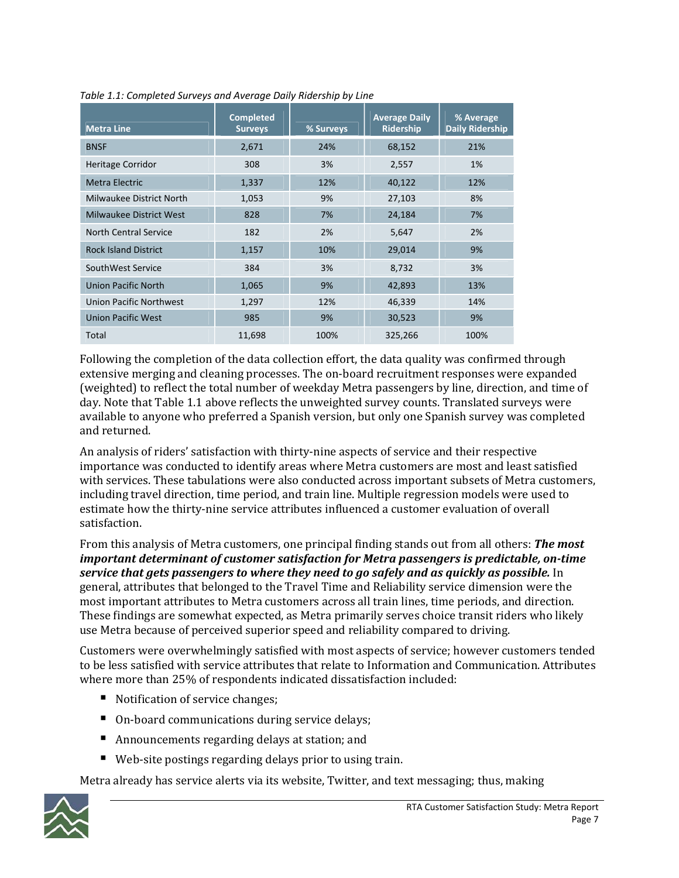*Table 1.1: Completed Surveys and Average Daily Ridership by Line*

| Metra Line | Completed Surveys | % Surveys | Average Daily Ridership | % Average Daily Ridership |
|---|---|---|---|---|
| BNSF | 2,671 | 24% | 68,152 | 21% |
| Heritage Corridor | 308 | 3% | 2,557 | 1% |
| Metra Electric | 1,337 | 12% | 40,122 | 12% |
| Milwaukee District North | 1,053 | 9% | 27,103 | 8% |
| Milwaukee District West | 828 | 7% | 24,184 | 7% |
| North Central Service | 182 | 2% | 5,647 | 2% |
| Rock Island District | 1,157 | 10% | 29,014 | 9% |
| SouthWest Service | 384 | 3% | 8,732 | 3% |
| Union Pacific North | 1,065 | 9% | 42,893 | 13% |
| Union Pacific Northwest | 1,297 | 12% | 46,339 | 14% |
| Union Pacific West | 985 | 9% | 30,523 | 9% |
| Total | 11,698 | 100% | 325,266 | 100% |

Following the completion of the data collection effort, the data quality was confirmed through extensive merging and cleaning processes. The on-board recruitment responses were expanded (weighted) to reflect the total number of weekday Metra passengers by line, direction, and time of day. Note that Table 1.1 above reflects the unweighted survey counts. Translated surveys were available to anyone who preferred a Spanish version, but only one Spanish survey was completed and returned.

An analysis of riders' satisfaction with thirty-nine aspects of service and their respective importance was conducted to identify areas where Metra customers are most and least satisfied with services. These tabulations were also conducted across important subsets of Metra customers, including travel direction, time period, and train line. Multiple regression models were used to estimate how the thirty-nine service attributes influenced a customer evaluation of overall satisfaction.

From this analysis of Metra customers, one principal finding stands out from all others: ***The most important determinant of customer satisfaction for Metra passengers is predictable, on-time service that gets passengers to where they need to go safely and as quickly as possible.*** In general, attributes that belonged to the Travel Time and Reliability service dimension were the most important attributes to Metra customers across all train lines, time periods, and direction. These findings are somewhat expected, as Metra primarily serves choice transit riders who likely use Metra because of perceived superior speed and reliability compared to driving.

Customers were overwhelmingly satisfied with most aspects of service; however customers tended to be less satisfied with service attributes that relate to Information and Communication. Attributes where more than 25% of respondents indicated dissatisfaction included:

- Notification of service changes;
- On-board communications during service delays;
- Announcements regarding delays at station; and
- Web-site postings regarding delays prior to using train.

Metra already has service alerts via its website, Twitter, and text messaging; thus, making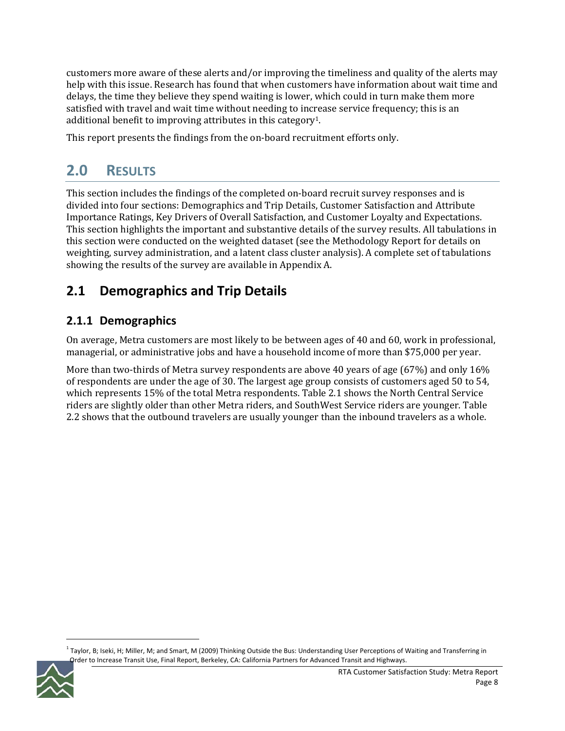customers more aware of these alerts and/or improving the timeliness and quality of the alerts may help with this issue. Research has found that when customers have information about wait time and delays, the time they believe they spend waiting is lower, which could in turn make them more satisfied with travel and wait time without needing to increase service frequency; this is an additional benefit to improving attributes in this category[1].

This report presents the findings from the on-board recruitment efforts only.

# 2.0 RESULTS

This section includes the findings of the completed on-board recruit survey responses and is divided into four sections: Demographics and Trip Details, Customer Satisfaction and Attribute Importance Ratings, Key Drivers of Overall Satisfaction, and Customer Loyalty and Expectations. This section highlights the important and substantive details of the survey results. All tabulations in this section were conducted on the weighted dataset (see the Methodology Report for details on weighting, survey administration, and a latent class cluster analysis). A complete set of tabulations showing the results of the survey are available in Appendix A.

## 2.1 Demographics and Trip Details

### 2.1.1 Demographics

On average, Metra customers are most likely to be between ages of 40 and 60, work in professional, managerial, or administrative jobs and have a household income of more than $75,000 per year.

More than two-thirds of Metra survey respondents are above 40 years of age (67%) and only 16% of respondents are under the age of 30. The largest age group consists of customers aged 50 to 54, which represents 15% of the total Metra respondents. Table 2.1 shows the North Central Service riders are slightly older than other Metra riders, and SouthWest Service riders are younger. Table 2.2 shows that the outbound travelers are usually younger than the inbound travelers as a whole.

[1] Taylor, B; Iseki, H; Miller, M; and Smart, M (2009) Thinking Outside the Bus: Understanding User Perceptions of Waiting and Transferring in Order to Increase Transit Use, Final Report, Berkeley, CA: California Partners for Advanced Transit and Highways.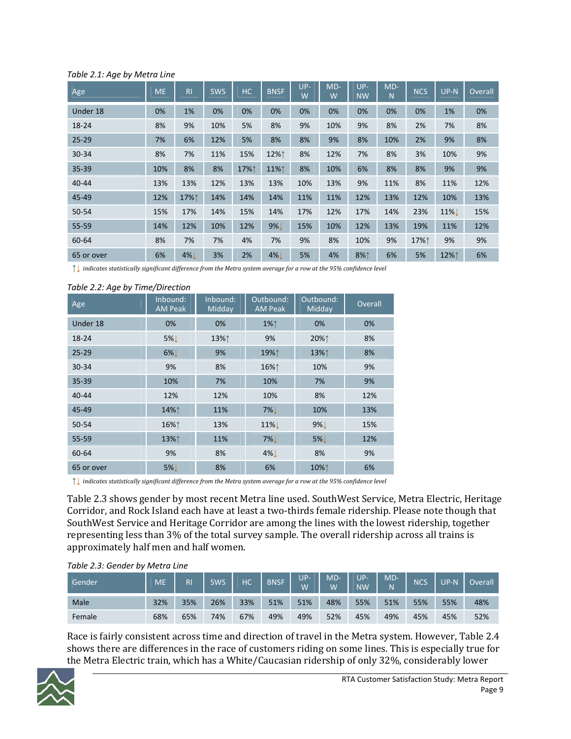*Table 2.1: Age by Metra Line*

| Age | ME | RI | SWS | HC | BNSF | UP-W | MD-W | UP-NW | MD-N | NCS | UP-N | Overall |
|---|---|---|---|---|---|---|---|---|---|---|---|---|
| Under 18 | 0% | 1% | 0% | 0% | 0% | 0% | 0% | 0% | 0% | 0% | 1% | 0% |
| 18-24 | 8% | 9% | 10% | 5% | 8% | 9% | 10% | 9% | 8% | 2% | 7% | 8% |
| 25-29 | 7% | 6% | 12% | 5% | 8% | 8% | 9% | 8% | 10% | 2% | 9% | 8% |
| 30-34 | 8% | 7% | 11% | 15% | 12%↑ | 8% | 12% | 7% | 8% | 3% | 10% | 9% |
| 35-39 | 10% | 8% | 8% | 17%↑ | 11%↑ | 8% | 10% | 6% | 8% | 8% | 9% | 9% |
| 40-44 | 13% | 13% | 12% | 13% | 13% | 10% | 13% | 9% | 11% | 8% | 11% | 12% |
| 45-49 | 12% | 17%↑ | 14% | 14% | 14% | 11% | 11% | 12% | 13% | 12% | 10% | 13% |
| 50-54 | 15% | 17% | 14% | 15% | 14% | 17% | 12% | 17% | 14% | 23% | 11%↓ | 15% |
| 55-59 | 14% | 12% | 10% | 12% | 9%↓ | 15% | 10% | 12% | 13% | 19% | 11% | 12% |
| 60-64 | 8% | 7% | 7% | 4% | 7% | 9% | 8% | 10% | 9% | 17%↑ | 9% | 9% |
| 65 or over | 6% | 4%↓ | 3% | 2% | 4%↓ | 5% | 4% | 8%↑ | 6% | 5% | 12%↑ | 6% |

↑↓ *indicates statistically significant difference from the Metra system average for a row at the 95% confidence level*

*Table 2.2: Age by Time/Direction*

| Age | Inbound: AM Peak | Inbound: Midday | Outbound: AM Peak | Outbound: Midday | Overall |
|---|---|---|---|---|---|
| Under 18 | 0% | 0% | 1%↑ | 0% | 0% |
| 18-24 | 5%↓ | 13%↑ | 9% | 20%↑ | 8% |
| 25-29 | 6%↓ | 9% | 19%↑ | 13%↑ | 8% |
| 30-34 | 9% | 8% | 16%↑ | 10% | 9% |
| 35-39 | 10% | 7% | 10% | 7% | 9% |
| 40-44 | 12% | 12% | 10% | 8% | 12% |
| 45-49 | 14%↑ | 11% | 7%↓ | 10% | 13% |
| 50-54 | 16%↑ | 13% | 11%↓ | 9%↓ | 15% |
| 55-59 | 13%↑ | 11% | 7%↓ | 5%↓ | 12% |
| 60-64 | 9% | 8% | 4%↓ | 8% | 9% |
| 65 or over | 5%↓ | 8% | 6% | 10%↑ | 6% |

↑↓ *indicates statistically significant difference from the Metra system average for a row at the 95% confidence level*

Table 2.3 shows gender by most recent Metra line used. SouthWest Service, Metra Electric, Heritage Corridor, and Rock Island each have at least a two-thirds female ridership. Please note though that SouthWest Service and Heritage Corridor are among the lines with the lowest ridership, together representing less than 3% of the total survey sample. The overall ridership across all trains is approximately half men and half women.

*Table 2.3: Gender by Metra Line*

| Gender | ME | RI | SWS | HC | BNSF | UP-W | MD-W | UP-NW | MD-N | NCS | UP-N | Overall |
|---|---|---|---|---|---|---|---|---|---|---|---|---|
| Male | 32% | 35% | 26% | 33% | 51% | 51% | 48% | 55% | 51% | 55% | 55% | 48% |
| Female | 68% | 65% | 74% | 67% | 49% | 49% | 52% | 45% | 49% | 45% | 45% | 52% |

Race is fairly consistent across time and direction of travel in the Metra system. However, Table 2.4 shows there are differences in the race of customers riding on some lines. This is especially true for the Metra Electric train, which has a White/Caucasian ridership of only 32%, considerably lower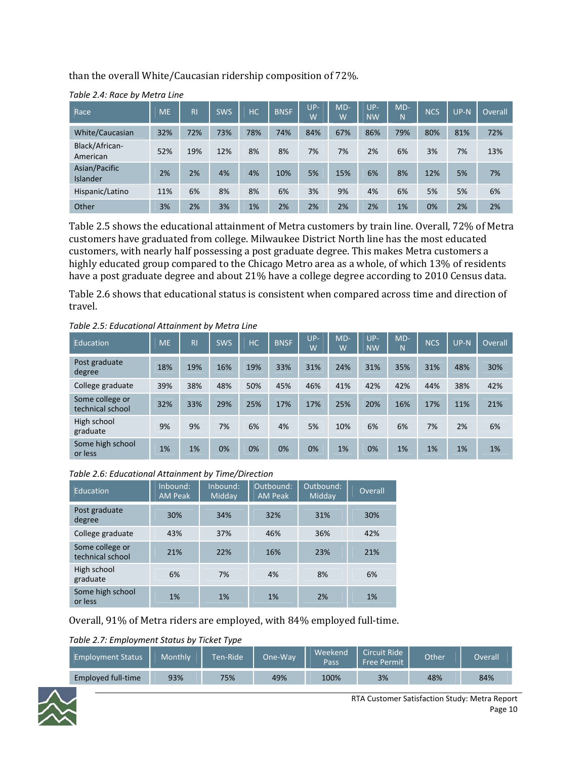than the overall White/Caucasian ridership composition of 72%.

*Table 2.4: Race by Metra Line*

| Race | ME | RI | SWS | HC | BNSF | UP-W | MD-W | UP-NW | MD-N | NCS | UP-N | Overall |
|---|---|---|---|---|---|---|---|---|---|---|---|---|
| White/Caucasian | 32% | 72% | 73% | 78% | 74% | 84% | 67% | 86% | 79% | 80% | 81% | 72% |
| Black/African-American | 52% | 19% | 12% | 8% | 8% | 7% | 7% | 2% | 6% | 3% | 7% | 13% |
| Asian/Pacific Islander | 2% | 2% | 4% | 4% | 10% | 5% | 15% | 6% | 8% | 12% | 5% | 7% |
| Hispanic/Latino | 11% | 6% | 8% | 8% | 6% | 3% | 9% | 4% | 6% | 5% | 5% | 6% |
| Other | 3% | 2% | 3% | 1% | 2% | 2% | 2% | 2% | 1% | 0% | 2% | 2% |

Table 2.5 shows the educational attainment of Metra customers by train line. Overall, 72% of Metra customers have graduated from college. Milwaukee District North line has the most educated customers, with nearly half possessing a post graduate degree. This makes Metra customers a highly educated group compared to the Chicago Metro area as a whole, of which 13% of residents have a post graduate degree and about 21% have a college degree according to 2010 Census data.

Table 2.6 shows that educational status is consistent when compared across time and direction of travel.

*Table 2.5: Educational Attainment by Metra Line*

| Education | ME | RI | SWS | HC | BNSF | UP-W | MD-W | UP-NW | MD-N | NCS | UP-N | Overall |
|---|---|---|---|---|---|---|---|---|---|---|---|---|
| Post graduate degree | 18% | 19% | 16% | 19% | 33% | 31% | 24% | 31% | 35% | 31% | 48% | 30% |
| College graduate | 39% | 38% | 48% | 50% | 45% | 46% | 41% | 42% | 42% | 44% | 38% | 42% |
| Some college or technical school | 32% | 33% | 29% | 25% | 17% | 17% | 25% | 20% | 16% | 17% | 11% | 21% |
| High school graduate | 9% | 9% | 7% | 6% | 4% | 5% | 10% | 6% | 6% | 7% | 2% | 6% |
| Some high school or less | 1% | 1% | 0% | 0% | 0% | 0% | 1% | 0% | 1% | 1% | 1% | 1% |

*Table 2.6: Educational Attainment by Time/Direction*

| Education | Inbound: AM Peak | Inbound: Midday | Outbound: AM Peak | Outbound: Midday | Overall |
|---|---|---|---|---|---|
| Post graduate degree | 30% | 34% | 32% | 31% | 30% |
| College graduate | 43% | 37% | 46% | 36% | 42% |
| Some college or technical school | 21% | 22% | 16% | 23% | 21% |
| High school graduate | 6% | 7% | 4% | 8% | 6% |
| Some high school or less | 1% | 1% | 1% | 2% | 1% |

Overall, 91% of Metra riders are employed, with 84% employed full-time.

*Table 2.7: Employment Status by Ticket Type*

| Employment Status | Monthly | Ten-Ride | One-Way | Weekend Pass | Circuit Ride Free Permit | Other | Overall |
|---|---|---|---|---|---|---|---|
| Employed full-time | 93% | 75% | 49% | 100% | 3% | 48% | 84% |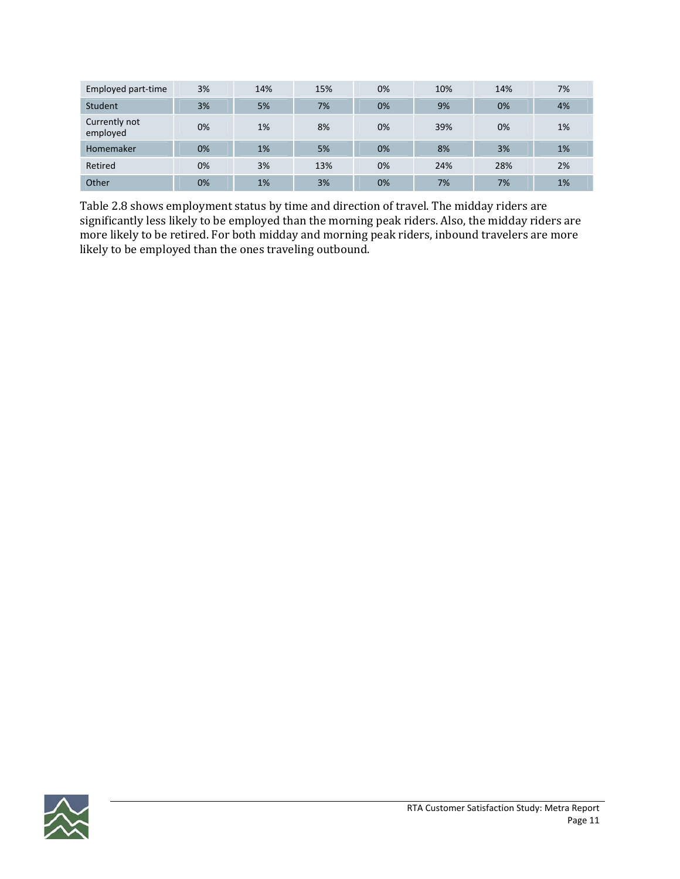| | | | | | | | |
|---|---|---|---|---|---|---|---|
| Employed part-time | 3% | 14% | 15% | 0% | 10% | 14% | 7% |
| Student | 3% | 5% | 7% | 0% | 9% | 0% | 4% |
| Currently not employed | 0% | 1% | 8% | 0% | 39% | 0% | 1% |
| Homemaker | 0% | 1% | 5% | 0% | 8% | 3% | 1% |
| Retired | 0% | 3% | 13% | 0% | 24% | 28% | 2% |
| Other | 0% | 1% | 3% | 0% | 7% | 7% | 1% |

Table 2.8 shows employment status by time and direction of travel. The midday riders are significantly less likely to be employed than the morning peak riders. Also, the midday riders are more likely to be retired. For both midday and morning peak riders, inbound travelers are more likely to be employed than the ones traveling outbound.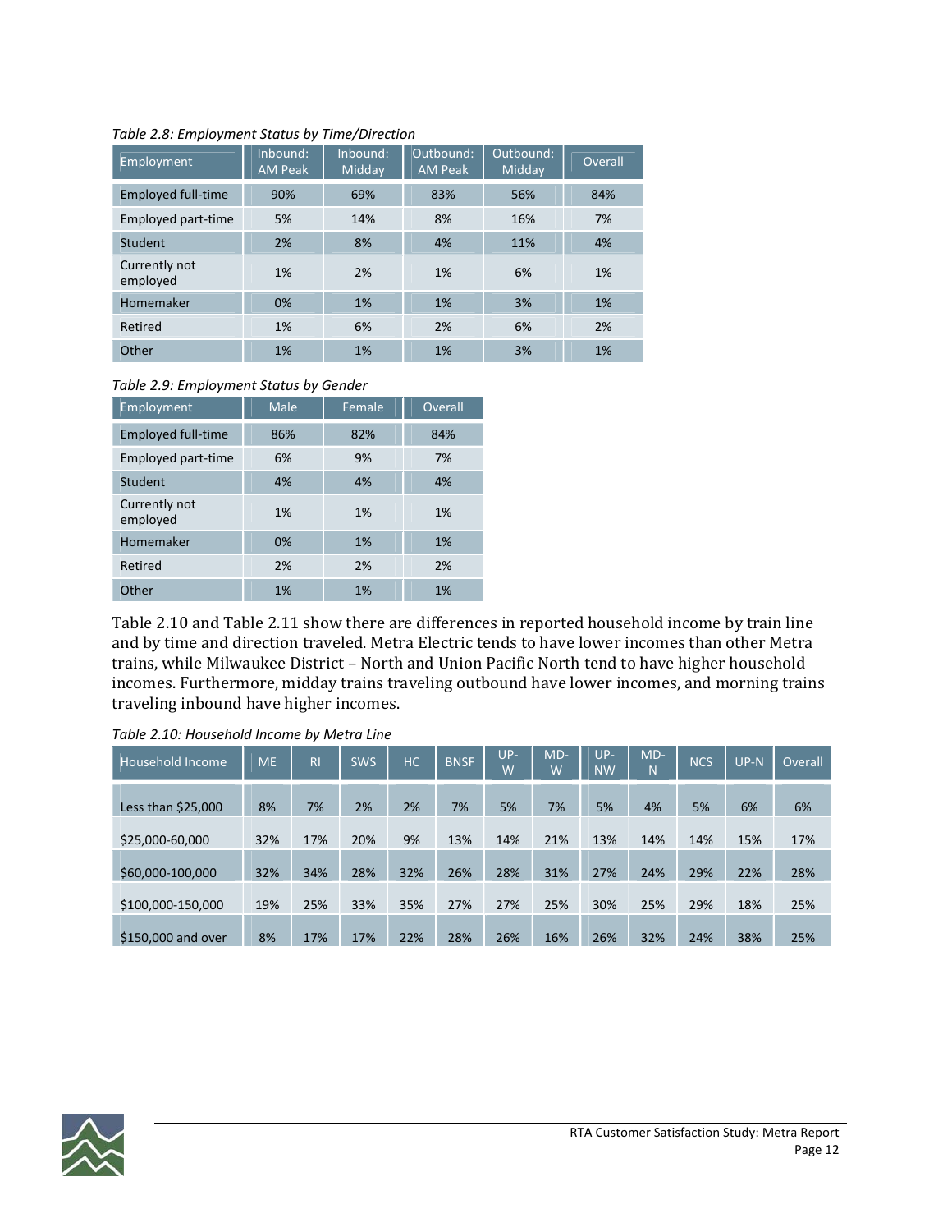*Table 2.8: Employment Status by Time/Direction*

| Employment | Inbound: AM Peak | Inbound: Midday | Outbound: AM Peak | Outbound: Midday | Overall |
|---|---|---|---|---|---|
| Employed full-time | 90% | 69% | 83% | 56% | 84% |
| Employed part-time | 5% | 14% | 8% | 16% | 7% |
| Student | 2% | 8% | 4% | 11% | 4% |
| Currently not employed | 1% | 2% | 1% | 6% | 1% |
| Homemaker | 0% | 1% | 1% | 3% | 1% |
| Retired | 1% | 6% | 2% | 6% | 2% |
| Other | 1% | 1% | 1% | 3% | 1% |

*Table 2.9: Employment Status by Gender*

| Employment | Male | Female | Overall |
|---|---|---|---|
| Employed full-time | 86% | 82% | 84% |
| Employed part-time | 6% | 9% | 7% |
| Student | 4% | 4% | 4% |
| Currently not employed | 1% | 1% | 1% |
| Homemaker | 0% | 1% | 1% |
| Retired | 2% | 2% | 2% |
| Other | 1% | 1% | 1% |

Table 2.10 and Table 2.11 show there are differences in reported household income by train line and by time and direction traveled. Metra Electric tends to have lower incomes than other Metra trains, while Milwaukee District – North and Union Pacific North tend to have higher household incomes. Furthermore, midday trains traveling outbound have lower incomes, and morning trains traveling inbound have higher incomes.

*Table 2.10: Household Income by Metra Line*

| Household Income | ME | RI | SWS | HC | BNSF | UP-W | MD-W | UP-NW | MD-N | NCS | UP-N | Overall |
|---|---|---|---|---|---|---|---|---|---|---|---|---|
| Less than $25,000 | 8% | 7% | 2% | 2% | 7% | 5% | 7% | 5% | 4% | 5% | 6% | 6% |
| $25,000-60,000 | 32% | 17% | 20% | 9% | 13% | 14% | 21% | 13% | 14% | 14% | 15% | 17% |
| $60,000-100,000 | 32% | 34% | 28% | 32% | 26% | 28% | 31% | 27% | 24% | 29% | 22% | 28% |
| $100,000-150,000 | 19% | 25% | 33% | 35% | 27% | 27% | 25% | 30% | 25% | 29% | 18% | 25% |
| $150,000 and over | 8% | 17% | 17% | 22% | 28% | 26% | 16% | 26% | 32% | 24% | 38% | 25% |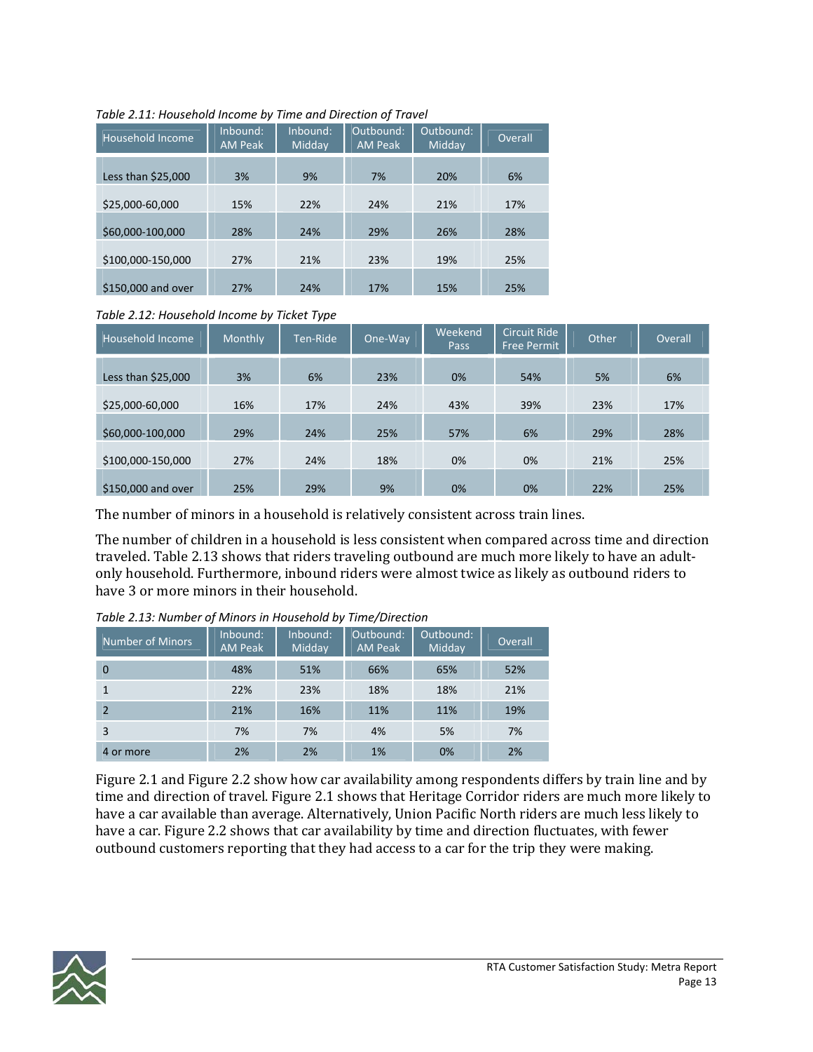*Table 2.11: Household Income by Time and Direction of Travel*

| Household Income | Inbound: AM Peak | Inbound: Midday | Outbound: AM Peak | Outbound: Midday | Overall |
|---|---|---|---|---|---|
| Less than $25,000 | 3% | 9% | 7% | 20% | 6% |
| $25,000-60,000 | 15% | 22% | 24% | 21% | 17% |
| $60,000-100,000 | 28% | 24% | 29% | 26% | 28% |
| $100,000-150,000 | 27% | 21% | 23% | 19% | 25% |
| $150,000 and over | 27% | 24% | 17% | 15% | 25% |

*Table 2.12: Household Income by Ticket Type*

| Household Income | Monthly | Ten-Ride | One-Way | Weekend Pass | Circuit Ride Free Permit | Other | Overall |
|---|---|---|---|---|---|---|---|
| Less than $25,000 | 3% | 6% | 23% | 0% | 54% | 5% | 6% |
| $25,000-60,000 | 16% | 17% | 24% | 43% | 39% | 23% | 17% |
| $60,000-100,000 | 29% | 24% | 25% | 57% | 6% | 29% | 28% |
| $100,000-150,000 | 27% | 24% | 18% | 0% | 0% | 21% | 25% |
| $150,000 and over | 25% | 29% | 9% | 0% | 0% | 22% | 25% |

The number of minors in a household is relatively consistent across train lines.

The number of children in a household is less consistent when compared across time and direction traveled. Table 2.13 shows that riders traveling outbound are much more likely to have an adult-only household. Furthermore, inbound riders were almost twice as likely as outbound riders to have 3 or more minors in their household.

*Table 2.13: Number of Minors in Household by Time/Direction*

| Number of Minors | Inbound: AM Peak | Inbound: Midday | Outbound: AM Peak | Outbound: Midday | Overall |
|---|---|---|---|---|---|
| 0 | 48% | 51% | 66% | 65% | 52% |
| 1 | 22% | 23% | 18% | 18% | 21% |
| 2 | 21% | 16% | 11% | 11% | 19% |
| 3 | 7% | 7% | 4% | 5% | 7% |
| 4 or more | 2% | 2% | 1% | 0% | 2% |

Figure 2.1 and Figure 2.2 show how car availability among respondents differs by train line and by time and direction of travel. Figure 2.1 shows that Heritage Corridor riders are much more likely to have a car available than average. Alternatively, Union Pacific North riders are much less likely to have a car. Figure 2.2 shows that car availability by time and direction fluctuates, with fewer outbound customers reporting that they had access to a car for the trip they were making.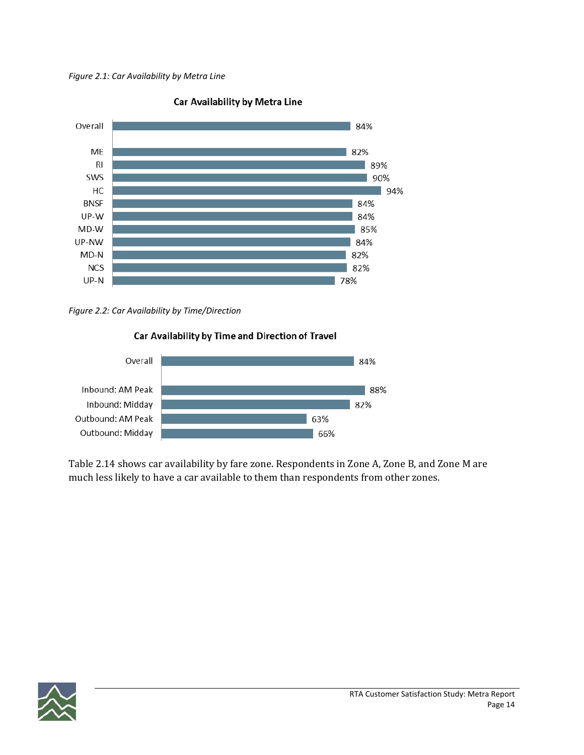*Figure 2.1: Car Availability by Metra Line*

**Car Availability by Metra Line**

| Line | Car Availability |
|---|---|
| Overall | 84% |
| ME | 82% |
| RI | 89% |
| SWS | 90% |
| HC | 94% |
| BNSF | 84% |
| UP-W | 84% |
| MD-W | 85% |
| UP-NW | 84% |
| MD-N | 82% |
| NCS | 82% |
| UP-N | 78% |

*Figure 2.2: Car Availability by Time/Direction*

**Car Availability by Time and Direction of Travel**

| Time/Direction | Car Availability |
|---|---|
| Overall | 84% |
| Inbound: AM Peak | 88% |
| Inbound: Midday | 82% |
| Outbound: AM Peak | 63% |
| Outbound: Midday | 66% |

Table 2.14 shows car availability by fare zone. Respondents in Zone A, Zone B, and Zone M are much less likely to have a car available to them than respondents from other zones.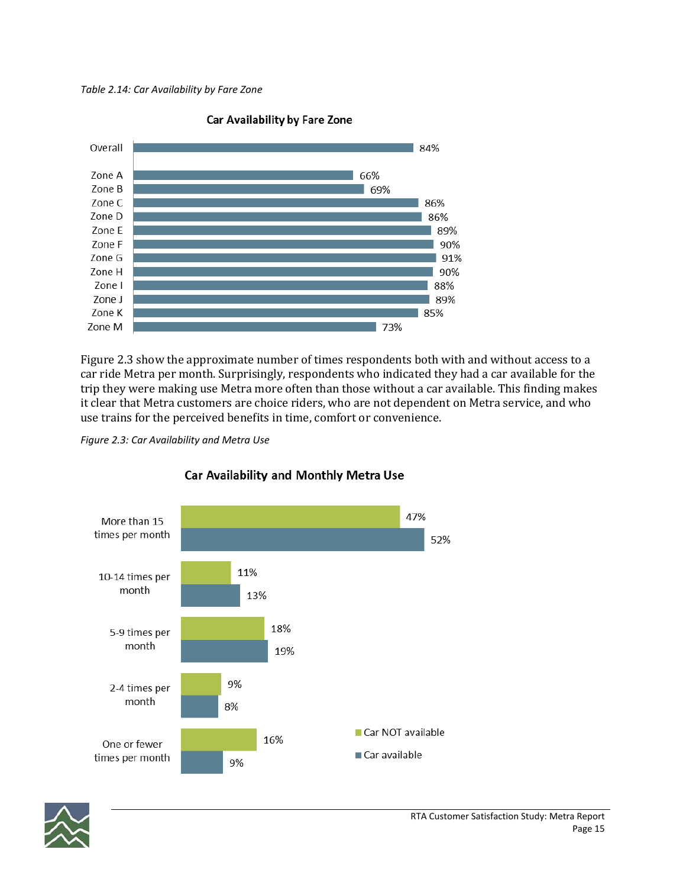*Table 2.14: Car Availability by Fare Zone*

**Car Availability by Fare Zone**

| Fare Zone | Car Availability |
|---|---|
| Overall | 84% |
| Zone A | 66% |
| Zone B | 69% |
| Zone C | 86% |
| Zone D | 86% |
| Zone E | 89% |
| Zone F | 90% |
| Zone G | 91% |
| Zone H | 90% |
| Zone I | 88% |
| Zone J | 89% |
| Zone K | 85% |
| Zone M | 73% |

Figure 2.3 show the approximate number of times respondents both with and without access to a car ride Metra per month. Surprisingly, respondents who indicated they had a car available for the trip they were making use Metra more often than those without a car available. This finding makes it clear that Metra customers are choice riders, who are not dependent on Metra service, and who use trains for the perceived benefits in time, comfort or convenience.

*Figure 2.3: Car Availability and Metra Use*

**Car Availability and Monthly Metra Use**

| Monthly Metra Use | Car NOT available | Car available |
|---|---|---|
| More than 15 times per month | 47% | 52% |
| 10-14 times per month | 11% | 13% |
| 5-9 times per month | 18% | 19% |
| 2-4 times per month | 9% | 8% |
| One or fewer times per month | 16% | 9% |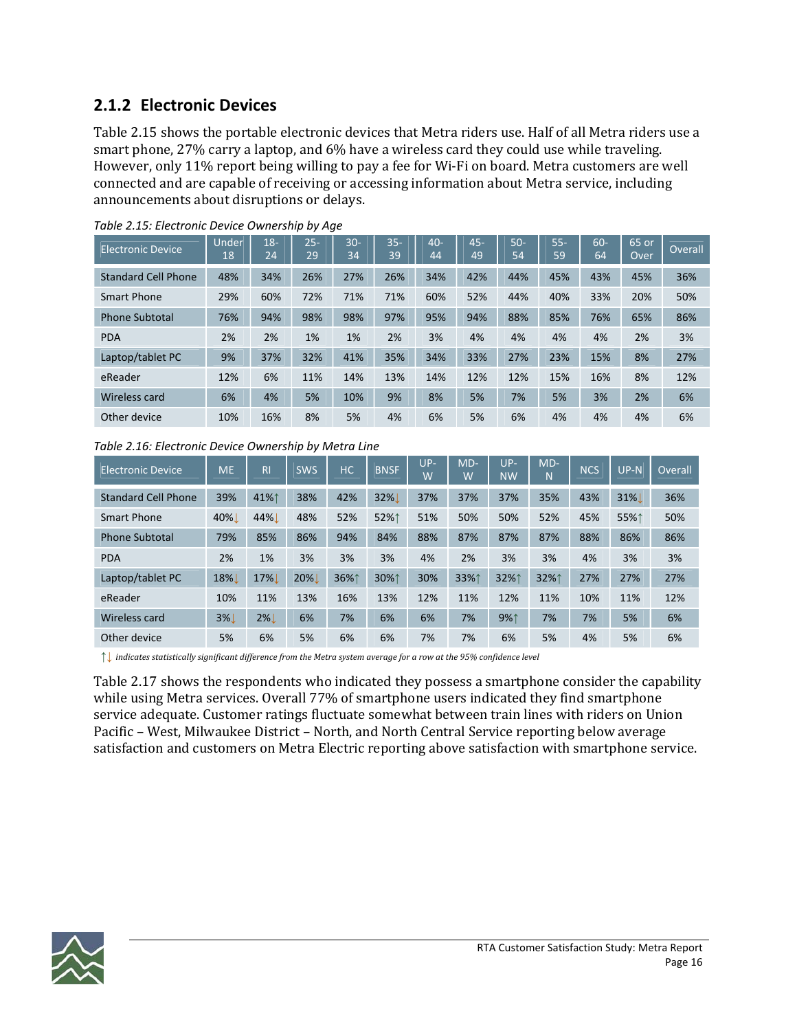## 2.1.2 Electronic Devices

Table 2.15 shows the portable electronic devices that Metra riders use. Half of all Metra riders use a smart phone, 27% carry a laptop, and 6% have a wireless card they could use while traveling. However, only 11% report being willing to pay a fee for Wi-Fi on board. Metra customers are well connected and are capable of receiving or accessing information about Metra service, including announcements about disruptions or delays.

*Table 2.15: Electronic Device Ownership by Age*

| Electronic Device | Under 18 | 18-24 | 25-29 | 30-34 | 35-39 | 40-44 | 45-49 | 50-54 | 55-59 | 60-64 | 65 or Over | Overall |
|---|---|---|---|---|---|---|---|---|---|---|---|---|
| Standard Cell Phone | 48% | 34% | 26% | 27% | 26% | 34% | 42% | 44% | 45% | 43% | 45% | 36% |
| Smart Phone | 29% | 60% | 72% | 71% | 71% | 60% | 52% | 44% | 40% | 33% | 20% | 50% |
| Phone Subtotal | 76% | 94% | 98% | 98% | 97% | 95% | 94% | 88% | 85% | 76% | 65% | 86% |
| PDA | 2% | 2% | 1% | 1% | 2% | 3% | 4% | 4% | 4% | 4% | 2% | 3% |
| Laptop/tablet PC | 9% | 37% | 32% | 41% | 35% | 34% | 33% | 27% | 23% | 15% | 8% | 27% |
| eReader | 12% | 6% | 11% | 14% | 13% | 14% | 12% | 12% | 15% | 16% | 8% | 12% |
| Wireless card | 6% | 4% | 5% | 10% | 9% | 8% | 5% | 7% | 5% | 3% | 2% | 6% |
| Other device | 10% | 16% | 8% | 5% | 4% | 6% | 5% | 6% | 4% | 4% | 4% | 6% |

*Table 2.16: Electronic Device Ownership by Metra Line*

| Electronic Device | ME | RI | SWS | HC | BNSF | UP-W | MD-W | UP-NW | MD-N | NCS | UP-N | Overall |
|---|---|---|---|---|---|---|---|---|---|---|---|---|
| Standard Cell Phone | 39% | 41%↑ | 38% | 42% | 32%↓ | 37% | 37% | 37% | 35% | 43% | 31%↓ | 36% |
| Smart Phone | 40%↓ | 44%↓ | 48% | 52% | 52%↑ | 51% | 50% | 50% | 52% | 45% | 55%↑ | 50% |
| Phone Subtotal | 79% | 85% | 86% | 94% | 84% | 88% | 87% | 87% | 87% | 88% | 86% | 86% |
| PDA | 2% | 1% | 3% | 3% | 3% | 4% | 2% | 3% | 3% | 4% | 3% | 3% |
| Laptop/tablet PC | 18%↓ | 17%↓ | 20%↓ | 36%↑ | 30%↑ | 30% | 33%↑ | 32%↑ | 32%↑ | 27% | 27% | 27% |
| eReader | 10% | 11% | 13% | 16% | 13% | 12% | 11% | 12% | 11% | 10% | 11% | 12% |
| Wireless card | 3%↓ | 2%↓ | 6% | 7% | 6% | 6% | 7% | 9%↑ | 7% | 7% | 5% | 6% |
| Other device | 5% | 6% | 5% | 6% | 6% | 7% | 7% | 6% | 5% | 4% | 5% | 6% |

*↑↓ indicates statistically significant difference from the Metra system average for a row at the 95% confidence level*

Table 2.17 shows the respondents who indicated they possess a smartphone consider the capability while using Metra services. Overall 77% of smartphone users indicated they find smartphone service adequate. Customer ratings fluctuate somewhat between train lines with riders on Union Pacific – West, Milwaukee District – North, and North Central Service reporting below average satisfaction and customers on Metra Electric reporting above satisfaction with smartphone service.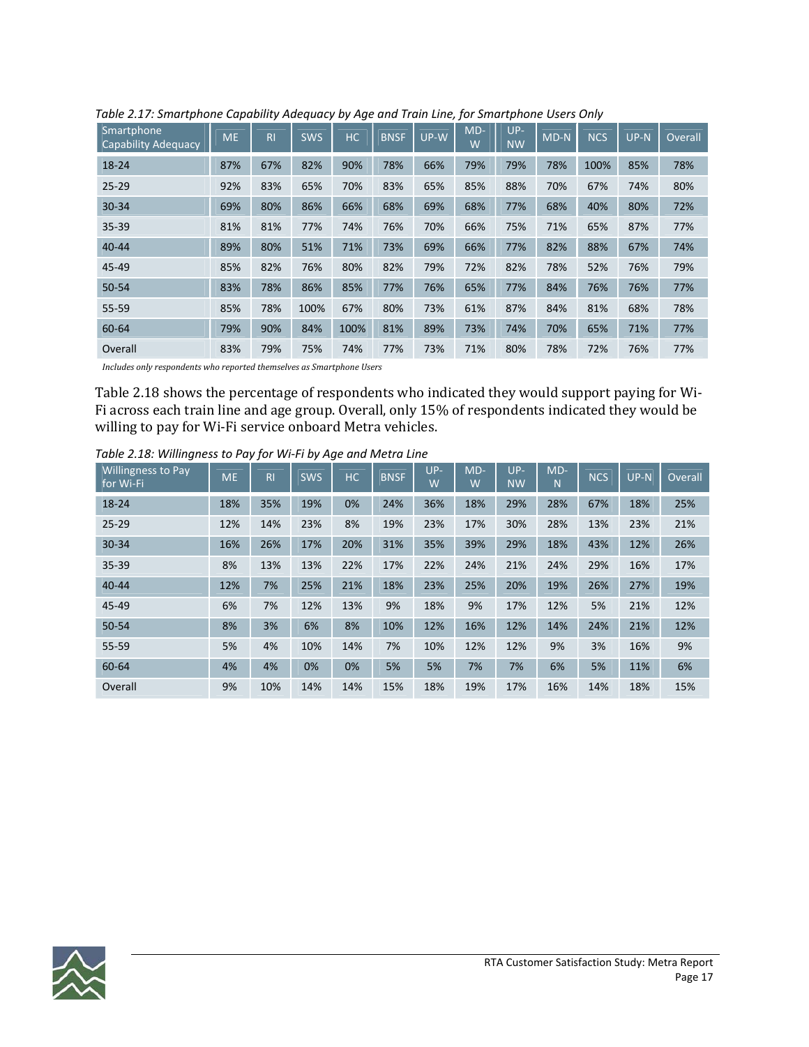*Table 2.17: Smartphone Capability Adequacy by Age and Train Line, for Smartphone Users Only*

| Smartphone Capability Adequacy | ME | RI | SWS | HC | BNSF | UP-W | MD-W | UP-NW | MD-N | NCS | UP-N | Overall |
|---|---|---|---|---|---|---|---|---|---|---|---|---|
| 18-24 | 87% | 67% | 82% | 90% | 78% | 66% | 79% | 79% | 78% | 100% | 85% | 78% |
| 25-29 | 92% | 83% | 65% | 70% | 83% | 65% | 85% | 88% | 70% | 67% | 74% | 80% |
| 30-34 | 69% | 80% | 86% | 66% | 68% | 69% | 68% | 77% | 68% | 40% | 80% | 72% |
| 35-39 | 81% | 81% | 77% | 74% | 76% | 70% | 66% | 75% | 71% | 65% | 87% | 77% |
| 40-44 | 89% | 80% | 51% | 71% | 73% | 69% | 66% | 77% | 82% | 88% | 67% | 74% |
| 45-49 | 85% | 82% | 76% | 80% | 82% | 79% | 72% | 82% | 78% | 52% | 76% | 79% |
| 50-54 | 83% | 78% | 86% | 85% | 77% | 76% | 65% | 77% | 84% | 76% | 76% | 77% |
| 55-59 | 85% | 78% | 100% | 67% | 80% | 73% | 61% | 87% | 84% | 81% | 68% | 78% |
| 60-64 | 79% | 90% | 84% | 100% | 81% | 89% | 73% | 74% | 70% | 65% | 71% | 77% |
| Overall | 83% | 79% | 75% | 74% | 77% | 73% | 71% | 80% | 78% | 72% | 76% | 77% |

*Includes only respondents who reported themselves as Smartphone Users*

Table 2.18 shows the percentage of respondents who indicated they would support paying for Wi-Fi across each train line and age group. Overall, only 15% of respondents indicated they would be willing to pay for Wi-Fi service onboard Metra vehicles.

*Table 2.18: Willingness to Pay for Wi-Fi by Age and Metra Line*

| Willingness to Pay for Wi-Fi | ME | RI | SWS | HC | BNSF | UP-W | MD-W | UP-NW | MD-N | NCS | UP-N | Overall |
|---|---|---|---|---|---|---|---|---|---|---|---|---|
| 18-24 | 18% | 35% | 19% | 0% | 24% | 36% | 18% | 29% | 28% | 67% | 18% | 25% |
| 25-29 | 12% | 14% | 23% | 8% | 19% | 23% | 17% | 30% | 28% | 13% | 23% | 21% |
| 30-34 | 16% | 26% | 17% | 20% | 31% | 35% | 39% | 29% | 18% | 43% | 12% | 26% |
| 35-39 | 8% | 13% | 13% | 22% | 17% | 22% | 24% | 21% | 24% | 29% | 16% | 17% |
| 40-44 | 12% | 7% | 25% | 21% | 18% | 23% | 25% | 20% | 19% | 26% | 27% | 19% |
| 45-49 | 6% | 7% | 12% | 13% | 9% | 18% | 9% | 17% | 12% | 5% | 21% | 12% |
| 50-54 | 8% | 3% | 6% | 8% | 10% | 12% | 16% | 12% | 14% | 24% | 21% | 12% |
| 55-59 | 5% | 4% | 10% | 14% | 7% | 10% | 12% | 12% | 9% | 3% | 16% | 9% |
| 60-64 | 4% | 4% | 0% | 0% | 5% | 5% | 7% | 7% | 6% | 5% | 11% | 6% |
| Overall | 9% | 10% | 14% | 14% | 15% | 18% | 19% | 17% | 16% | 14% | 18% | 15% |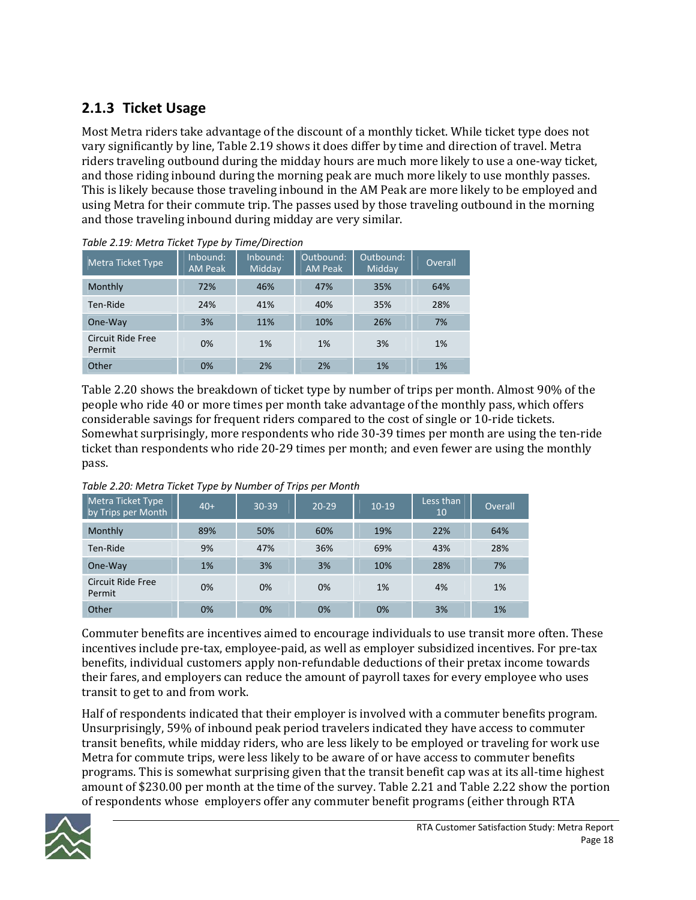### 2.1.3 Ticket Usage

Most Metra riders take advantage of the discount of a monthly ticket. While ticket type does not vary significantly by line, Table 2.19 shows it does differ by time and direction of travel. Metra riders traveling outbound during the midday hours are much more likely to use a one-way ticket, and those riding inbound during the morning peak are much more likely to use monthly passes. This is likely because those traveling inbound in the AM Peak are more likely to be employed and using Metra for their commute trip. The passes used by those traveling outbound in the morning and those traveling inbound during midday are very similar.

*Table 2.19: Metra Ticket Type by Time/Direction*

| Metra Ticket Type | Inbound: AM Peak | Inbound: Midday | Outbound: AM Peak | Outbound: Midday | Overall |
|---|---|---|---|---|---|
| Monthly | 72% | 46% | 47% | 35% | 64% |
| Ten-Ride | 24% | 41% | 40% | 35% | 28% |
| One-Way | 3% | 11% | 10% | 26% | 7% |
| Circuit Ride Free Permit | 0% | 1% | 1% | 3% | 1% |
| Other | 0% | 2% | 2% | 1% | 1% |

Table 2.20 shows the breakdown of ticket type by number of trips per month. Almost 90% of the people who ride 40 or more times per month take advantage of the monthly pass, which offers considerable savings for frequent riders compared to the cost of single or 10-ride tickets. Somewhat surprisingly, more respondents who ride 30-39 times per month are using the ten-ride ticket than respondents who ride 20-29 times per month; and even fewer are using the monthly pass.

*Table 2.20: Metra Ticket Type by Number of Trips per Month*

| Metra Ticket Type by Trips per Month | 40+ | 30-39 | 20-29 | 10-19 | Less than 10 | Overall |
|---|---|---|---|---|---|---|
| Monthly | 89% | 50% | 60% | 19% | 22% | 64% |
| Ten-Ride | 9% | 47% | 36% | 69% | 43% | 28% |
| One-Way | 1% | 3% | 3% | 10% | 28% | 7% |
| Circuit Ride Free Permit | 0% | 0% | 0% | 1% | 4% | 1% |
| Other | 0% | 0% | 0% | 0% | 3% | 1% |

Commuter benefits are incentives aimed to encourage individuals to use transit more often. These incentives include pre-tax, employee-paid, as well as employer subsidized incentives. For pre-tax benefits, individual customers apply non-refundable deductions of their pretax income towards their fares, and employers can reduce the amount of payroll taxes for every employee who uses transit to get to and from work.

Half of respondents indicated that their employer is involved with a commuter benefits program. Unsurprisingly, 59% of inbound peak period travelers indicated they have access to commuter transit benefits, while midday riders, who are less likely to be employed or traveling for work use Metra for commute trips, were less likely to be aware of or have access to commuter benefits programs. This is somewhat surprising given that the transit benefit cap was at its all-time highest amount of $230.00 per month at the time of the survey. Table 2.21 and Table 2.22 show the portion of respondents whose employers offer any commuter benefit programs (either through RTA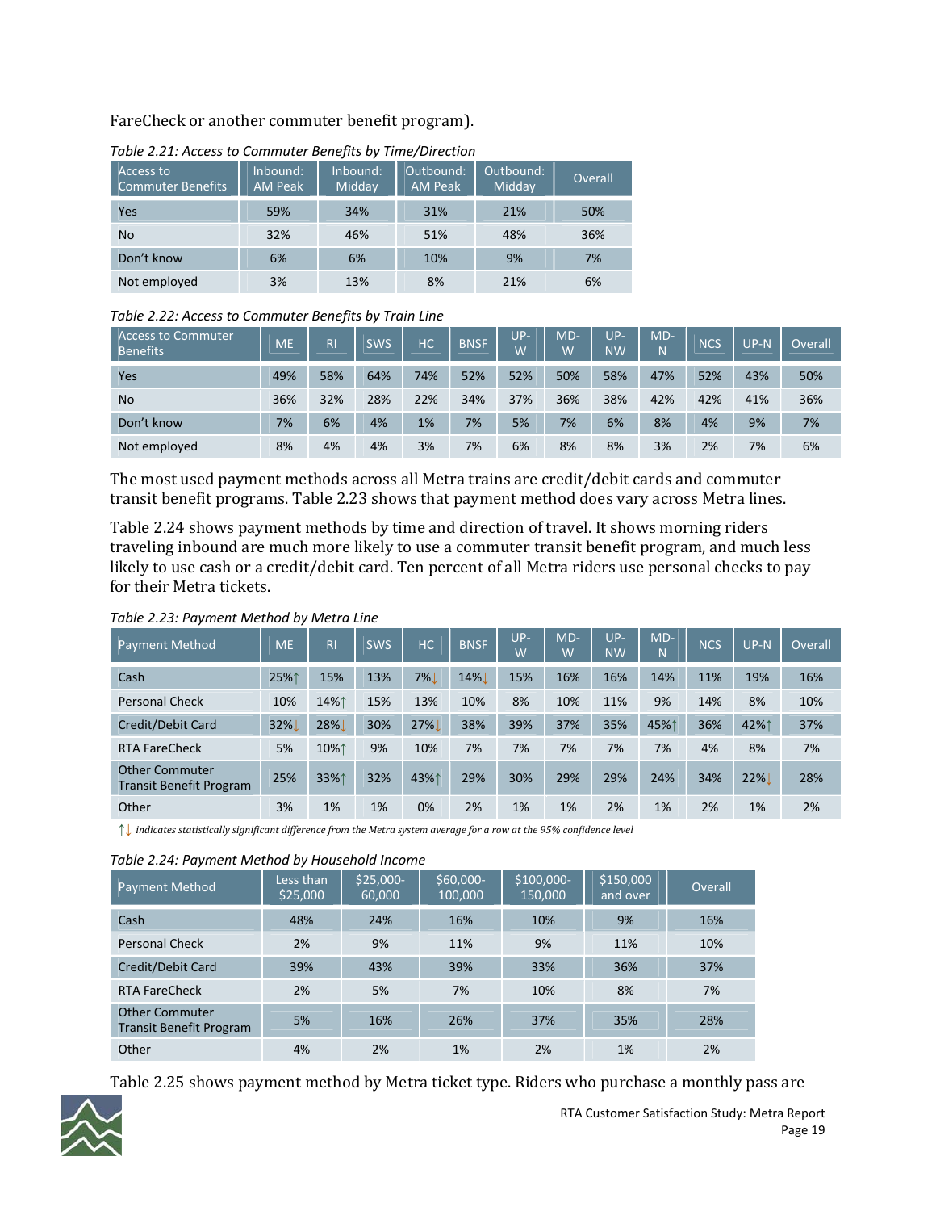FareCheck or another commuter benefit program).

*Table 2.21: Access to Commuter Benefits by Time/Direction*

| Access to Commuter Benefits | Inbound: AM Peak | Inbound: Midday | Outbound: AM Peak | Outbound: Midday | Overall |
|---|---|---|---|---|---|
| Yes | 59% | 34% | 31% | 21% | 50% |
| No | 32% | 46% | 51% | 48% | 36% |
| Don't know | 6% | 6% | 10% | 9% | 7% |
| Not employed | 3% | 13% | 8% | 21% | 6% |

*Table 2.22: Access to Commuter Benefits by Train Line*

| Access to Commuter Benefits | ME | RI | SWS | HC | BNSF | UP-W | MD-W | UP-NW | MD-N | NCS | UP-N | Overall |
|---|---|---|---|---|---|---|---|---|---|---|---|---|
| Yes | 49% | 58% | 64% | 74% | 52% | 52% | 50% | 58% | 47% | 52% | 43% | 50% |
| No | 36% | 32% | 28% | 22% | 34% | 37% | 36% | 38% | 42% | 42% | 41% | 36% |
| Don't know | 7% | 6% | 4% | 1% | 7% | 5% | 7% | 6% | 8% | 4% | 9% | 7% |
| Not employed | 8% | 4% | 4% | 3% | 7% | 6% | 8% | 8% | 3% | 2% | 7% | 6% |

The most used payment methods across all Metra trains are credit/debit cards and commuter transit benefit programs. Table 2.23 shows that payment method does vary across Metra lines.

Table 2.24 shows payment methods by time and direction of travel. It shows morning riders traveling inbound are much more likely to use a commuter transit benefit program, and much less likely to use cash or a credit/debit card. Ten percent of all Metra riders use personal checks to pay for their Metra tickets.

*Table 2.23: Payment Method by Metra Line*

| Payment Method | ME | RI | SWS | HC | BNSF | UP-W | MD-W | UP-NW | MD-N | NCS | UP-N | Overall |
|---|---|---|---|---|---|---|---|---|---|---|---|---|
| Cash | 25%↑ | 15% | 13% | 7%↓ | 14%↓ | 15% | 16% | 16% | 14% | 11% | 19% | 16% |
| Personal Check | 10% | 14%↑ | 15% | 13% | 10% | 8% | 10% | 11% | 9% | 14% | 8% | 10% |
| Credit/Debit Card | 32%↓ | 28%↓ | 30% | 27%↓ | 38% | 39% | 37% | 35% | 45%↑ | 36% | 42%↑ | 37% |
| RTA FareCheck | 5% | 10%↑ | 9% | 10% | 7% | 7% | 7% | 7% | 7% | 4% | 8% | 7% |
| Other Commuter Transit Benefit Program | 25% | 33%↑ | 32% | 43%↑ | 29% | 30% | 29% | 29% | 24% | 34% | 22%↓ | 28% |
| Other | 3% | 1% | 1% | 0% | 2% | 1% | 1% | 2% | 1% | 2% | 1% | 2% |

↑↓ *indicates statistically significant difference from the Metra system average for a row at the 95% confidence level*

*Table 2.24: Payment Method by Household Income*

| Payment Method | Less than $25,000 | $25,000-60,000 | $60,000-100,000 | $100,000-150,000 | $150,000 and over | Overall |
|---|---|---|---|---|---|---|
| Cash | 48% | 24% | 16% | 10% | 9% | 16% |
| Personal Check | 2% | 9% | 11% | 9% | 11% | 10% |
| Credit/Debit Card | 39% | 43% | 39% | 33% | 36% | 37% |
| RTA FareCheck | 2% | 5% | 7% | 10% | 8% | 7% |
| Other Commuter Transit Benefit Program | 5% | 16% | 26% | 37% | 35% | 28% |
| Other | 4% | 2% | 1% | 2% | 1% | 2% |

Table 2.25 shows payment method by Metra ticket type. Riders who purchase a monthly pass are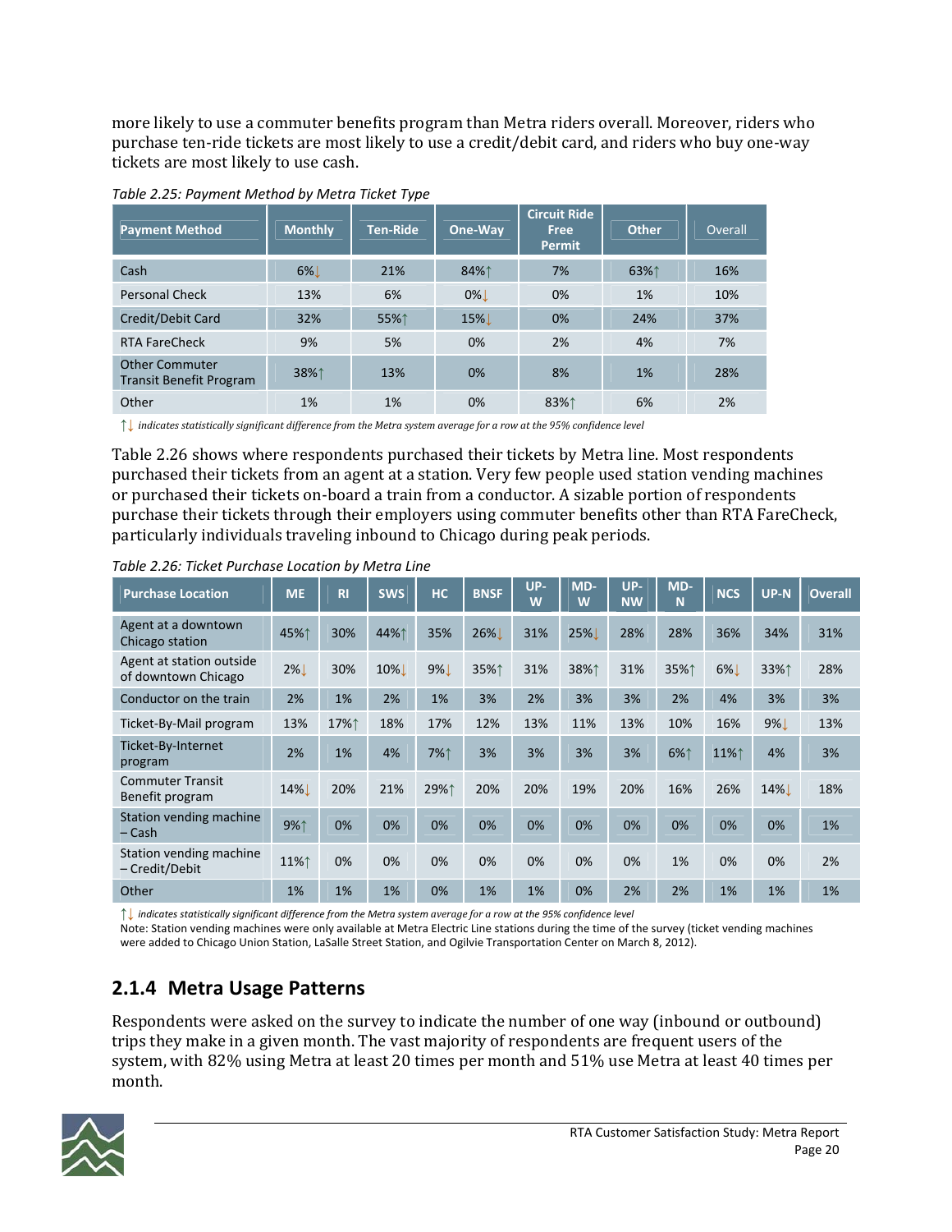more likely to use a commuter benefits program than Metra riders overall. Moreover, riders who purchase ten-ride tickets are most likely to use a credit/debit card, and riders who buy one-way tickets are most likely to use cash.

*Table 2.25: Payment Method by Metra Ticket Type*

| Payment Method | Monthly | Ten-Ride | One-Way | Circuit Ride Free Permit | Other | Overall |
|---|---|---|---|---|---|---|
| Cash | 6%↓ | 21% | 84%↑ | 7% | 63%↑ | 16% |
| Personal Check | 13% | 6% | 0%↓ | 0% | 1% | 10% |
| Credit/Debit Card | 32% | 55%↑ | 15%↓ | 0% | 24% | 37% |
| RTA FareCheck | 9% | 5% | 0% | 2% | 4% | 7% |
| Other Commuter Transit Benefit Program | 38%↑ | 13% | 0% | 8% | 1% | 28% |
| Other | 1% | 1% | 0% | 83%↑ | 6% | 2% |

↑↓ *indicates statistically significant difference from the Metra system average for a row at the 95% confidence level*

Table 2.26 shows where respondents purchased their tickets by Metra line. Most respondents purchased their tickets from an agent at a station. Very few people used station vending machines or purchased their tickets on-board a train from a conductor. A sizable portion of respondents purchase their tickets through their employers using commuter benefits other than RTA FareCheck, particularly individuals traveling inbound to Chicago during peak periods.

*Table 2.26: Ticket Purchase Location by Metra Line*

| Purchase Location | ME | RI | SWS | HC | BNSF | UP-W | MD-W | UP-NW | MD-N | NCS | UP-N | Overall |
|---|---|---|---|---|---|---|---|---|---|---|---|---|
| Agent at a downtown Chicago station | 45%↑ | 30% | 44%↑ | 35% | 26%↓ | 31% | 25%↓ | 28% | 28% | 36% | 34% | 31% |
| Agent at station outside of downtown Chicago | 2%↓ | 30% | 10%↓ | 9%↓ | 35%↑ | 31% | 38%↑ | 31% | 35%↑ | 6%↓ | 33%↑ | 28% |
| Conductor on the train | 2% | 1% | 2% | 1% | 3% | 2% | 3% | 3% | 2% | 4% | 3% | 3% |
| Ticket-By-Mail program | 13% | 17%↑ | 18% | 17% | 12% | 13% | 11% | 13% | 10% | 16% | 9%↓ | 13% |
| Ticket-By-Internet program | 2% | 1% | 4% | 7%↑ | 3% | 3% | 3% | 3% | 6%↑ | 11%↑ | 4% | 3% |
| Commuter Transit Benefit program | 14%↓ | 20% | 21% | 29%↑ | 20% | 20% | 19% | 20% | 16% | 26% | 14%↓ | 18% |
| Station vending machine – Cash | 9%↑ | 0% | 0% | 0% | 0% | 0% | 0% | 0% | 0% | 0% | 0% | 1% |
| Station vending machine – Credit/Debit | 11%↑ | 0% | 0% | 0% | 0% | 0% | 0% | 0% | 1% | 0% | 0% | 2% |
| Other | 1% | 1% | 1% | 0% | 1% | 1% | 0% | 2% | 2% | 1% | 1% | 1% |

↑↓ *indicates statistically significant difference from the Metra system average for a row at the 95% confidence level*

Note: Station vending machines were only available at Metra Electric Line stations during the time of the survey (ticket vending machines were added to Chicago Union Station, LaSalle Street Station, and Ogilvie Transportation Center on March 8, 2012).

### 2.1.4 Metra Usage Patterns

Respondents were asked on the survey to indicate the number of one way (inbound or outbound) trips they make in a given month. The vast majority of respondents are frequent users of the system, with 82% using Metra at least 20 times per month and 51% use Metra at least 40 times per month.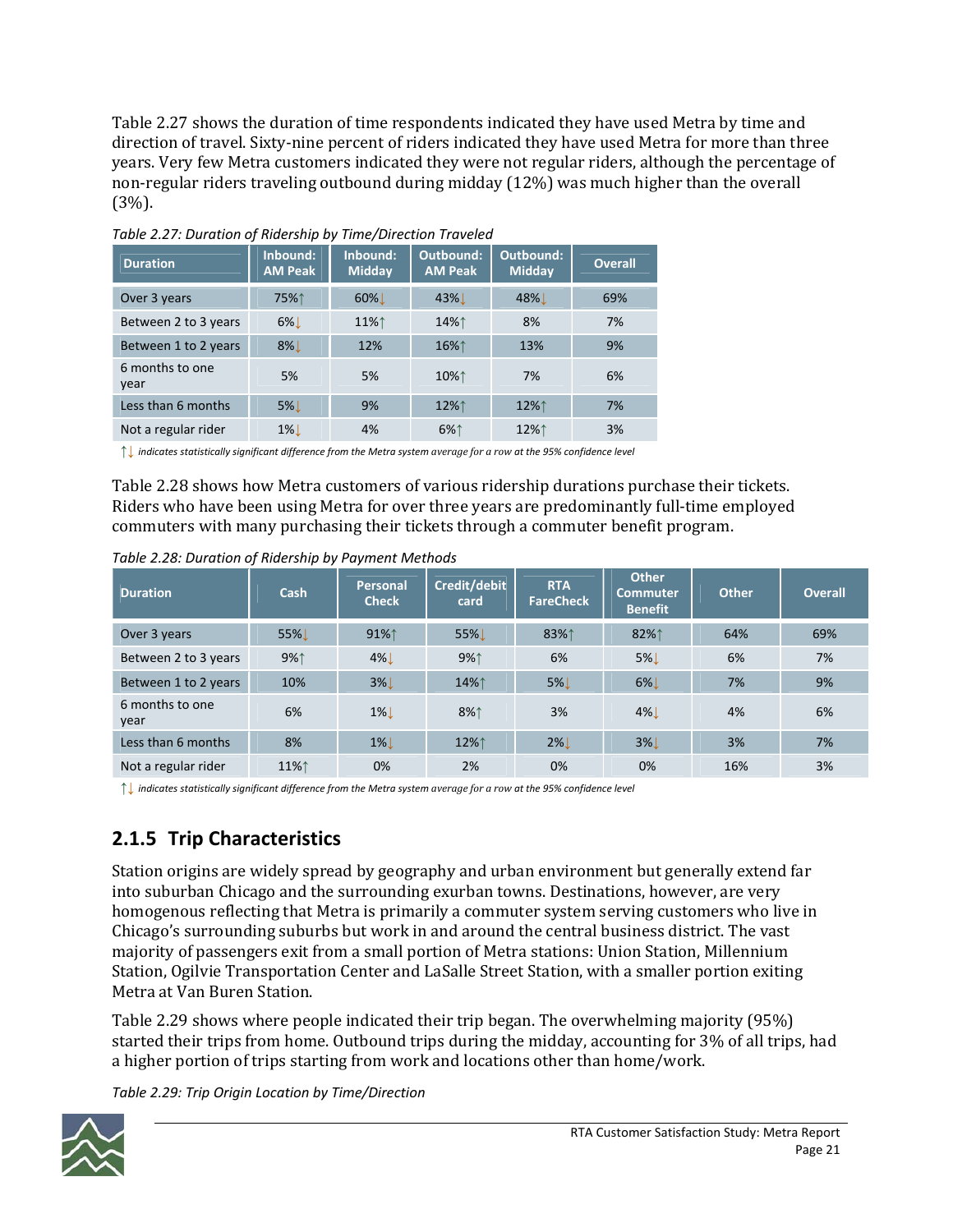Table 2.27 shows the duration of time respondents indicated they have used Metra by time and direction of travel. Sixty-nine percent of riders indicated they have used Metra for more than three years. Very few Metra customers indicated they were not regular riders, although the percentage of non-regular riders traveling outbound during midday (12%) was much higher than the overall (3%).

*Table 2.27: Duration of Ridership by Time/Direction Traveled*

| Duration | Inbound: AM Peak | Inbound: Midday | Outbound: AM Peak | Outbound: Midday | Overall |
|---|---|---|---|---|---|
| Over 3 years | 75%↑ | 60%↓ | 43%↓ | 48%↓ | 69% |
| Between 2 to 3 years | 6%↓ | 11%↑ | 14%↑ | 8% | 7% |
| Between 1 to 2 years | 8%↓ | 12% | 16%↑ | 13% | 9% |
| 6 months to one year | 5% | 5% | 10%↑ | 7% | 6% |
| Less than 6 months | 5%↓ | 9% | 12%↑ | 12%↑ | 7% |
| Not a regular rider | 1%↓ | 4% | 6%↑ | 12%↑ | 3% |

↑↓ *indicates statistically significant difference from the Metra system average for a row at the 95% confidence level*

Table 2.28 shows how Metra customers of various ridership durations purchase their tickets. Riders who have been using Metra for over three years are predominantly full-time employed commuters with many purchasing their tickets through a commuter benefit program.

*Table 2.28: Duration of Ridership by Payment Methods*

| Duration | Cash | Personal Check | Credit/debit card | RTA FareCheck | Other Commuter Benefit | Other | Overall |
|---|---|---|---|---|---|---|---|
| Over 3 years | 55%↓ | 91%↑ | 55%↓ | 83%↑ | 82%↑ | 64% | 69% |
| Between 2 to 3 years | 9%↑ | 4%↓ | 9%↑ | 6% | 5%↓ | 6% | 7% |
| Between 1 to 2 years | 10% | 3%↓ | 14%↑ | 5%↓ | 6%↓ | 7% | 9% |
| 6 months to one year | 6% | 1%↓ | 8%↑ | 3% | 4%↓ | 4% | 6% |
| Less than 6 months | 8% | 1%↓ | 12%↑ | 2%↓ | 3%↓ | 3% | 7% |
| Not a regular rider | 11%↑ | 0% | 2% | 0% | 0% | 16% | 3% |

↑↓ *indicates statistically significant difference from the Metra system average for a row at the 95% confidence level*

## 2.1.5 Trip Characteristics

Station origins are widely spread by geography and urban environment but generally extend far into suburban Chicago and the surrounding exurban towns. Destinations, however, are very homogenous reflecting that Metra is primarily a commuter system serving customers who live in Chicago's surrounding suburbs but work in and around the central business district. The vast majority of passengers exit from a small portion of Metra stations: Union Station, Millennium Station, Ogilvie Transportation Center and LaSalle Street Station, with a smaller portion exiting Metra at Van Buren Station.

Table 2.29 shows where people indicated their trip began. The overwhelming majority (95%) started their trips from home. Outbound trips during the midday, accounting for 3% of all trips, had a higher portion of trips starting from work and locations other than home/work.

*Table 2.29: Trip Origin Location by Time/Direction*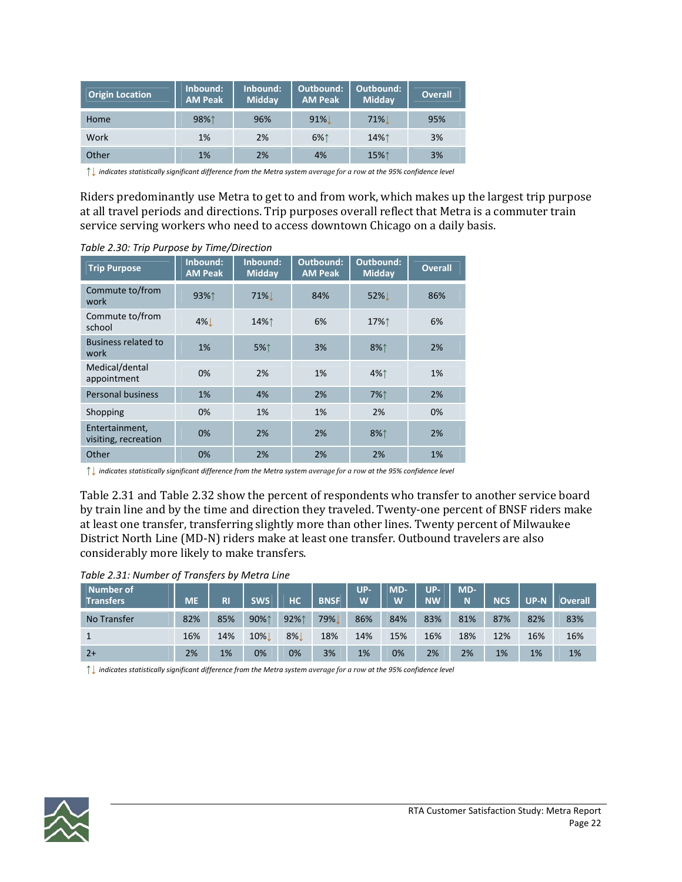| Origin Location | Inbound: AM Peak | Inbound: Midday | Outbound: AM Peak | Outbound: Midday | Overall |
|---|---|---|---|---|---|
| Home | 98%↑ | 96% | 91%↓ | 71%↓ | 95% |
| Work | 1% | 2% | 6%↑ | 14%↑ | 3% |
| Other | 1% | 2% | 4% | 15%↑ | 3% |

↑↓ *indicates statistically significant difference from the Metra system average for a row at the 95% confidence level*

Riders predominantly use Metra to get to and from work, which makes up the largest trip purpose at all travel periods and directions. Trip purposes overall reflect that Metra is a commuter train service serving workers who need to access downtown Chicago on a daily basis.

*Table 2.30: Trip Purpose by Time/Direction*

| Trip Purpose | Inbound: AM Peak | Inbound: Midday | Outbound: AM Peak | Outbound: Midday | Overall |
|---|---|---|---|---|---|
| Commute to/from work | 93%↑ | 71%↓ | 84% | 52%↓ | 86% |
| Commute to/from school | 4%↓ | 14%↑ | 6% | 17%↑ | 6% |
| Business related to work | 1% | 5%↑ | 3% | 8%↑ | 2% |
| Medical/dental appointment | 0% | 2% | 1% | 4%↑ | 1% |
| Personal business | 1% | 4% | 2% | 7%↑ | 2% |
| Shopping | 0% | 1% | 1% | 2% | 0% |
| Entertainment, visiting, recreation | 0% | 2% | 2% | 8%↑ | 2% |
| Other | 0% | 2% | 2% | 2% | 1% |

↑↓ *indicates statistically significant difference from the Metra system average for a row at the 95% confidence level*

Table 2.31 and Table 2.32 show the percent of respondents who transfer to another service board by train line and by the time and direction they traveled. Twenty-one percent of BNSF riders make at least one transfer, transferring slightly more than other lines. Twenty percent of Milwaukee District North Line (MD-N) riders make at least one transfer. Outbound travelers are also considerably more likely to make transfers.

*Table 2.31: Number of Transfers by Metra Line*

| Number of Transfers | ME | RI | SWS | HC | BNSF | UP-W | MD-W | UP-NW | MD-N | NCS | UP-N | Overall |
|---|---|---|---|---|---|---|---|---|---|---|---|---|
| No Transfer | 82% | 85% | 90%↑ | 92%↑ | 79%↓ | 86% | 84% | 83% | 81% | 87% | 82% | 83% |
| 1 | 16% | 14% | 10%↓ | 8%↓ | 18% | 14% | 15% | 16% | 18% | 12% | 16% | 16% |
| 2+ | 2% | 1% | 0% | 0% | 3% | 1% | 0% | 2% | 2% | 1% | 1% | 1% |

↑↓ *indicates statistically significant difference from the Metra system average for a row at the 95% confidence level*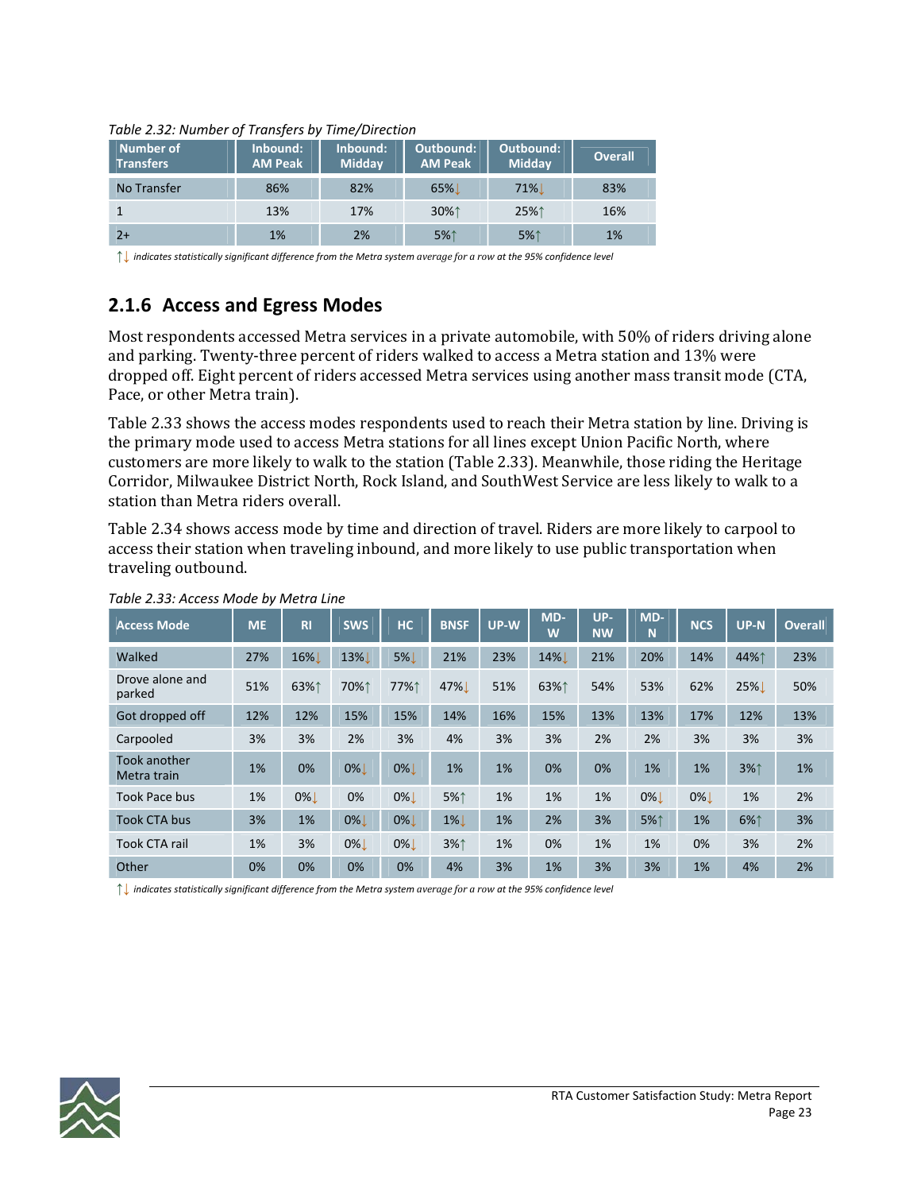*Table 2.32: Number of Transfers by Time/Direction*

| Number of Transfers | Inbound: AM Peak | Inbound: Midday | Outbound: AM Peak | Outbound: Midday | Overall |
|---|---|---|---|---|---|
| No Transfer | 86% | 82% | 65%↓ | 71%↓ | 83% |
| 1 | 13% | 17% | 30%↑ | 25%↑ | 16% |
| 2+ | 1% | 2% | 5%↑ | 5%↑ | 1% |

↑↓ *indicates statistically significant difference from the Metra system average for a row at the 95% confidence level*

## 2.1.6 Access and Egress Modes

Most respondents accessed Metra services in a private automobile, with 50% of riders driving alone and parking. Twenty-three percent of riders walked to access a Metra station and 13% were dropped off. Eight percent of riders accessed Metra services using another mass transit mode (CTA, Pace, or other Metra train).

Table 2.33 shows the access modes respondents used to reach their Metra station by line. Driving is the primary mode used to access Metra stations for all lines except Union Pacific North, where customers are more likely to walk to the station (Table 2.33). Meanwhile, those riding the Heritage Corridor, Milwaukee District North, Rock Island, and SouthWest Service are less likely to walk to a station than Metra riders overall.

Table 2.34 shows access mode by time and direction of travel. Riders are more likely to carpool to access their station when traveling inbound, and more likely to use public transportation when traveling outbound.

*Table 2.33: Access Mode by Metra Line*

| Access Mode | ME | RI | SWS | HC | BNSF | UP-W | MD-W | UP-NW | MD-N | NCS | UP-N | Overall |
|---|---|---|---|---|---|---|---|---|---|---|---|---|
| Walked | 27% | 16%↓ | 13%↓ | 5%↓ | 21% | 23% | 14%↓ | 21% | 20% | 14% | 44%↑ | 23% |
| Drove alone and parked | 51% | 63%↑ | 70%↑ | 77%↑ | 47%↓ | 51% | 63%↑ | 54% | 53% | 62% | 25%↓ | 50% |
| Got dropped off | 12% | 12% | 15% | 15% | 14% | 16% | 15% | 13% | 13% | 17% | 12% | 13% |
| Carpooled | 3% | 3% | 2% | 3% | 4% | 3% | 3% | 2% | 2% | 3% | 3% | 3% |
| Took another Metra train | 1% | 0% | 0%↓ | 0%↓ | 1% | 1% | 0% | 0% | 1% | 1% | 3%↑ | 1% |
| Took Pace bus | 1% | 0%↓ | 0% | 0%↓ | 5%↑ | 1% | 1% | 1% | 0%↓ | 0%↓ | 1% | 2% |
| Took CTA bus | 3% | 1% | 0%↓ | 0%↓ | 1%↓ | 1% | 2% | 3% | 5%↑ | 1% | 6%↑ | 3% |
| Took CTA rail | 1% | 3% | 0%↓ | 0%↓ | 3%↑ | 1% | 0% | 1% | 1% | 0% | 3% | 2% |
| Other | 0% | 0% | 0% | 0% | 4% | 3% | 1% | 3% | 3% | 1% | 4% | 2% |

↑↓ *indicates statistically significant difference from the Metra system average for a row at the 95% confidence level*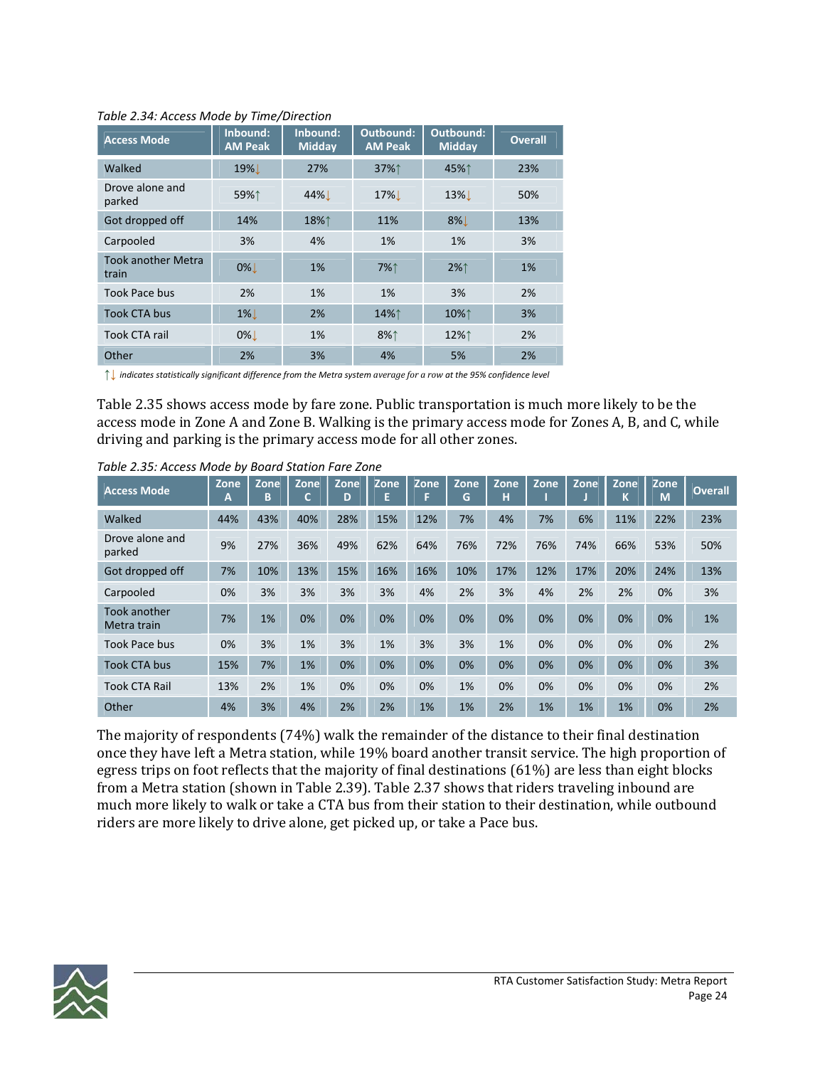*Table 2.34: Access Mode by Time/Direction*

| Access Mode | Inbound: AM Peak | Inbound: Midday | Outbound: AM Peak | Outbound: Midday | Overall |
|---|---|---|---|---|---|
| Walked | 19%↓ | 27% | 37%↑ | 45%↑ | 23% |
| Drove alone and parked | 59%↑ | 44%↓ | 17%↓ | 13%↓ | 50% |
| Got dropped off | 14% | 18%↑ | 11% | 8%↓ | 13% |
| Carpooled | 3% | 4% | 1% | 1% | 3% |
| Took another Metra train | 0%↓ | 1% | 7%↑ | 2%↑ | 1% |
| Took Pace bus | 2% | 1% | 1% | 3% | 2% |
| Took CTA bus | 1%↓ | 2% | 14%↑ | 10%↑ | 3% |
| Took CTA rail | 0%↓ | 1% | 8%↑ | 12%↑ | 2% |
| Other | 2% | 3% | 4% | 5% | 2% |

↑↓ *indicates statistically significant difference from the Metra system average for a row at the 95% confidence level*

Table 2.35 shows access mode by fare zone. Public transportation is much more likely to be the access mode in Zone A and Zone B. Walking is the primary access mode for Zones A, B, and C, while driving and parking is the primary access mode for all other zones.

*Table 2.35: Access Mode by Board Station Fare Zone*

| Access Mode | Zone A | Zone B | Zone C | Zone D | Zone E | Zone F | Zone G | Zone H | Zone I | Zone J | Zone K | Zone M | Overall |
|---|---|---|---|---|---|---|---|---|---|---|---|---|---|
| Walked | 44% | 43% | 40% | 28% | 15% | 12% | 7% | 4% | 7% | 6% | 11% | 22% | 23% |
| Drove alone and parked | 9% | 27% | 36% | 49% | 62% | 64% | 76% | 72% | 76% | 74% | 66% | 53% | 50% |
| Got dropped off | 7% | 10% | 13% | 15% | 16% | 16% | 10% | 17% | 12% | 17% | 20% | 24% | 13% |
| Carpooled | 0% | 3% | 3% | 3% | 3% | 4% | 2% | 3% | 4% | 2% | 2% | 0% | 3% |
| Took another Metra train | 7% | 1% | 0% | 0% | 0% | 0% | 0% | 0% | 0% | 0% | 0% | 0% | 1% |
| Took Pace bus | 0% | 3% | 1% | 3% | 1% | 3% | 3% | 1% | 0% | 0% | 0% | 0% | 2% |
| Took CTA bus | 15% | 7% | 1% | 0% | 0% | 0% | 0% | 0% | 0% | 0% | 0% | 0% | 3% |
| Took CTA Rail | 13% | 2% | 1% | 0% | 0% | 0% | 1% | 0% | 0% | 0% | 0% | 0% | 2% |
| Other | 4% | 3% | 4% | 2% | 2% | 1% | 1% | 2% | 1% | 1% | 1% | 0% | 2% |

The majority of respondents (74%) walk the remainder of the distance to their final destination once they have left a Metra station, while 19% board another transit service. The high proportion of egress trips on foot reflects that the majority of final destinations (61%) are less than eight blocks from a Metra station (shown in Table 2.39). Table 2.37 shows that riders traveling inbound are much more likely to walk or take a CTA bus from their station to their destination, while outbound riders are more likely to drive alone, get picked up, or take a Pace bus.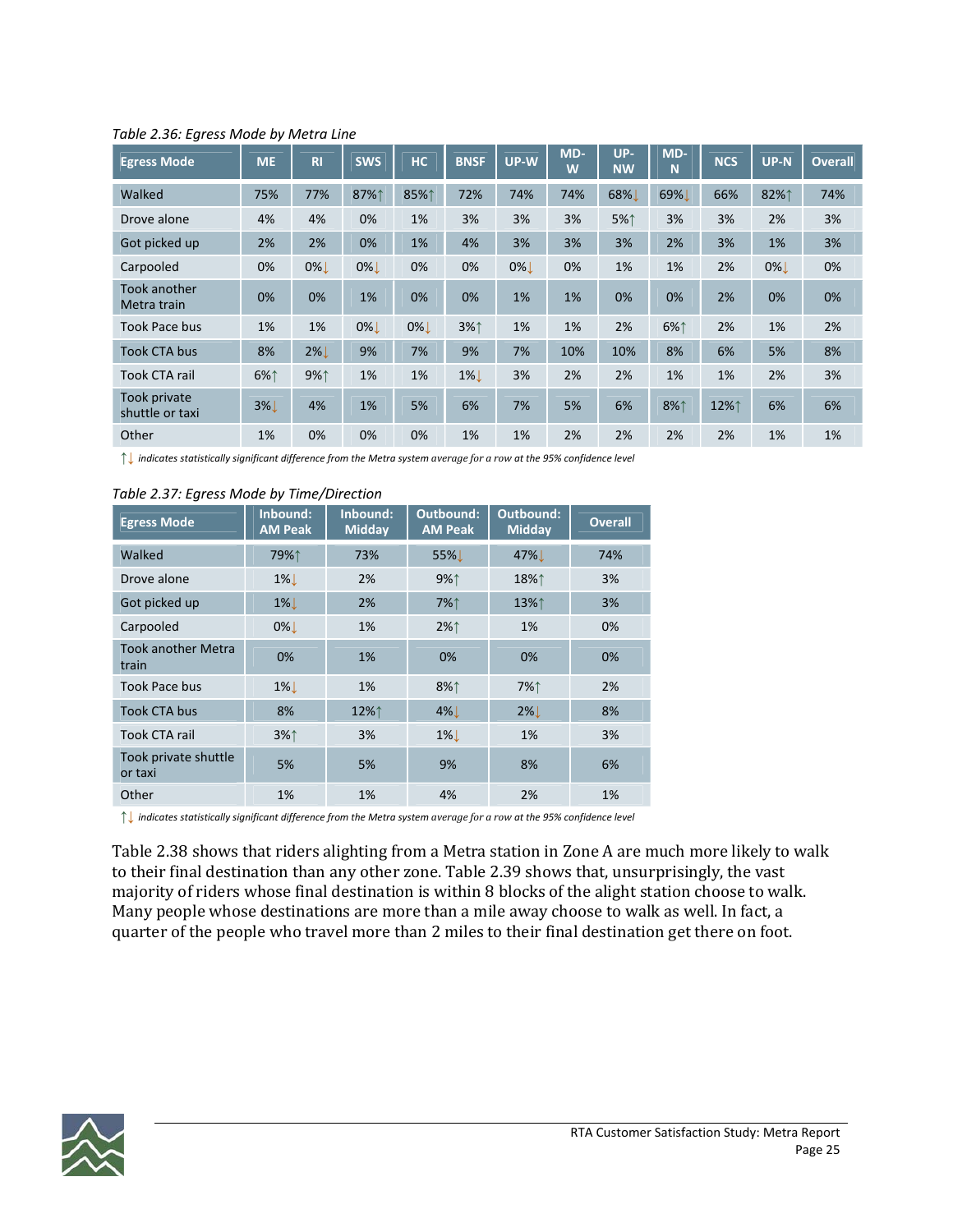Table 2.36: Egress Mode by Metra Line

| Egress Mode | ME | RI | SWS | HC | BNSF | UP-W | MD-W | UP-NW | MD-N | NCS | UP-N | Overall |
|---|---|---|---|---|---|---|---|---|---|---|---|---|
| Walked | 75% | 77% | 87%↑ | 85%↑ | 72% | 74% | 74% | 68%↓ | 69%↓ | 66% | 82%↑ | 74% |
| Drove alone | 4% | 4% | 0% | 1% | 3% | 3% | 3% | 5%↑ | 3% | 3% | 2% | 3% |
| Got picked up | 2% | 2% | 0% | 1% | 4% | 3% | 3% | 3% | 2% | 3% | 1% | 3% |
| Carpooled | 0% | 0%↓ | 0%↓ | 0% | 0% | 0%↓ | 0% | 1% | 1% | 2% | 0%↓ | 0% |
| Took another Metra train | 0% | 0% | 1% | 0% | 0% | 1% | 1% | 0% | 0% | 2% | 0% | 0% |
| Took Pace bus | 1% | 1% | 0%↓ | 0%↓ | 3%↑ | 1% | 1% | 2% | 6%↑ | 2% | 1% | 2% |
| Took CTA bus | 8% | 2%↓ | 9% | 7% | 9% | 7% | 10% | 10% | 8% | 6% | 5% | 8% |
| Took CTA rail | 6%↑ | 9%↑ | 1% | 1% | 1%↓ | 3% | 2% | 2% | 1% | 1% | 2% | 3% |
| Took private shuttle or taxi | 3%↓ | 4% | 1% | 5% | 6% | 7% | 5% | 6% | 8%↑ | 12%↑ | 6% | 6% |
| Other | 1% | 0% | 0% | 0% | 1% | 1% | 2% | 2% | 2% | 2% | 1% | 1% |

↑↓ *indicates statistically significant difference from the Metra system average for a row at the 95% confidence level*

Table 2.37: Egress Mode by Time/Direction

| Egress Mode | Inbound: AM Peak | Inbound: Midday | Outbound: AM Peak | Outbound: Midday | Overall |
|---|---|---|---|---|---|
| Walked | 79%↑ | 73% | 55%↓ | 47%↓ | 74% |
| Drove alone | 1%↓ | 2% | 9%↑ | 18%↑ | 3% |
| Got picked up | 1%↓ | 2% | 7%↑ | 13%↑ | 3% |
| Carpooled | 0%↓ | 1% | 2%↑ | 1% | 0% |
| Took another Metra train | 0% | 1% | 0% | 0% | 0% |
| Took Pace bus | 1%↓ | 1% | 8%↑ | 7%↑ | 2% |
| Took CTA bus | 8% | 12%↑ | 4%↓ | 2%↓ | 8% |
| Took CTA rail | 3%↑ | 3% | 1%↓ | 1% | 3% |
| Took private shuttle or taxi | 5% | 5% | 9% | 8% | 6% |
| Other | 1% | 1% | 4% | 2% | 1% |

↑↓ *indicates statistically significant difference from the Metra system average for a row at the 95% confidence level*

Table 2.38 shows that riders alighting from a Metra station in Zone A are much more likely to walk to their final destination than any other zone. Table 2.39 shows that, unsurprisingly, the vast majority of riders whose final destination is within 8 blocks of the alight station choose to walk. Many people whose destinations are more than a mile away choose to walk as well. In fact, a quarter of the people who travel more than 2 miles to their final destination get there on foot.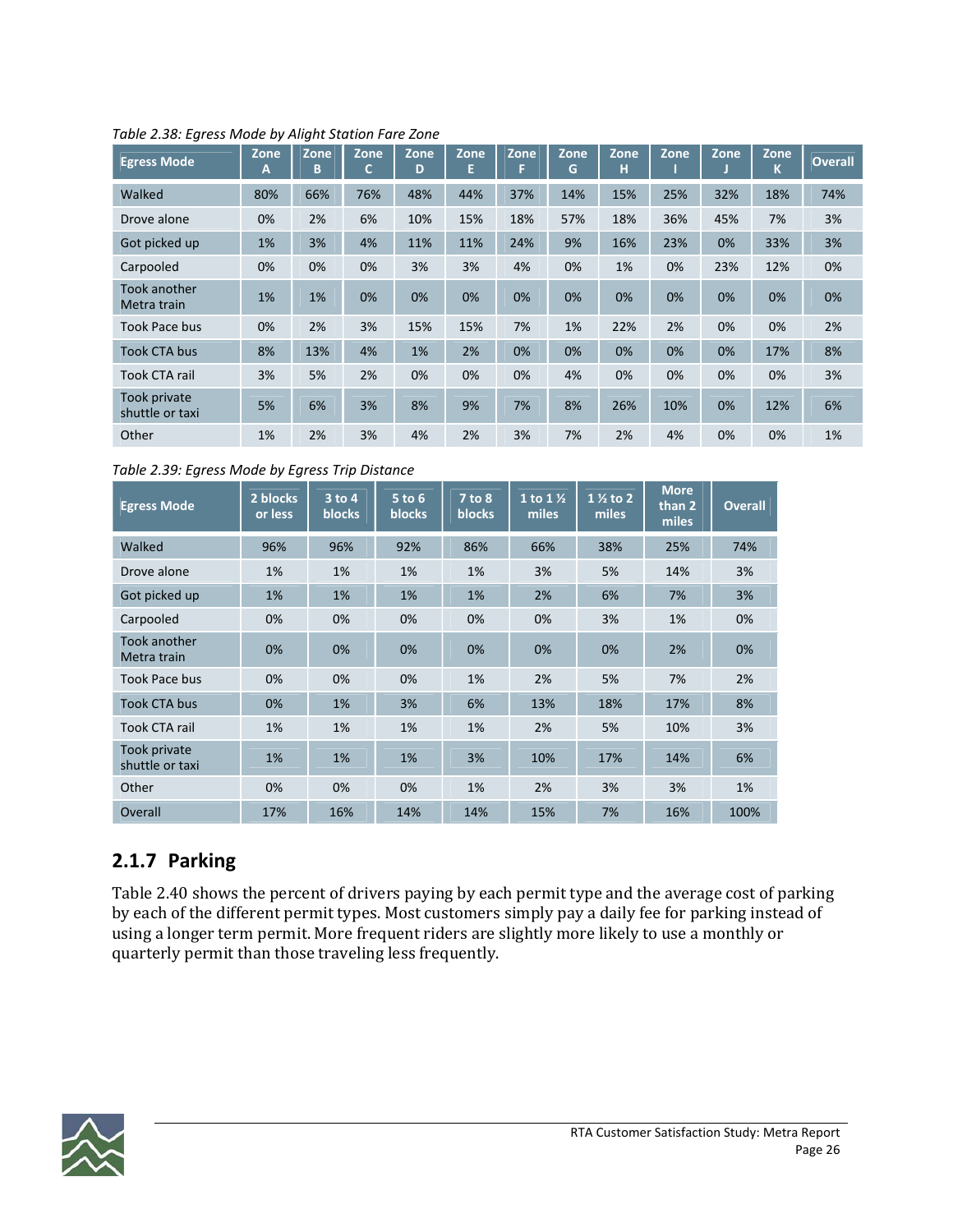*Table 2.38: Egress Mode by Alight Station Fare Zone*

| Egress Mode | Zone A | Zone B | Zone C | Zone D | Zone E | Zone F | Zone G | Zone H | Zone I | Zone J | Zone K | Overall |
|---|---|---|---|---|---|---|---|---|---|---|---|---|
| Walked | 80% | 66% | 76% | 48% | 44% | 37% | 14% | 15% | 25% | 32% | 18% | 74% |
| Drove alone | 0% | 2% | 6% | 10% | 15% | 18% | 57% | 18% | 36% | 45% | 7% | 3% |
| Got picked up | 1% | 3% | 4% | 11% | 11% | 24% | 9% | 16% | 23% | 0% | 33% | 3% |
| Carpooled | 0% | 0% | 0% | 3% | 3% | 4% | 0% | 1% | 0% | 23% | 12% | 0% |
| Took another Metra train | 1% | 1% | 0% | 0% | 0% | 0% | 0% | 0% | 0% | 0% | 0% | 0% |
| Took Pace bus | 0% | 2% | 3% | 15% | 15% | 7% | 1% | 22% | 2% | 0% | 0% | 2% |
| Took CTA bus | 8% | 13% | 4% | 1% | 2% | 0% | 0% | 0% | 0% | 0% | 17% | 8% |
| Took CTA rail | 3% | 5% | 2% | 0% | 0% | 0% | 4% | 0% | 0% | 0% | 0% | 3% |
| Took private shuttle or taxi | 5% | 6% | 3% | 8% | 9% | 7% | 8% | 26% | 10% | 0% | 12% | 6% |
| Other | 1% | 2% | 3% | 4% | 2% | 3% | 7% | 2% | 4% | 0% | 0% | 1% |

*Table 2.39: Egress Mode by Egress Trip Distance*

| Egress Mode | 2 blocks or less | 3 to 4 blocks | 5 to 6 blocks | 7 to 8 blocks | 1 to 1 ½ miles | 1 ½ to 2 miles | More than 2 miles | Overall |
|---|---|---|---|---|---|---|---|---|
| Walked | 96% | 96% | 92% | 86% | 66% | 38% | 25% | 74% |
| Drove alone | 1% | 1% | 1% | 1% | 3% | 5% | 14% | 3% |
| Got picked up | 1% | 1% | 1% | 1% | 2% | 6% | 7% | 3% |
| Carpooled | 0% | 0% | 0% | 0% | 0% | 3% | 1% | 0% |
| Took another Metra train | 0% | 0% | 0% | 0% | 0% | 0% | 2% | 0% |
| Took Pace bus | 0% | 0% | 0% | 1% | 2% | 5% | 7% | 2% |
| Took CTA bus | 0% | 1% | 3% | 6% | 13% | 18% | 17% | 8% |
| Took CTA rail | 1% | 1% | 1% | 1% | 2% | 5% | 10% | 3% |
| Took private shuttle or taxi | 1% | 1% | 1% | 3% | 10% | 17% | 14% | 6% |
| Other | 0% | 0% | 0% | 1% | 2% | 3% | 3% | 1% |
| Overall | 17% | 16% | 14% | 14% | 15% | 7% | 16% | 100% |

## 2.1.7 Parking

Table 2.40 shows the percent of drivers paying by each permit type and the average cost of parking by each of the different permit types. Most customers simply pay a daily fee for parking instead of using a longer term permit. More frequent riders are slightly more likely to use a monthly or quarterly permit than those traveling less frequently.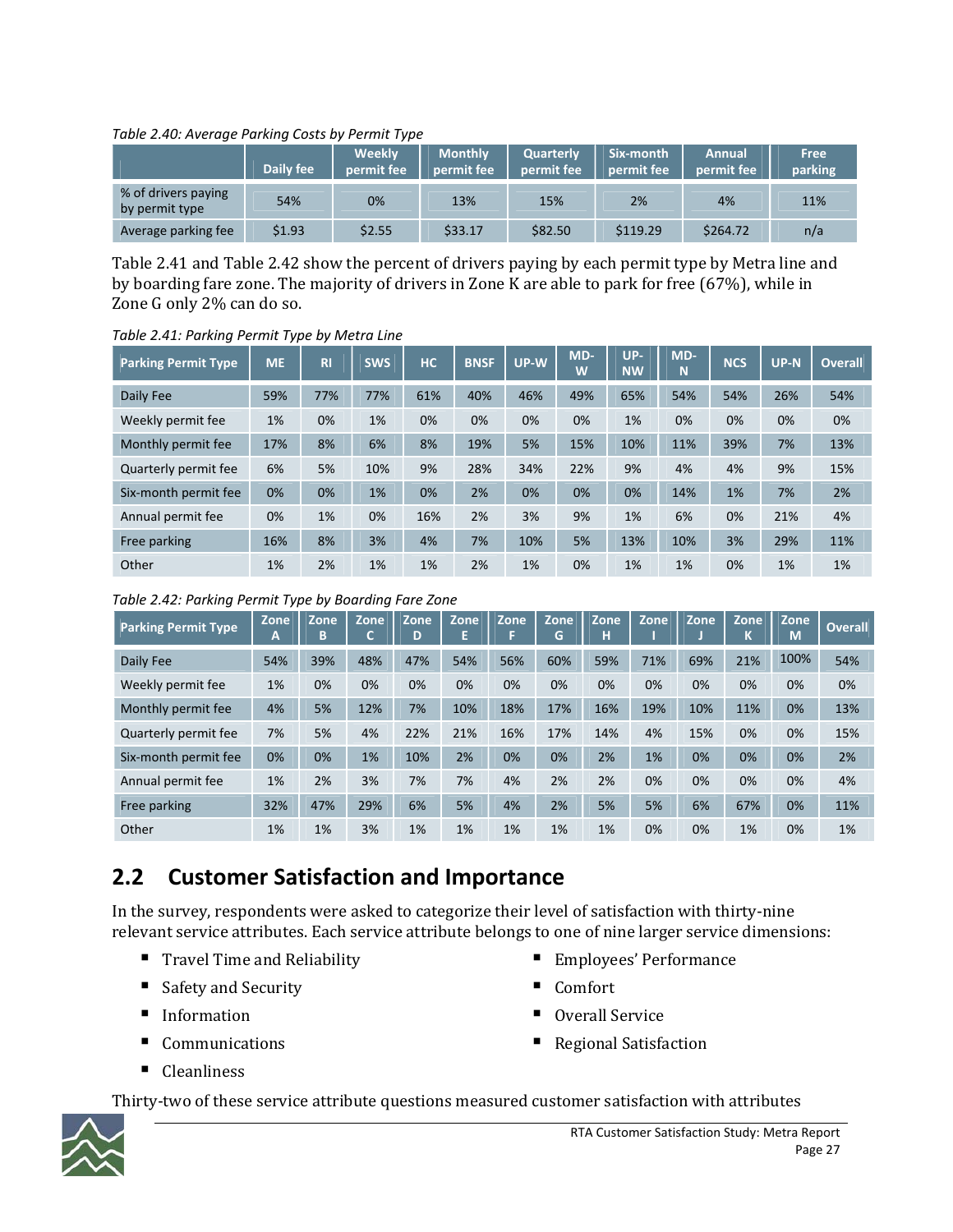*Table 2.40: Average Parking Costs by Permit Type*

| | Daily fee | Weekly permit fee | Monthly permit fee | Quarterly permit fee | Six-month permit fee | Annual permit fee | Free parking |
|---|---|---|---|---|---|---|---|
| % of drivers paying by permit type | 54% | 0% | 13% | 15% | 2% | 4% | 11% |
| Average parking fee | $1.93 | $2.55 | $33.17 | $82.50 | $119.29 | $264.72 | n/a |

Table 2.41 and Table 2.42 show the percent of drivers paying by each permit type by Metra line and by boarding fare zone. The majority of drivers in Zone K are able to park for free (67%), while in Zone G only 2% can do so.

*Table 2.41: Parking Permit Type by Metra Line*

| Parking Permit Type | ME | RI | SWS | HC | BNSF | UP-W | MD-W | UP-NW | MD-N | NCS | UP-N | Overall |
|---|---|---|---|---|---|---|---|---|---|---|---|---|
| Daily Fee | 59% | 77% | 77% | 61% | 40% | 46% | 49% | 65% | 54% | 54% | 26% | 54% |
| Weekly permit fee | 1% | 0% | 1% | 0% | 0% | 0% | 0% | 1% | 0% | 0% | 0% | 0% |
| Monthly permit fee | 17% | 8% | 6% | 8% | 19% | 5% | 15% | 10% | 11% | 39% | 7% | 13% |
| Quarterly permit fee | 6% | 5% | 10% | 9% | 28% | 34% | 22% | 9% | 4% | 4% | 9% | 15% |
| Six-month permit fee | 0% | 0% | 1% | 0% | 2% | 0% | 0% | 0% | 14% | 1% | 7% | 2% |
| Annual permit fee | 0% | 1% | 0% | 16% | 2% | 3% | 9% | 1% | 6% | 0% | 21% | 4% |
| Free parking | 16% | 8% | 3% | 4% | 7% | 10% | 5% | 13% | 10% | 3% | 29% | 11% |
| Other | 1% | 2% | 1% | 1% | 2% | 1% | 0% | 1% | 1% | 0% | 1% | 1% |

*Table 2.42: Parking Permit Type by Boarding Fare Zone*

| Parking Permit Type | Zone A | Zone B | Zone C | Zone D | Zone E | Zone F | Zone G | Zone H | Zone I | Zone J | Zone K | Zone M | Overall |
|---|---|---|---|---|---|---|---|---|---|---|---|---|---|
| Daily Fee | 54% | 39% | 48% | 47% | 54% | 56% | 60% | 59% | 71% | 69% | 21% | 100% | 54% |
| Weekly permit fee | 1% | 0% | 0% | 0% | 0% | 0% | 0% | 0% | 0% | 0% | 0% | 0% | 0% |
| Monthly permit fee | 4% | 5% | 12% | 7% | 10% | 18% | 17% | 16% | 19% | 10% | 11% | 0% | 13% |
| Quarterly permit fee | 7% | 5% | 4% | 22% | 21% | 16% | 17% | 14% | 4% | 15% | 0% | 0% | 15% |
| Six-month permit fee | 0% | 0% | 1% | 10% | 2% | 0% | 0% | 2% | 1% | 0% | 0% | 0% | 2% |
| Annual permit fee | 1% | 2% | 3% | 7% | 7% | 4% | 2% | 2% | 0% | 0% | 0% | 0% | 4% |
| Free parking | 32% | 47% | 29% | 6% | 5% | 4% | 2% | 5% | 5% | 6% | 67% | 0% | 11% |
| Other | 1% | 1% | 3% | 1% | 1% | 1% | 1% | 1% | 0% | 0% | 1% | 0% | 1% |

## 2.2 Customer Satisfaction and Importance

In the survey, respondents were asked to categorize their level of satisfaction with thirty-nine relevant service attributes. Each service attribute belongs to one of nine larger service dimensions:

- Travel Time and Reliability
- Safety and Security
- Information
- Communications
- Cleanliness
- Employees' Performance
- Comfort
- Overall Service
- Regional Satisfaction

Thirty-two of these service attribute questions measured customer satisfaction with attributes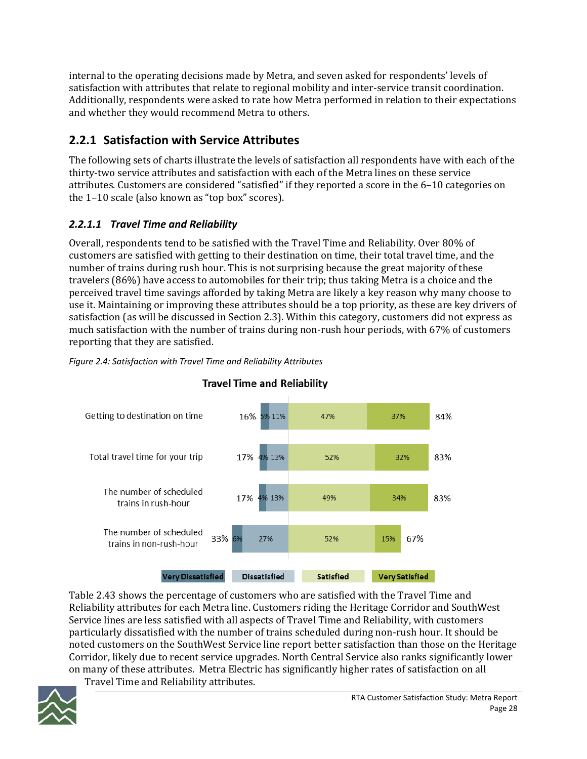internal to the operating decisions made by Metra, and seven asked for respondents' levels of satisfaction with attributes that relate to regional mobility and inter-service transit coordination. Additionally, respondents were asked to rate how Metra performed in relation to their expectations and whether they would recommend Metra to others.

## 2.2.1 Satisfaction with Service Attributes

The following sets of charts illustrate the levels of satisfaction all respondents have with each of the thirty-two service attributes and satisfaction with each of the Metra lines on these service attributes. Customers are considered "satisfied" if they reported a score in the 6–10 categories on the 1–10 scale (also known as "top box" scores).

### *2.2.1.1 Travel Time and Reliability*

Overall, respondents tend to be satisfied with the Travel Time and Reliability. Over 80% of customers are satisfied with getting to their destination on time, their total travel time, and the number of trains during rush hour. This is not surprising because the great majority of these travelers (86%) have access to automobiles for their trip; thus taking Metra is a choice and the perceived travel time savings afforded by taking Metra are likely a key reason why many choose to use it. Maintaining or improving these attributes should be a top priority, as these are key drivers of satisfaction (as will be discussed in Section 2.3). Within this category, customers did not express as much satisfaction with the number of trains during non-rush hour periods, with 67% of customers reporting that they are satisfied.

*Figure 2.4: Satisfaction with Travel Time and Reliability Attributes*

**Travel Time and Reliability**

| Attribute | Total Dissatisfied | Very Dissatisfied | Dissatisfied | Satisfied | Very Satisfied | Total Satisfied |
|---|---|---|---|---|---|---|
| Getting to destination on time | 16% | 5% | 11% | 47% | 37% | 84% |
| Total travel time for your trip | 17% | 4% | 13% | 52% | 32% | 83% |
| The number of scheduled trains in rush-hour | 17% | 4% | 13% | 49% | 34% | 83% |
| The number of scheduled trains in non-rush-hour | 33% | 6% | 27% | 52% | 15% | 67% |

Table 2.43 shows the percentage of customers who are satisfied with the Travel Time and Reliability attributes for each Metra line. Customers riding the Heritage Corridor and SouthWest Service lines are less satisfied with all aspects of Travel Time and Reliability, with customers particularly dissatisfied with the number of trains scheduled during non-rush hour. It should be noted customers on the SouthWest Service line report better satisfaction than those on the Heritage Corridor, likely due to recent service upgrades. North Central Service also ranks significantly lower on many of these attributes. Metra Electric has significantly higher rates of satisfaction on all Travel Time and Reliability attributes.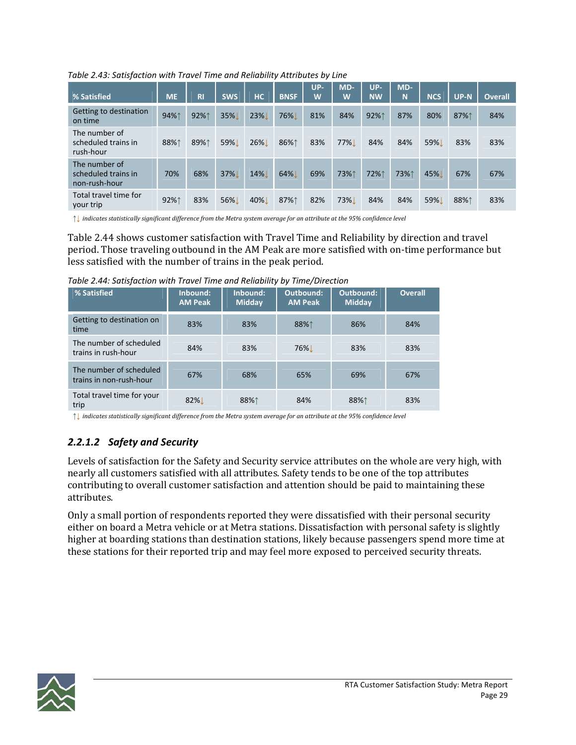*Table 2.43: Satisfaction with Travel Time and Reliability Attributes by Line*

| % Satisfied | ME | RI | SWS | HC | BNSF | UP-W | MD-W | UP-NW | MD-N | NCS | UP-N | Overall |
|---|---|---|---|---|---|---|---|---|---|---|---|---|
| Getting to destination on time | 94%↑ | 92%↑ | 35%↓ | 23%↓ | 76%↓ | 81% | 84% | 92%↑ | 87% | 80% | 87%↑ | 84% |
| The number of scheduled trains in rush-hour | 88%↑ | 89%↑ | 59%↓ | 26%↓ | 86%↑ | 83% | 77%↓ | 84% | 84% | 59%↓ | 83% | 83% |
| The number of scheduled trains in non-rush-hour | 70% | 68% | 37%↓ | 14%↓ | 64%↓ | 69% | 73%↑ | 72%↑ | 73%↑ | 45%↓ | 67% | 67% |
| Total travel time for your trip | 92%↑ | 83% | 56%↓ | 40%↓ | 87%↑ | 82% | 73%↓ | 84% | 84% | 59%↓ | 88%↑ | 83% |

↑↓ *indicates statistically significant difference from the Metra system average for an attribute at the 95% confidence level*

Table 2.44 shows customer satisfaction with Travel Time and Reliability by direction and travel period. Those traveling outbound in the AM Peak are more satisfied with on-time performance but less satisfied with the number of trains in the peak period.

*Table 2.44: Satisfaction with Travel Time and Reliability by Time/Direction*

| % Satisfied | Inbound: AM Peak | Inbound: Midday | Outbound: AM Peak | Outbound: Midday | Overall |
|---|---|---|---|---|---|
| Getting to destination on time | 83% | 83% | 88%↑ | 86% | 84% |
| The number of scheduled trains in rush-hour | 84% | 83% | 76%↓ | 83% | 83% |
| The number of scheduled trains in non-rush-hour | 67% | 68% | 65% | 69% | 67% |
| Total travel time for your trip | 82%↓ | 88%↑ | 84% | 88%↑ | 83% |

↑↓ *indicates statistically significant difference from the Metra system average for an attribute at the 95% confidence level*

### *2.2.1.2 Safety and Security*

Levels of satisfaction for the Safety and Security service attributes on the whole are very high, with nearly all customers satisfied with all attributes. Safety tends to be one of the top attributes contributing to overall customer satisfaction and attention should be paid to maintaining these attributes.

Only a small portion of respondents reported they were dissatisfied with their personal security either on board a Metra vehicle or at Metra stations. Dissatisfaction with personal safety is slightly higher at boarding stations than destination stations, likely because passengers spend more time at these stations for their reported trip and may feel more exposed to perceived security threats.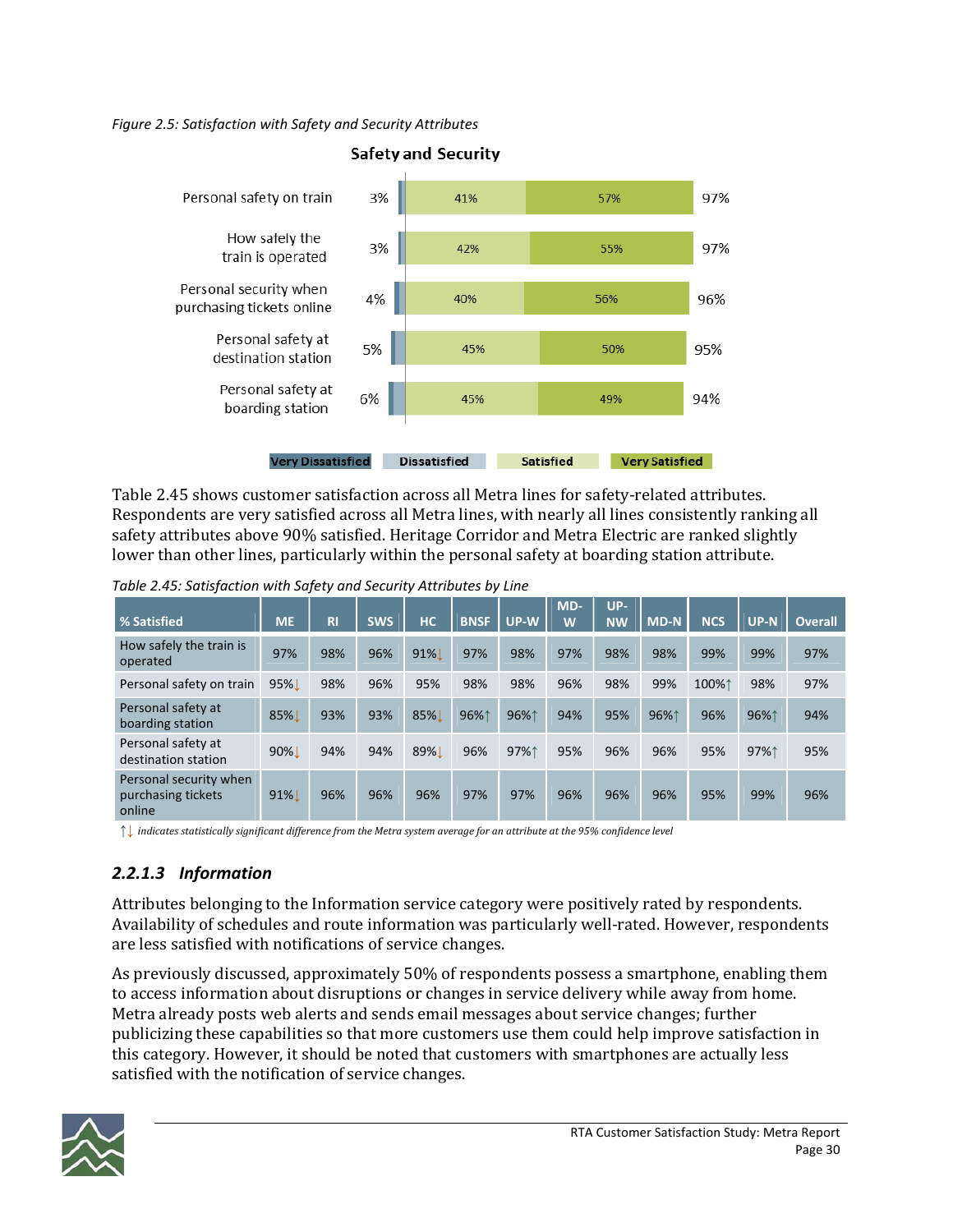*Figure 2.5: Satisfaction with Safety and Security Attributes*

**Safety and Security**

| Attribute | Dissatisfied (total) | Satisfied | Very Satisfied | Total Satisfied |
|---|---|---|---|---|
| Personal safety on train | 3% | 41% | 57% | 97% |
| How safely the train is operated | 3% | 42% | 55% | 97% |
| Personal security when purchasing tickets online | 4% | 40% | 56% | 96% |
| Personal safety at destination station | 5% | 45% | 50% | 95% |
| Personal safety at boarding station | 6% | 45% | 49% | 94% |

Very Dissatisfied | Dissatisfied | Satisfied | Very Satisfied

Table 2.45 shows customer satisfaction across all Metra lines for safety-related attributes. Respondents are very satisfied across all Metra lines, with nearly all lines consistently ranking all safety attributes above 90% satisfied. Heritage Corridor and Metra Electric are ranked slightly lower than other lines, particularly within the personal safety at boarding station attribute.

*Table 2.45: Satisfaction with Safety and Security Attributes by Line*

| % Satisfied | ME | RI | SWS | HC | BNSF | UP-W | MD-W | UP-NW | MD-N | NCS | UP-N | Overall |
|---|---|---|---|---|---|---|---|---|---|---|---|---|
| How safely the train is operated | 97% | 98% | 96% | 91%↓ | 97% | 98% | 97% | 98% | 98% | 99% | 99% | 97% |
| Personal safety on train | 95%↓ | 98% | 96% | 95% | 98% | 98% | 96% | 98% | 99% | 100%↑ | 98% | 97% |
| Personal safety at boarding station | 85%↓ | 93% | 93% | 85%↓ | 96%↑ | 96%↑ | 94% | 95% | 96%↑ | 96% | 96%↑ | 94% |
| Personal safety at destination station | 90%↓ | 94% | 94% | 89%↓ | 96% | 97%↑ | 95% | 96% | 96% | 95% | 97%↑ | 95% |
| Personal security when purchasing tickets online | 91%↓ | 96% | 96% | 96% | 97% | 97% | 96% | 96% | 96% | 95% | 99% | 96% |

↑↓ *indicates statistically significant difference from the Metra system average for an attribute at the 95% confidence level*

### *2.2.1.3 Information*

Attributes belonging to the Information service category were positively rated by respondents. Availability of schedules and route information was particularly well-rated. However, respondents are less satisfied with notifications of service changes.

As previously discussed, approximately 50% of respondents possess a smartphone, enabling them to access information about disruptions or changes in service delivery while away from home. Metra already posts web alerts and sends email messages about service changes; further publicizing these capabilities so that more customers use them could help improve satisfaction in this category. However, it should be noted that customers with smartphones are actually less satisfied with the notification of service changes.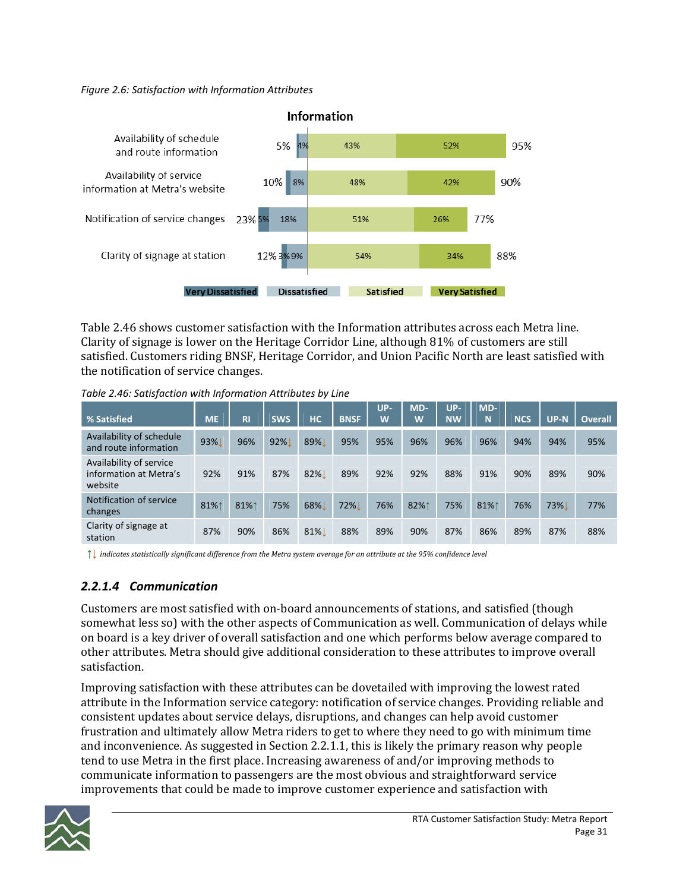*Figure 2.6: Satisfaction with Information Attributes*

**Information**

| Attribute | Total Dissatisfied | Very Dissatisfied | Dissatisfied | Satisfied | Very Satisfied | Total Satisfied |
|---|---|---|---|---|---|---|
| Availability of schedule and route information | 5% | | 4% | 43% | 52% | 95% |
| Availability of service information at Metra's website | 10% | | 8% | 48% | 42% | 90% |
| Notification of service changes | 23% | 5% | 18% | 51% | 26% | 77% |
| Clarity of signage at station | 12% | 3% | 9% | 54% | 34% | 88% |

Table 2.46 shows customer satisfaction with the Information attributes across each Metra line. Clarity of signage is lower on the Heritage Corridor Line, although 81% of customers are still satisfied. Customers riding BNSF, Heritage Corridor, and Union Pacific North are least satisfied with the notification of service changes.

*Table 2.46: Satisfaction with Information Attributes by Line*

| % Satisfied | ME | RI | SWS | HC | BNSF | UP-W | MD-W | UP-NW | MD-N | NCS | UP-N | Overall |
|---|---|---|---|---|---|---|---|---|---|---|---|---|
| Availability of schedule and route information | 93%↓ | 96% | 92%↓ | 89%↓ | 95% | 95% | 96% | 96% | 96% | 94% | 94% | 95% |
| Availability of service information at Metra's website | 92% | 91% | 87% | 82%↓ | 89% | 92% | 92% | 88% | 91% | 90% | 89% | 90% |
| Notification of service changes | 81%↑ | 81%↑ | 75% | 68%↓ | 72%↓ | 76% | 82%↑ | 75% | 81%↑ | 76% | 73%↓ | 77% |
| Clarity of signage at station | 87% | 90% | 86% | 81%↓ | 88% | 89% | 90% | 87% | 86% | 89% | 87% | 88% |

↑↓ *indicates statistically significant difference from the Metra system average for an attribute at the 95% confidence level*

### *2.2.1.4 Communication*

Customers are most satisfied with on-board announcements of stations, and satisfied (though somewhat less so) with the other aspects of Communication as well. Communication of delays while on board is a key driver of overall satisfaction and one which performs below average compared to other attributes. Metra should give additional consideration to these attributes to improve overall satisfaction.

Improving satisfaction with these attributes can be dovetailed with improving the lowest rated attribute in the Information service category: notification of service changes. Providing reliable and consistent updates about service delays, disruptions, and changes can help avoid customer frustration and ultimately allow Metra riders to get to where they need to go with minimum time and inconvenience. As suggested in Section 2.2.1.1, this is likely the primary reason why people tend to use Metra in the first place. Increasing awareness of and/or improving methods to communicate information to passengers are the most obvious and straightforward service improvements that could be made to improve customer experience and satisfaction with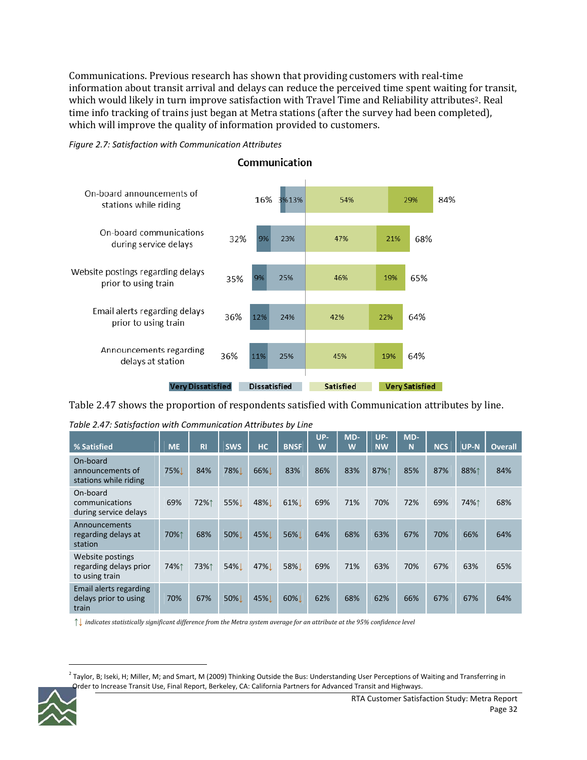Communications. Previous research has shown that providing customers with real-time information about transit arrival and delays can reduce the perceived time spent waiting for transit, which would likely in turn improve satisfaction with Travel Time and Reliability attributes[2]. Real time info tracking of trains just began at Metra stations (after the survey had been completed), which will improve the quality of information provided to customers.

*Figure 2.7: Satisfaction with Communication Attributes*

**Communication**

| Attribute | Total Dissatisfied | Very Dissatisfied | Dissatisfied | Satisfied | Very Satisfied | Total Satisfied |
|---|---|---|---|---|---|---|
| On-board announcements of stations while riding | 16% | 3% | 13% | 54% | 29% | 84% |
| On-board communications during service delays | 32% | 9% | 23% | 47% | 21% | 68% |
| Website postings regarding delays prior to using train | 35% | 9% | 25% | 46% | 19% | 65% |
| Email alerts regarding delays prior to using train | 36% | 12% | 24% | 42% | 22% | 64% |
| Announcements regarding delays at station | 36% | 11% | 25% | 45% | 19% | 64% |

Table 2.47 shows the proportion of respondents satisfied with Communication attributes by line.

*Table 2.47: Satisfaction with Communication Attributes by Line*

| % Satisfied | ME | RI | SWS | HC | BNSF | UP-W | MD-W | UP-NW | MD-N | NCS | UP-N | Overall |
|---|---|---|---|---|---|---|---|---|---|---|---|---|
| On-board announcements of stations while riding | 75%↓ | 84% | 78%↓ | 66%↓ | 83% | 86% | 83% | 87%↑ | 85% | 87% | 88%↑ | 84% |
| On-board communications during service delays | 69% | 72%↑ | 55%↓ | 48%↓ | 61%↓ | 69% | 71% | 70% | 72% | 69% | 74%↑ | 68% |
| Announcements regarding delays at station | 70%↑ | 68% | 50%↓ | 45%↓ | 56%↓ | 64% | 68% | 63% | 67% | 70% | 66% | 64% |
| Website postings regarding delays prior to using train | 74%↑ | 73%↑ | 54%↓ | 47%↓ | 58%↓ | 69% | 71% | 63% | 70% | 67% | 63% | 65% |
| Email alerts regarding delays prior to using train | 70% | 67% | 50%↓ | 45%↓ | 60%↓ | 62% | 68% | 62% | 66% | 67% | 67% | 64% |

↑↓ *indicates statistically significant difference from the Metra system average for an attribute at the 95% confidence level*

[2] Taylor, B; Iseki, H; Miller, M; and Smart, M (2009) Thinking Outside the Bus: Understanding User Perceptions of Waiting and Transferring in Order to Increase Transit Use, Final Report, Berkeley, CA: California Partners for Advanced Transit and Highways.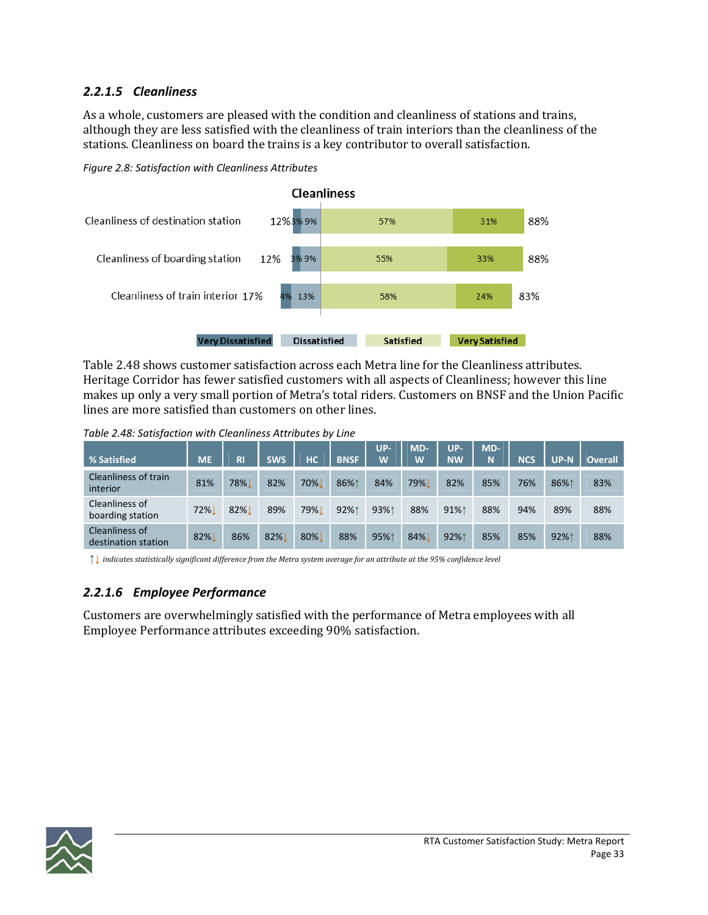### 2.2.1.5 Cleanliness

As a whole, customers are pleased with the condition and cleanliness of stations and trains, although they are less satisfied with the cleanliness of train interiors than the cleanliness of the stations. Cleanliness on board the trains is a key contributor to overall satisfaction.

*Figure 2.8: Satisfaction with Cleanliness Attributes*

**Cleanliness**

| Attribute | Total Dissatisfied | Very Dissatisfied | Dissatisfied | Satisfied | Very Satisfied | Total Satisfied |
|---|---|---|---|---|---|---|
| Cleanliness of destination station | 12% | 3% | 9% | 57% | 31% | 88% |
| Cleanliness of boarding station | 12% | 3% | 9% | 55% | 33% | 88% |
| Cleanliness of train interior | 17% | 4% | 13% | 58% | 24% | 83% |

Table 2.48 shows customer satisfaction across each Metra line for the Cleanliness attributes. Heritage Corridor has fewer satisfied customers with all aspects of Cleanliness; however this line makes up only a very small portion of Metra's total riders. Customers on BNSF and the Union Pacific lines are more satisfied than customers on other lines.

*Table 2.48: Satisfaction with Cleanliness Attributes by Line*

| % Satisfied | ME | RI | SWS | HC | BNSF | UP-W | MD-W | UP-NW | MD-N | NCS | UP-N | Overall |
|---|---|---|---|---|---|---|---|---|---|---|---|---|
| Cleanliness of train interior | 81% | 78%↓ | 82% | 70%↓ | 86%↑ | 84% | 79%↓ | 82% | 85% | 76% | 86%↑ | 83% |
| Cleanliness of boarding station | 72%↓ | 82%↓ | 89% | 79%↓ | 92%↑ | 93%↑ | 88% | 91%↑ | 88% | 94% | 89% | 88% |
| Cleanliness of destination station | 82%↓ | 86% | 82%↓ | 80%↓ | 88% | 95%↑ | 84%↓ | 92%↑ | 85% | 85% | 92%↑ | 88% |

↑↓ *indicates statistically significant difference from the Metra system average for an attribute at the 95% confidence level*

### 2.2.1.6 Employee Performance

Customers are overwhelmingly satisfied with the performance of Metra employees with all Employee Performance attributes exceeding 90% satisfaction.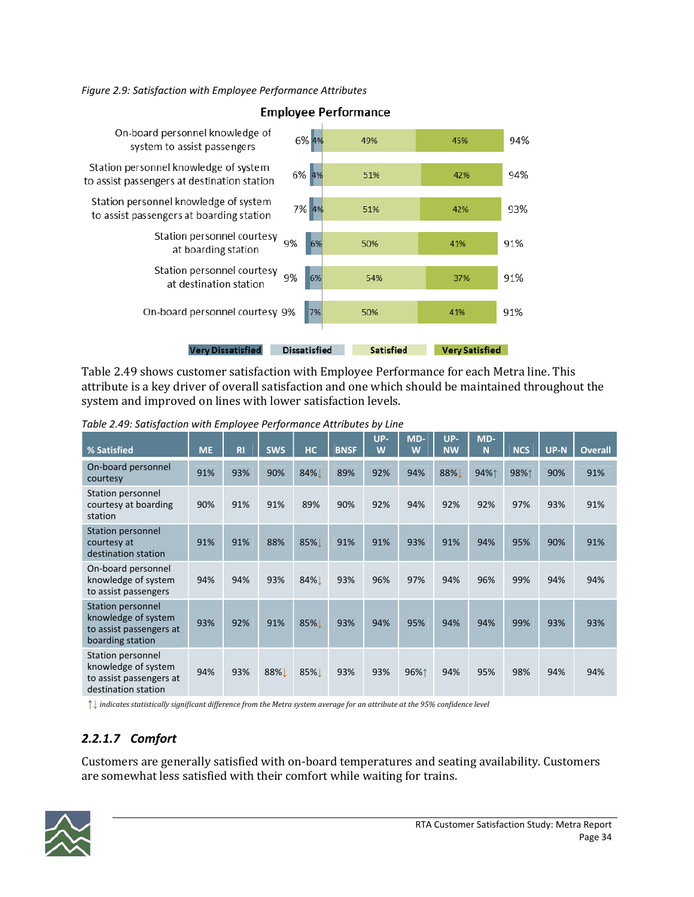*Figure 2.9: Satisfaction with Employee Performance Attributes*

**Employee Performance**

| Attribute | Very Dissatisfied + Dissatisfied | Dissatisfied | Satisfied | Very Satisfied | Total Satisfied |
|---|---|---|---|---|---|
| On-board personnel knowledge of system to assist passengers | 6% | 4% | 49% | 45% | 94% |
| Station personnel knowledge of system to assist passengers at destination station | 6% | 4% | 51% | 42% | 94% |
| Station personnel knowledge of system to assist passengers at boarding station | 7% | 4% | 51% | 42% | 93% |
| Station personnel courtesy at boarding station | 9% | 6% | 50% | 41% | 91% |
| Station personnel courtesy at destination station | 9% | 6% | 54% | 37% | 91% |
| On-board personnel courtesy | 9% | 7% | 50% | 41% | 91% |

Very Dissatisfied | Dissatisfied | Satisfied | Very Satisfied

Table 2.49 shows customer satisfaction with Employee Performance for each Metra line. This attribute is a key driver of overall satisfaction and one which should be maintained throughout the system and improved on lines with lower satisfaction levels.

*Table 2.49: Satisfaction with Employee Performance Attributes by Line*

| % Satisfied | ME | RI | SWS | HC | BNSF | UP-W | MD-W | UP-NW | MD-N | NCS | UP-N | Overall |
|---|---|---|---|---|---|---|---|---|---|---|---|---|
| On-board personnel courtesy | 91% | 93% | 90% | 84%↓ | 89% | 92% | 94% | 88%↓ | 94%↑ | 98%↑ | 90% | 91% |
| Station personnel courtesy at boarding station | 90% | 91% | 91% | 89% | 90% | 92% | 94% | 92% | 92% | 97% | 93% | 91% |
| Station personnel courtesy at destination station | 91% | 91% | 88% | 85%↓ | 91% | 91% | 93% | 91% | 94% | 95% | 90% | 91% |
| On-board personnel knowledge of system to assist passengers | 94% | 94% | 93% | 84%↓ | 93% | 96% | 97% | 94% | 96% | 99% | 94% | 94% |
| Station personnel knowledge of system to assist passengers at boarding station | 93% | 92% | 91% | 85%↓ | 93% | 94% | 95% | 94% | 94% | 99% | 93% | 93% |
| Station personnel knowledge of system to assist passengers at destination station | 94% | 93% | 88%↓ | 85%↓ | 93% | 93% | 96%↑ | 94% | 95% | 98% | 94% | 94% |

↑↓ *indicates statistically significant difference from the Metra system average for an attribute at the 95% confidence level*

### *2.2.1.7 Comfort*

Customers are generally satisfied with on-board temperatures and seating availability. Customers are somewhat less satisfied with their comfort while waiting for trains.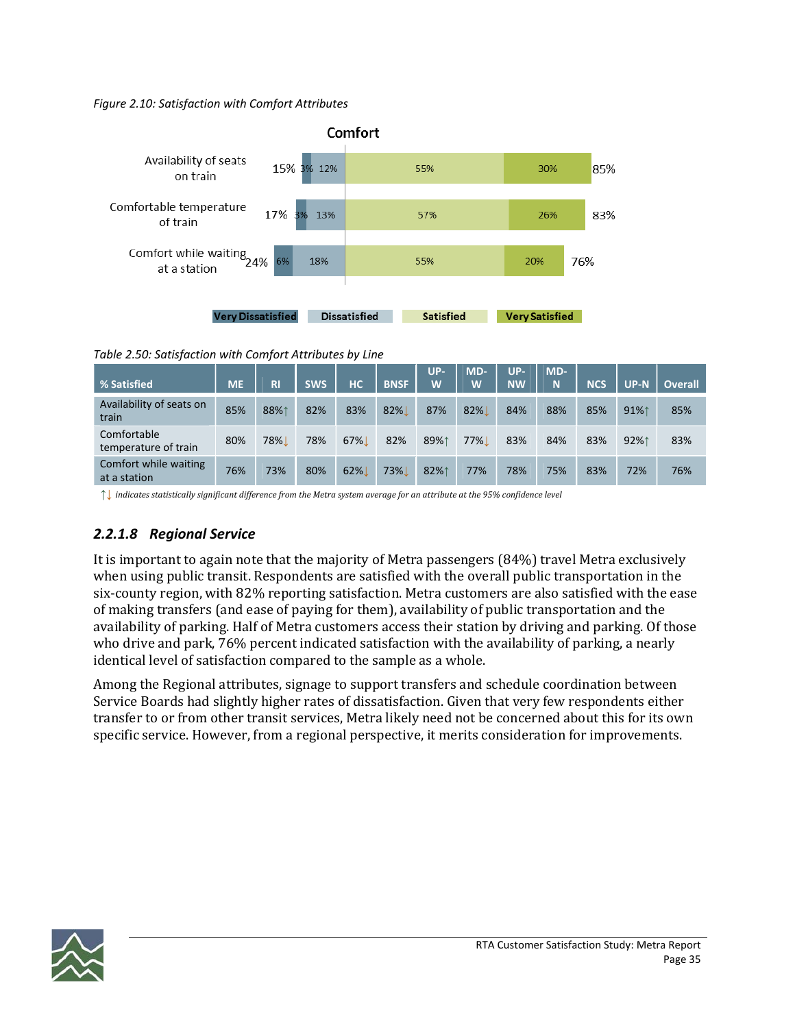*Figure 2.10: Satisfaction with Comfort Attributes*

**Comfort**

| | Dissatisfied total | Very Dissatisfied | Dissatisfied | Satisfied | Very Satisfied | Satisfied total |
|---|---|---|---|---|---|---|
| Availability of seats on train | 15% | 3% | 12% | 55% | 30% | 85% |
| Comfortable temperature of train | 17% | 3% | 13% | 57% | 26% | 83% |
| Comfort while waiting at a station | 24% | 6% | 18% | 55% | 20% | 76% |

*Table 2.50: Satisfaction with Comfort Attributes by Line*

| % Satisfied | ME | RI | SWS | HC | BNSF | UP-W | MD-W | UP-NW | MD-N | NCS | UP-N | Overall |
|---|---|---|---|---|---|---|---|---|---|---|---|---|
| Availability of seats on train | 85% | 88%↑ | 82% | 83% | 82%↓ | 87% | 82%↓ | 84% | 88% | 85% | 91%↑ | 85% |
| Comfortable temperature of train | 80% | 78%↓ | 78% | 67%↓ | 82% | 89%↑ | 77%↓ | 83% | 84% | 83% | 92%↑ | 83% |
| Comfort while waiting at a station | 76% | 73% | 80% | 62%↓ | 73%↓ | 82%↑ | 77% | 78% | 75% | 83% | 72% | 76% |

↑↓ *indicates statistically significant difference from the Metra system average for an attribute at the 95% confidence level*

### 2.2.1.8 Regional Service

It is important to again note that the majority of Metra passengers (84%) travel Metra exclusively when using public transit. Respondents are satisfied with the overall public transportation in the six-county region, with 82% reporting satisfaction. Metra customers are also satisfied with the ease of making transfers (and ease of paying for them), availability of public transportation and the availability of parking. Half of Metra customers access their station by driving and parking. Of those who drive and park, 76% percent indicated satisfaction with the availability of parking, a nearly identical level of satisfaction compared to the sample as a whole.

Among the Regional attributes, signage to support transfers and schedule coordination between Service Boards had slightly higher rates of dissatisfaction. Given that very few respondents either transfer to or from other transit services, Metra likely need not be concerned about this for its own specific service. However, from a regional perspective, it merits consideration for improvements.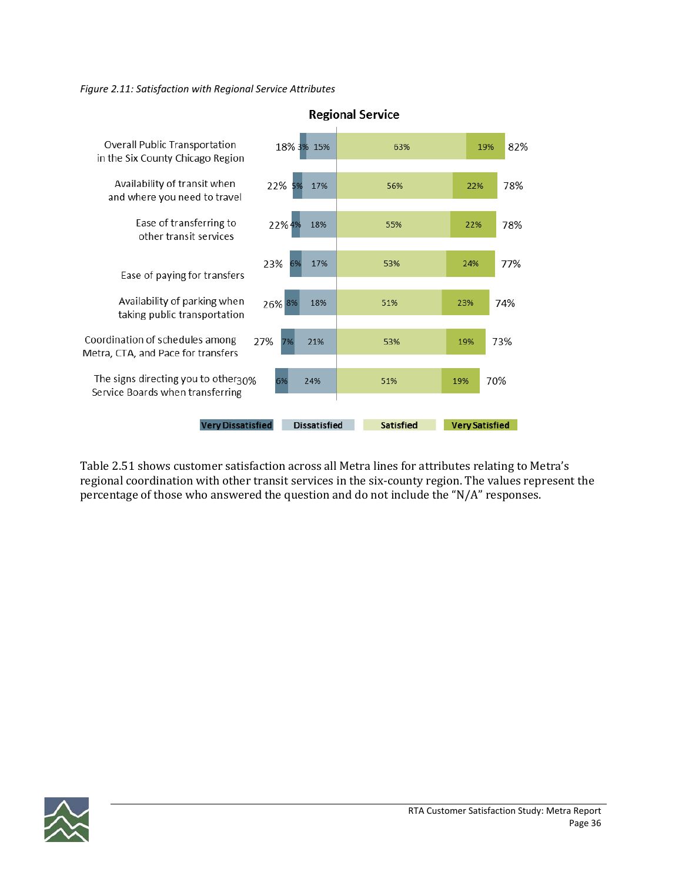*Figure 2.11: Satisfaction with Regional Service Attributes*

**Regional Service**

| Attribute | Total Dissatisfied | Very Dissatisfied | Dissatisfied | Satisfied | Very Satisfied | Total Satisfied |
|---|---|---|---|---|---|---|
| Overall Public Transportation in the Six County Chicago Region | 18% | 3% | 15% | 63% | 19% | 82% |
| Availability of transit when and where you need to travel | 22% | 5% | 17% | 56% | 22% | 78% |
| Ease of transferring to other transit services | 22% | 4% | 18% | 55% | 22% | 78% |
| Ease of paying for transfers | 23% | 6% | 17% | 53% | 24% | 77% |
| Availability of parking when taking public transportation | 26% | 8% | 18% | 51% | 23% | 74% |
| Coordination of schedules among Metra, CTA, and Pace for transfers | 27% | 7% | 21% | 53% | 19% | 73% |
| The signs directing you to other Service Boards when transferring | 30% | 6% | 24% | 51% | 19% | 70% |

Table 2.51 shows customer satisfaction across all Metra lines for attributes relating to Metra's regional coordination with other transit services in the six-county region. The values represent the percentage of those who answered the question and do not include the "N/A" responses.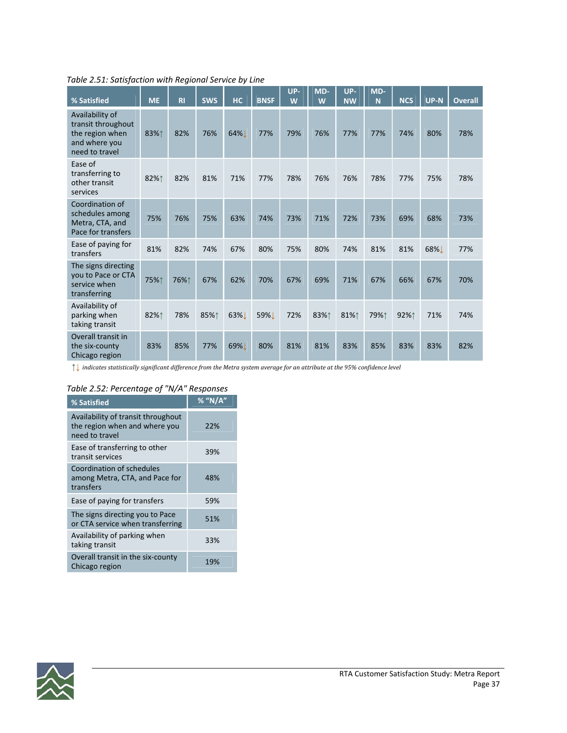*Table 2.51: Satisfaction with Regional Service by Line*

| % Satisfied | ME | RI | SWS | HC | BNSF | UP-W | MD-W | UP-NW | MD-N | NCS | UP-N | Overall |
|---|---|---|---|---|---|---|---|---|---|---|---|---|
| Availability of transit throughout the region when and where you need to travel | 83%↑ | 82% | 76% | 64%↓ | 77% | 79% | 76% | 77% | 77% | 74% | 80% | 78% |
| Ease of transferring to other transit services | 82%↑ | 82% | 81% | 71% | 77% | 78% | 76% | 76% | 78% | 77% | 75% | 78% |
| Coordination of schedules among Metra, CTA, and Pace for transfers | 75% | 76% | 75% | 63% | 74% | 73% | 71% | 72% | 73% | 69% | 68% | 73% |
| Ease of paying for transfers | 81% | 82% | 74% | 67% | 80% | 75% | 80% | 74% | 81% | 81% | 68%↓ | 77% |
| The signs directing you to Pace or CTA service when transferring | 75%↑ | 76%↑ | 67% | 62% | 70% | 67% | 69% | 71% | 67% | 66% | 67% | 70% |
| Availability of parking when taking transit | 82%↑ | 78% | 85%↑ | 63%↓ | 59%↓ | 72% | 83%↑ | 81%↑ | 79%↑ | 92%↑ | 71% | 74% |
| Overall transit in the six-county Chicago region | 83% | 85% | 77% | 69%↓ | 80% | 81% | 81% | 83% | 85% | 83% | 83% | 82% |

↑↓ *indicates statistically significant difference from the Metra system average for an attribute at the 95% confidence level*

*Table 2.52: Percentage of "N/A" Responses*

| % Satisfied | % "N/A" |
|---|---|
| Availability of transit throughout the region when and where you need to travel | 22% |
| Ease of transferring to other transit services | 39% |
| Coordination of schedules among Metra, CTA, and Pace for transfers | 48% |
| Ease of paying for transfers | 59% |
| The signs directing you to Pace or CTA service when transferring | 51% |
| Availability of parking when taking transit | 33% |
| Overall transit in the six-county Chicago region | 19% |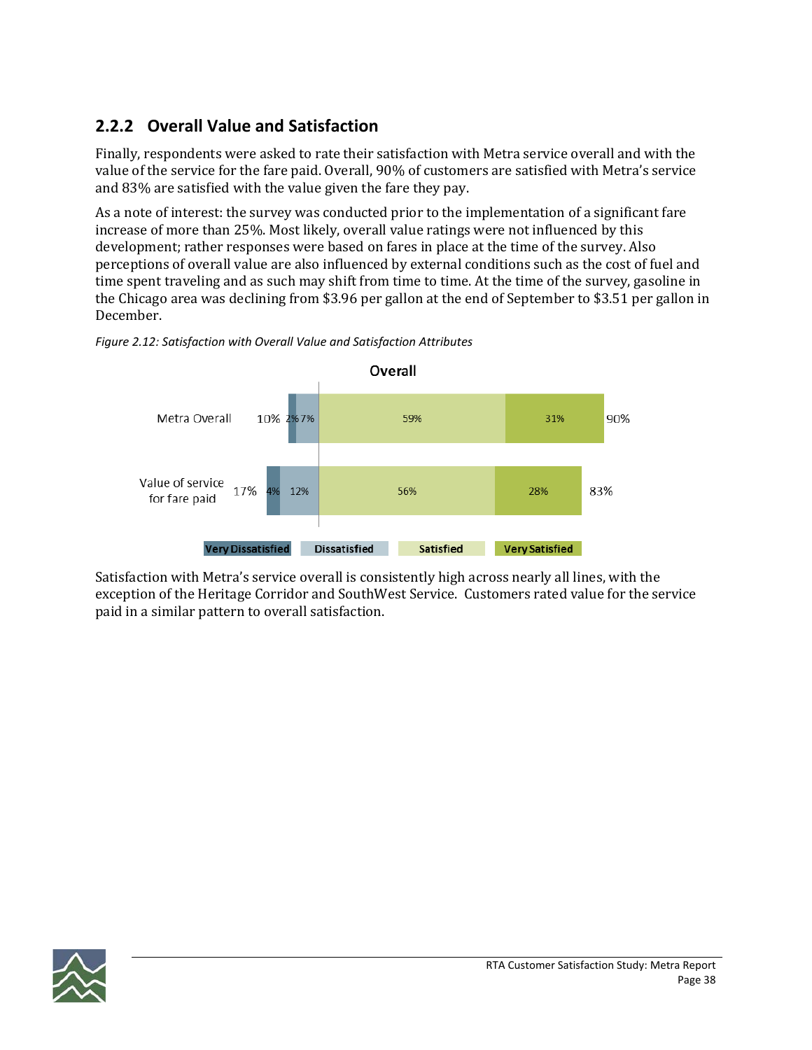### 2.2.2 Overall Value and Satisfaction

Finally, respondents were asked to rate their satisfaction with Metra service overall and with the value of the service for the fare paid. Overall, 90% of customers are satisfied with Metra's service and 83% are satisfied with the value given the fare they pay.

As a note of interest: the survey was conducted prior to the implementation of a significant fare increase of more than 25%. Most likely, overall value ratings were not influenced by this development; rather responses were based on fares in place at the time of the survey. Also perceptions of overall value are also influenced by external conditions such as the cost of fuel and time spent traveling and as such may shift from time to time. At the time of the survey, gasoline in the Chicago area was declining from $3.96 per gallon at the end of September to $3.51 per gallon in December.

*Figure 2.12: Satisfaction with Overall Value and Satisfaction Attributes*

**Overall**

| | Total Dissatisfied | Very Dissatisfied | Dissatisfied | Satisfied | Very Satisfied | Total Satisfied |
|---|---|---|---|---|---|---|
| Metra Overall | 10% | 2% | 7% | 59% | 31% | 90% |
| Value of service for fare paid | 17% | 4% | 12% | 56% | 28% | 83% |

Satisfaction with Metra's service overall is consistently high across nearly all lines, with the exception of the Heritage Corridor and SouthWest Service. Customers rated value for the service paid in a similar pattern to overall satisfaction.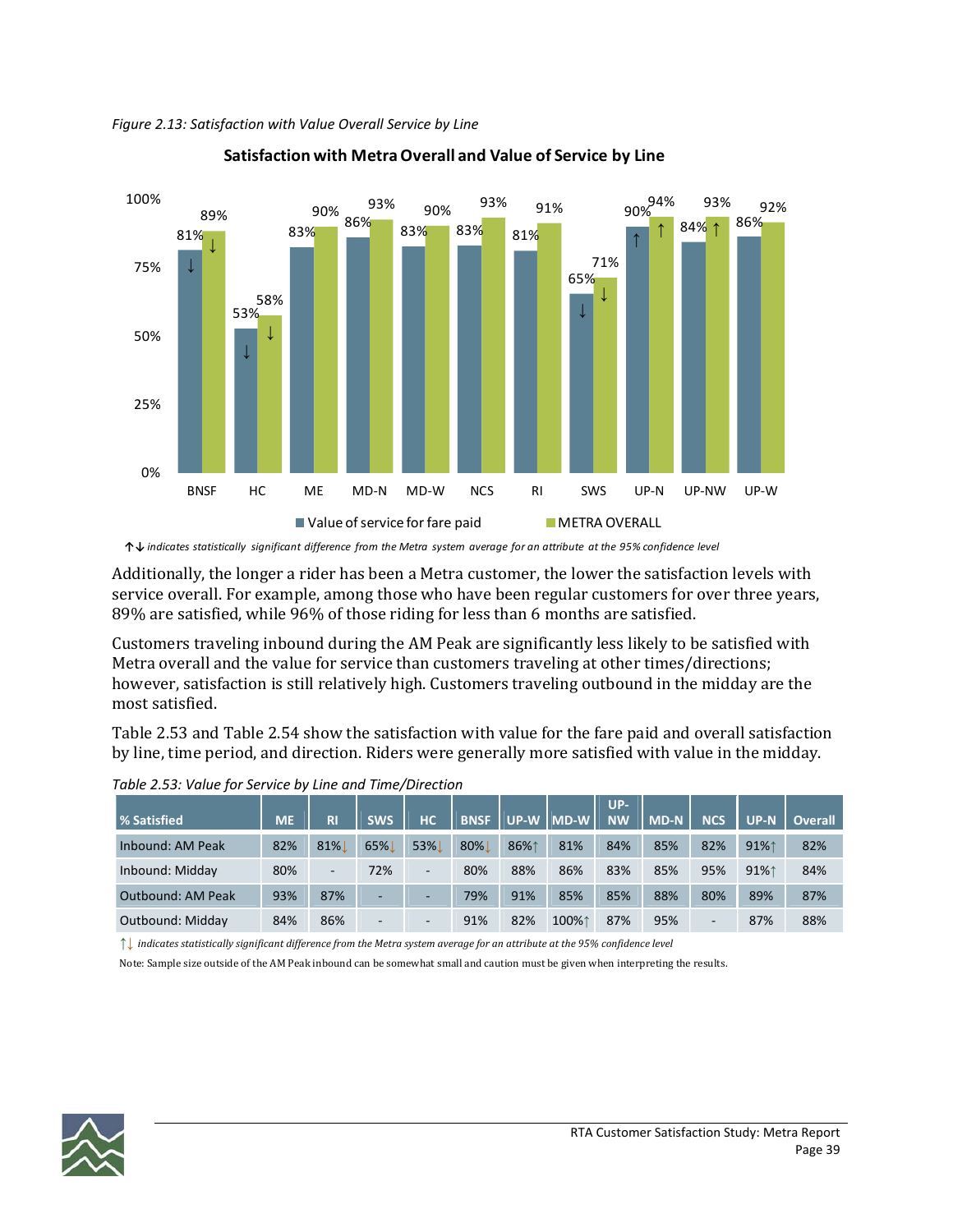*Figure 2.13: Satisfaction with Value Overall Service by Line*

**Satisfaction with Metra Overall and Value of Service by Line**

| Line | Value of service for fare paid | METRA OVERALL |
|---|---|---|
| BNSF | 81%↓ | 89%↓ |
| HC | 53%↓ | 58%↓ |
| ME | 83% | 90% |
| MD-N | 86% | 93% |
| MD-W | 83% | 90% |
| NCS | 83% | 93% |
| RI | 81% | 91% |
| SWS | 65%↓ | 71%↓ |
| UP-N | 90%↑ | 94%↑ |
| UP-NW | 84% | 93%↑ |
| UP-W | 86% | 92% |

*↑↓ indicates statistically significant difference from the Metra system average for an attribute at the 95% confidence level*

Additionally, the longer a rider has been a Metra customer, the lower the satisfaction levels with service overall. For example, among those who have been regular customers for over three years, 89% are satisfied, while 96% of those riding for less than 6 months are satisfied.

Customers traveling inbound during the AM Peak are significantly less likely to be satisfied with Metra overall and the value for service than customers traveling at other times/directions; however, satisfaction is still relatively high. Customers traveling outbound in the midday are the most satisfied.

Table 2.53 and Table 2.54 show the satisfaction with value for the fare paid and overall satisfaction by line, time period, and direction. Riders were generally more satisfied with value in the midday.

*Table 2.53: Value for Service by Line and Time/Direction*

| % Satisfied | ME | RI | SWS | HC | BNSF | UP-W | MD-W | UP-NW | MD-N | NCS | UP-N | Overall |
|---|---|---|---|---|---|---|---|---|---|---|---|---|
| Inbound: AM Peak | 82% | 81%↓ | 65%↓ | 53%↓ | 80%↓ | 86%↑ | 81% | 84% | 85% | 82% | 91%↑ | 82% |
| Inbound: Midday | 80% | - | 72% | - | 80% | 88% | 86% | 83% | 85% | 95% | 91%↑ | 84% |
| Outbound: AM Peak | 93% | 87% | - | - | 79% | 91% | 85% | 85% | 88% | 80% | 89% | 87% |
| Outbound: Midday | 84% | 86% | - | - | 91% | 82% | 100%↑ | 87% | 95% | - | 87% | 88% |

↑↓ *indicates statistically significant difference from the Metra system average for an attribute at the 95% confidence level*

Note: Sample size outside of the AM Peak inbound can be somewhat small and caution must be given when interpreting the results.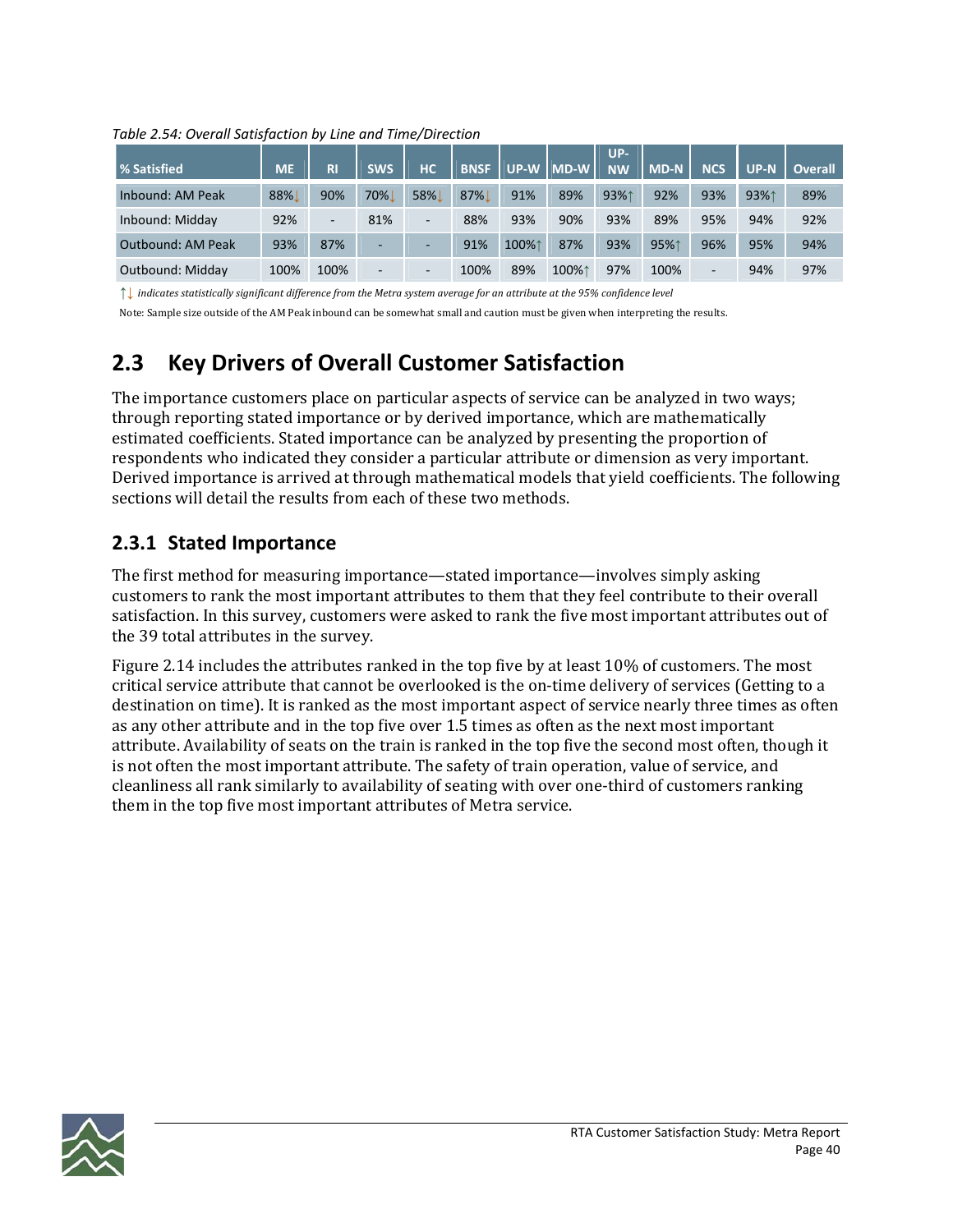*Table 2.54: Overall Satisfaction by Line and Time/Direction*

| % Satisfied | ME | RI | SWS | HC | BNSF | UP-W | MD-W | UP-NW | MD-N | NCS | UP-N | Overall |
|---|---|---|---|---|---|---|---|---|---|---|---|---|
| Inbound: AM Peak | 88%↓ | 90% | 70%↓ | 58%↓ | 87%↓ | 91% | 89% | 93%↑ | 92% | 93% | 93%↑ | 89% |
| Inbound: Midday | 92% | - | 81% | - | 88% | 93% | 90% | 93% | 89% | 95% | 94% | 92% |
| Outbound: AM Peak | 93% | 87% | - | - | 91% | 100%↑ | 87% | 93% | 95%↑ | 96% | 95% | 94% |
| Outbound: Midday | 100% | 100% | - | - | 100% | 89% | 100%↑ | 97% | 100% | - | 94% | 97% |

↑↓ *indicates statistically significant difference from the Metra system average for an attribute at the 95% confidence level*

Note: Sample size outside of the AM Peak inbound can be somewhat small and caution must be given when interpreting the results.

## 2.3 Key Drivers of Overall Customer Satisfaction

The importance customers place on particular aspects of service can be analyzed in two ways; through reporting stated importance or by derived importance, which are mathematically estimated coefficients. Stated importance can be analyzed by presenting the proportion of respondents who indicated they consider a particular attribute or dimension as very important. Derived importance is arrived at through mathematical models that yield coefficients. The following sections will detail the results from each of these two methods.

### 2.3.1 Stated Importance

The first method for measuring importance—stated importance—involves simply asking customers to rank the most important attributes to them that they feel contribute to their overall satisfaction. In this survey, customers were asked to rank the five most important attributes out of the 39 total attributes in the survey.

Figure 2.14 includes the attributes ranked in the top five by at least 10% of customers. The most critical service attribute that cannot be overlooked is the on-time delivery of services (Getting to a destination on time). It is ranked as the most important aspect of service nearly three times as often as any other attribute and in the top five over 1.5 times as often as the next most important attribute. Availability of seats on the train is ranked in the top five the second most often, though it is not often the most important attribute. The safety of train operation, value of service, and cleanliness all rank similarly to availability of seating with over one-third of customers ranking them in the top five most important attributes of Metra service.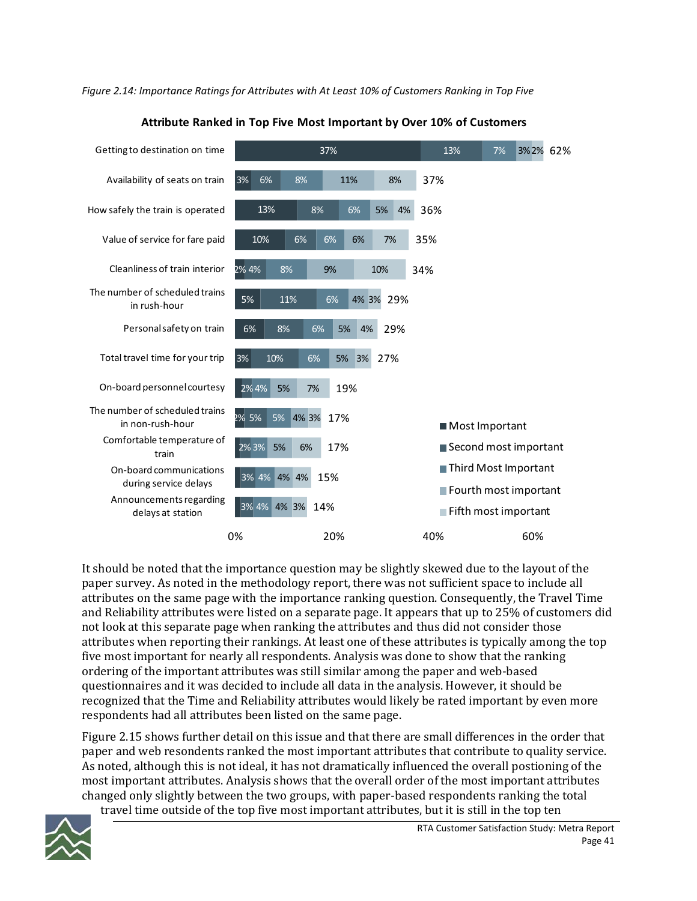*Figure 2.14: Importance Ratings for Attributes with At Least 10% of Customers Ranking in Top Five*

**Attribute Ranked in Top Five Most Important by Over 10% of Customers**

| Attribute | Most Important | Second most important | Third Most Important | Fourth most important | Fifth most important | Total |
|---|---|---|---|---|---|---|
| Getting to destination on time | 37% | 13% | 7% | 3% | 2% | 62% |
| Availability of seats on train | 3% | 6% | 8% | 11% | 8% | 37% |
| How safely the train is operated | 13% | 8% | 6% | 5% | 4% | 36% |
| Value of service for fare paid | 10% | 6% | 6% | 6% | 7% | 35% |
| Cleanliness of train interior | 2% | 4% | 8% | 9% | 10% | 34% |
| The number of scheduled trains in rush-hour | 5% | 11% | 6% | 4% | 3% | 29% |
| Personal safety on train | 6% | 8% | 6% | 5% | 4% | 29% |
| Total travel time for your trip | 3% | 10% | 6% | 5% | 3% | 27% |
| On-board personnel courtesy | | 2% | 4% | 5% | 7% | 19% |
| The number of scheduled trains in non-rush-hour | 2% | 5% | 5% | 4% | 3% | 17% |
| Comfortable temperature of train | | 2% | 3% | 5% | 6% | 17% |
| On-board communications during service delays | | 3% | 4% | 4% | 4% | 15% |
| Announcements regarding delays at station | | 3% | 4% | 4% | 3% | 14% |

It should be noted that the importance question may be slightly skewed due to the layout of the paper survey. As noted in the methodology report, there was not sufficient space to include all attributes on the same page with the importance ranking question. Consequently, the Travel Time and Reliability attributes were listed on a separate page. It appears that up to 25% of customers did not look at this separate page when ranking the attributes and thus did not consider those attributes when reporting their rankings. At least one of these attributes is typically among the top five most important for nearly all respondents. Analysis was done to show that the ranking ordering of the important attributes was still similar among the paper and web-based questionnaires and it was decided to include all data in the analysis. However, it should be recognized that the Time and Reliability attributes would likely be rated important by even more respondents had all attributes been listed on the same page.

Figure 2.15 shows further detail on this issue and that there are small differences in the order that paper and web resondents ranked the most important attributes that contribute to quality service. As noted, although this is not ideal, it has not dramatically influenced the overall postioning of the most important attributes. Analysis shows that the overall order of the most important attributes changed only slightly between the two groups, with paper-based respondents ranking the total travel time outside of the top five most important attributes, but it is still in the top ten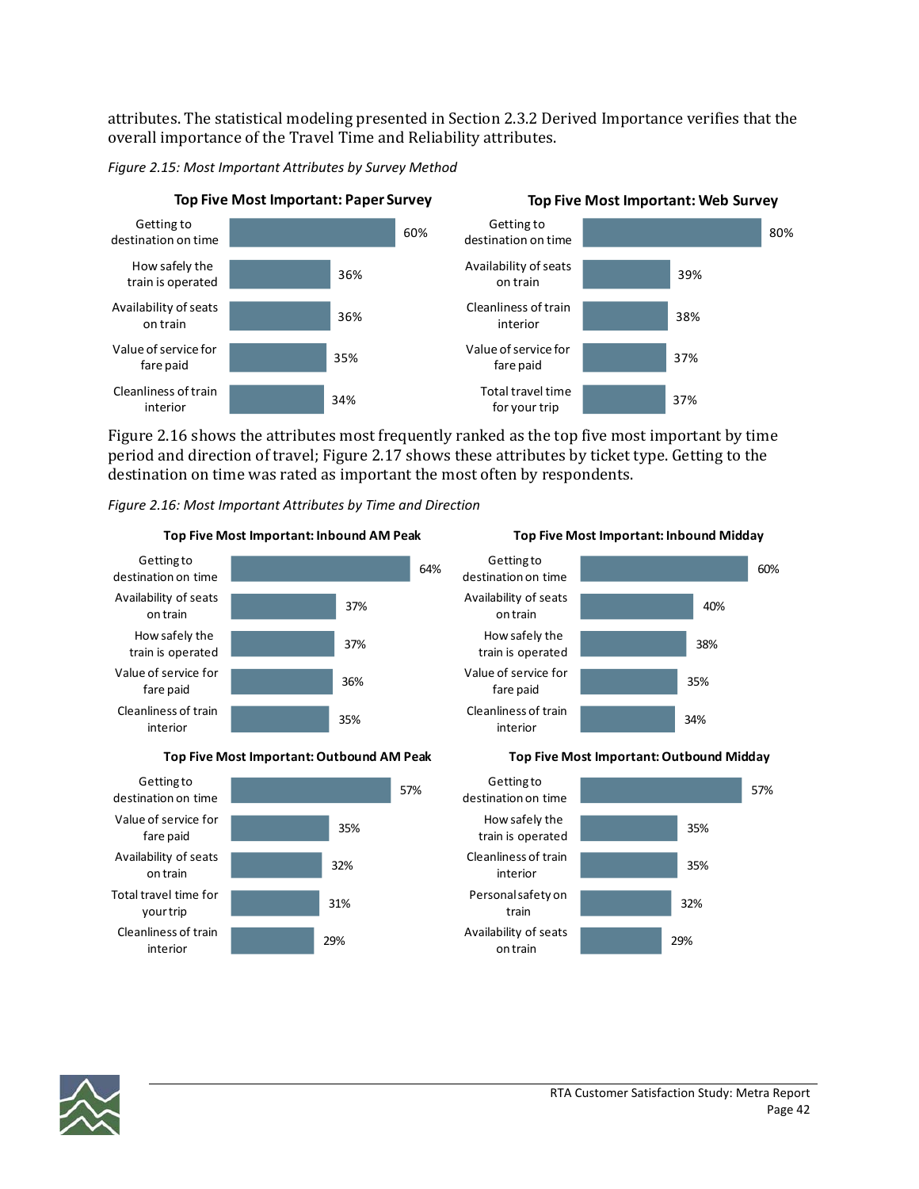attributes. The statistical modeling presented in Section 2.3.2 Derived Importance verifies that the overall importance of the Travel Time and Reliability attributes.

*Figure 2.15: Most Important Attributes by Survey Method*

**Top Five Most Important: Paper Survey**

| Attribute | Percent |
|---|---|
| Getting to destination on time | 60% |
| How safely the train is operated | 36% |
| Availability of seats on train | 36% |
| Value of service for fare paid | 35% |
| Cleanliness of train interior | 34% |

**Top Five Most Important: Web Survey**

| Attribute | Percent |
|---|---|
| Getting to destination on time | 80% |
| Availability of seats on train | 39% |
| Cleanliness of train interior | 38% |
| Value of service for fare paid | 37% |
| Total travel time for your trip | 37% |

Figure 2.16 shows the attributes most frequently ranked as the top five most important by time period and direction of travel; Figure 2.17 shows these attributes by ticket type. Getting to the destination on time was rated as important the most often by respondents.

*Figure 2.16: Most Important Attributes by Time and Direction*

**Top Five Most Important: Inbound AM Peak**

| Attribute | Percent |
|---|---|
| Getting to destination on time | 64% |
| Availability of seats on train | 37% |
| How safely the train is operated | 37% |
| Value of service for fare paid | 36% |
| Cleanliness of train interior | 35% |

**Top Five Most Important: Inbound Midday**

| Attribute | Percent |
|---|---|
| Getting to destination on time | 60% |
| Availability of seats on train | 40% |
| How safely the train is operated | 38% |
| Value of service for fare paid | 35% |
| Cleanliness of train interior | 34% |

**Top Five Most Important: Outbound AM Peak**

| Attribute | Percent |
|---|---|
| Getting to destination on time | 57% |
| Value of service for fare paid | 35% |
| Availability of seats on train | 32% |
| Total travel time for your trip | 31% |
| Cleanliness of train interior | 29% |

**Top Five Most Important: Outbound Midday**

| Attribute | Percent |
|---|---|
| Getting to destination on time | 57% |
| How safely the train is operated | 35% |
| Cleanliness of train interior | 35% |
| Personal safety on train | 32% |
| Availability of seats on train | 29% |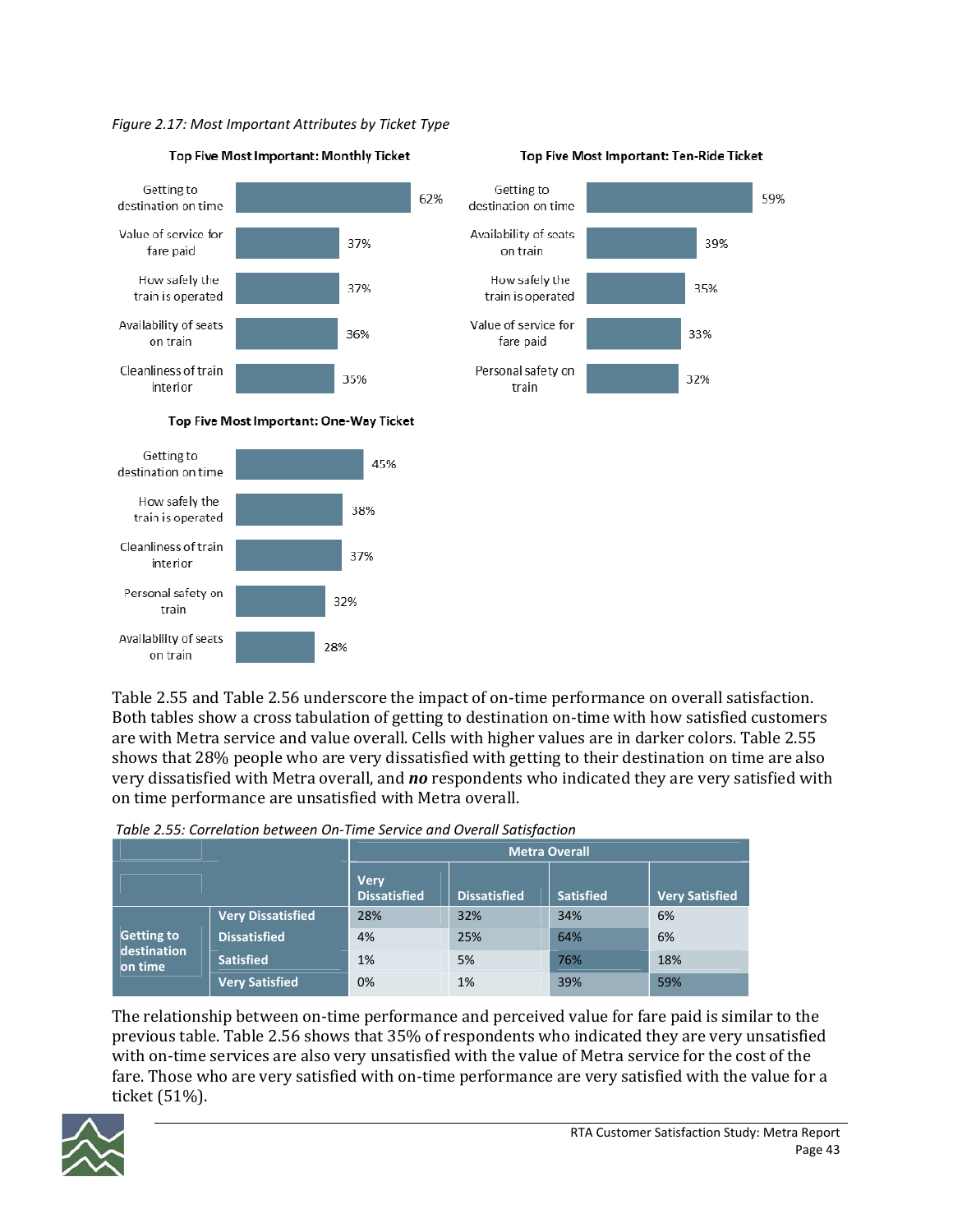*Figure 2.17: Most Important Attributes by Ticket Type*

**Top Five Most Important: Monthly Ticket**

| Attribute | Percent |
|---|---|
| Getting to destination on time | 62% |
| Value of service for fare paid | 37% |
| How safely the train is operated | 37% |
| Availability of seats on train | 36% |
| Cleanliness of train interior | 35% |

**Top Five Most Important: Ten-Ride Ticket**

| Attribute | Percent |
|---|---|
| Getting to destination on time | 59% |
| Availability of seats on train | 39% |
| How safely the train is operated | 35% |
| Value of service for fare paid | 33% |
| Personal safety on train | 32% |

**Top Five Most Important: One-Way Ticket**

| Attribute | Percent |
|---|---|
| Getting to destination on time | 45% |
| How safely the train is operated | 38% |
| Cleanliness of train interior | 37% |
| Personal safety on train | 32% |
| Availability of seats on train | 28% |

Table 2.55 and Table 2.56 underscore the impact of on-time performance on overall satisfaction. Both tables show a cross tabulation of getting to destination on-time with how satisfied customers are with Metra service and value overall. Cells with higher values are in darker colors. Table 2.55 shows that 28% people who are very dissatisfied with getting to their destination on time are also very dissatisfied with Metra overall, and ***no*** respondents who indicated they are very satisfied with on time performance are unsatisfied with Metra overall.

*Table 2.55: Correlation between On-Time Service and Overall Satisfaction*

| | | Metra Overall | | | |
|---|---|---|---|---|---|
| | | Very Dissatisfied | Dissatisfied | Satisfied | Very Satisfied |
| Getting to destination on time | Very Dissatisfied | 28% | 32% | 34% | 6% |
| | Dissatisfied | 4% | 25% | 64% | 6% |
| | Satisfied | 1% | 5% | 76% | 18% |
| | Very Satisfied | 0% | 1% | 39% | 59% |

The relationship between on-time performance and perceived value for fare paid is similar to the previous table. Table 2.56 shows that 35% of respondents who indicated they are very unsatisfied with on-time services are also very unsatisfied with the value of Metra service for the cost of the fare. Those who are very satisfied with on-time performance are very satisfied with the value for a ticket (51%).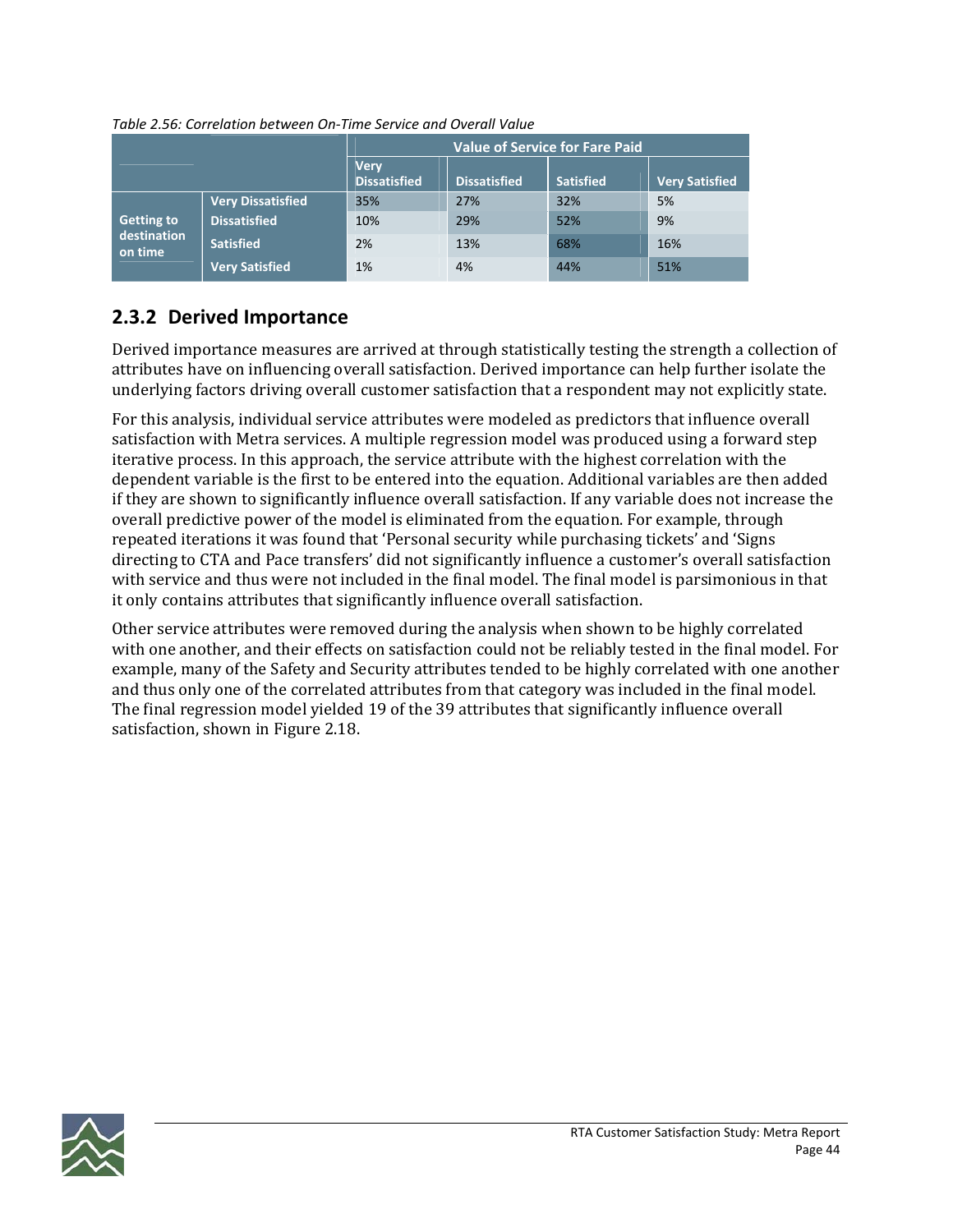*Table 2.56: Correlation between On-Time Service and Overall Value*

| | | Value of Service for Fare Paid | | | |
|---|---|---|---|---|---|
| | | Very Dissatisfied | Dissatisfied | Satisfied | Very Satisfied |
| Getting to destination on time | Very Dissatisfied | 35% | 27% | 32% | 5% |
| | Dissatisfied | 10% | 29% | 52% | 9% |
| | Satisfied | 2% | 13% | 68% | 16% |
| | Very Satisfied | 1% | 4% | 44% | 51% |

## 2.3.2 Derived Importance

Derived importance measures are arrived at through statistically testing the strength a collection of attributes have on influencing overall satisfaction. Derived importance can help further isolate the underlying factors driving overall customer satisfaction that a respondent may not explicitly state.

For this analysis, individual service attributes were modeled as predictors that influence overall satisfaction with Metra services. A multiple regression model was produced using a forward step iterative process. In this approach, the service attribute with the highest correlation with the dependent variable is the first to be entered into the equation. Additional variables are then added if they are shown to significantly influence overall satisfaction. If any variable does not increase the overall predictive power of the model is eliminated from the equation. For example, through repeated iterations it was found that 'Personal security while purchasing tickets' and 'Signs directing to CTA and Pace transfers' did not significantly influence a customer's overall satisfaction with service and thus were not included in the final model. The final model is parsimonious in that it only contains attributes that significantly influence overall satisfaction.

Other service attributes were removed during the analysis when shown to be highly correlated with one another, and their effects on satisfaction could not be reliably tested in the final model. For example, many of the Safety and Security attributes tended to be highly correlated with one another and thus only one of the correlated attributes from that category was included in the final model. The final regression model yielded 19 of the 39 attributes that significantly influence overall satisfaction, shown in Figure 2.18.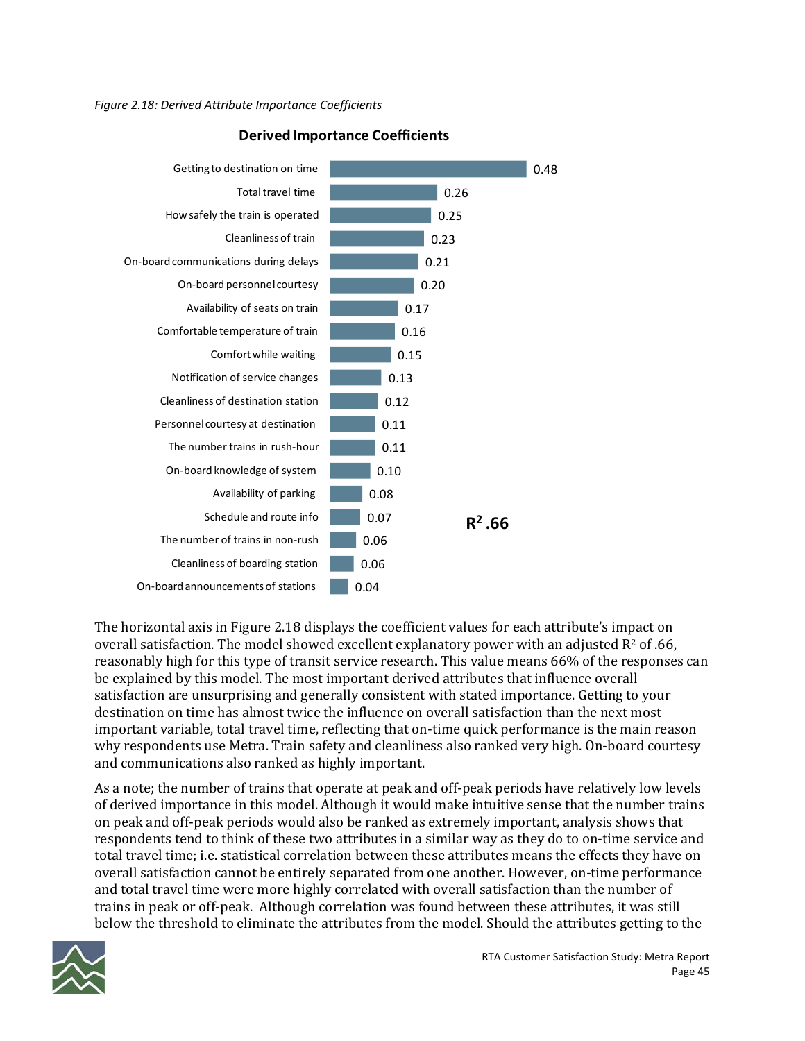*Figure 2.18: Derived Attribute Importance Coefficients*

**Derived Importance Coefficients**

| Attribute | Coefficient |
|---|---|
| Getting to destination on time | 0.48 |
| Total travel time | 0.26 |
| How safely the train is operated | 0.25 |
| Cleanliness of train | 0.23 |
| On-board communications during delays | 0.21 |
| On-board personnel courtesy | 0.20 |
| Availability of seats on train | 0.17 |
| Comfortable temperature of train | 0.16 |
| Comfort while waiting | 0.15 |
| Notification of service changes | 0.13 |
| Cleanliness of destination station | 0.12 |
| Personnel courtesy at destination | 0.11 |
| The number trains in rush-hour | 0.11 |
| On-board knowledge of system | 0.10 |
| Availability of parking | 0.08 |
| Schedule and route info | 0.07 |
| The number of trains in non-rush | 0.06 |
| Cleanliness of boarding station | 0.06 |
| On-board announcements of stations | 0.04 |

**$R^2$ .66**

The horizontal axis in Figure 2.18 displays the coefficient values for each attribute's impact on overall satisfaction. The model showed excellent explanatory power with an adjusted $R^2$ of .66, reasonably high for this type of transit service research. This value means 66% of the responses can be explained by this model. The most important derived attributes that influence overall satisfaction are unsurprising and generally consistent with stated importance. Getting to your destination on time has almost twice the influence on overall satisfaction than the next most important variable, total travel time, reflecting that on-time quick performance is the main reason why respondents use Metra. Train safety and cleanliness also ranked very high. On-board courtesy and communications also ranked as highly important.

As a note; the number of trains that operate at peak and off-peak periods have relatively low levels of derived importance in this model. Although it would make intuitive sense that the number trains on peak and off-peak periods would also be ranked as extremely important, analysis shows that respondents tend to think of these two attributes in a similar way as they do to on-time service and total travel time; i.e. statistical correlation between these attributes means the effects they have on overall satisfaction cannot be entirely separated from one another. However, on-time performance and total travel time were more highly correlated with overall satisfaction than the number of trains in peak or off-peak. Although correlation was found between these attributes, it was still below the threshold to eliminate the attributes from the model. Should the attributes getting to the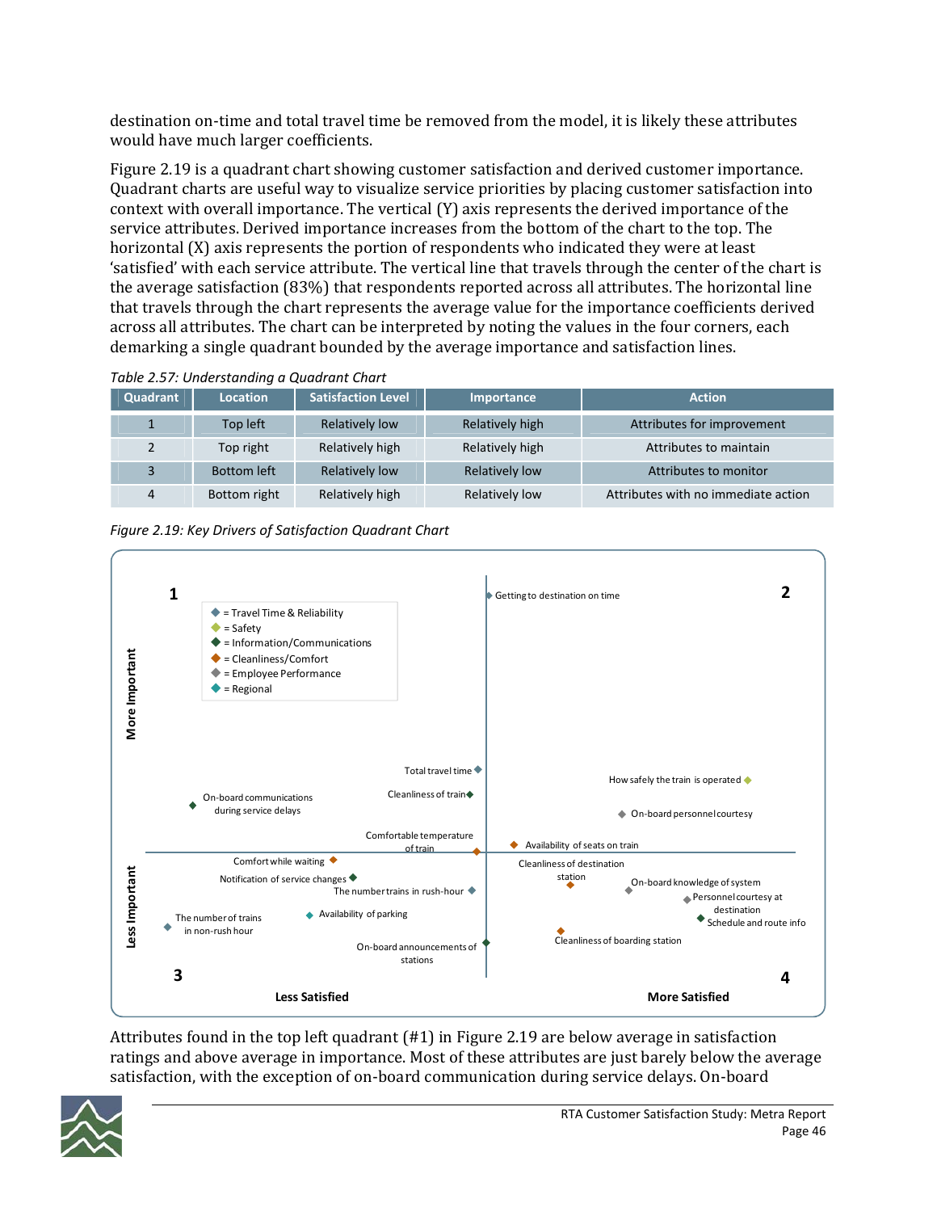destination on-time and total travel time be removed from the model, it is likely these attributes would have much larger coefficients.

Figure 2.19 is a quadrant chart showing customer satisfaction and derived customer importance. Quadrant charts are useful way to visualize service priorities by placing customer satisfaction into context with overall importance. The vertical (Y) axis represents the derived importance of the service attributes. Derived importance increases from the bottom of the chart to the top. The horizontal (X) axis represents the portion of respondents who indicated they were at least 'satisfied' with each service attribute. The vertical line that travels through the center of the chart is the average satisfaction (83%) that respondents reported across all attributes. The horizontal line that travels through the chart represents the average value for the importance coefficients derived across all attributes. The chart can be interpreted by noting the values in the four corners, each demarking a single quadrant bounded by the average importance and satisfaction lines.

*Table 2.57: Understanding a Quadrant Chart*

| Quadrant | Location | Satisfaction Level | Importance | Action |
|---|---|---|---|---|
| 1 | Top left | Relatively low | Relatively high | Attributes for improvement |
| 2 | Top right | Relatively high | Relatively high | Attributes to maintain |
| 3 | Bottom left | Relatively low | Relatively low | Attributes to monitor |
| 4 | Bottom right | Relatively high | Relatively low | Attributes with no immediate action |

*Figure 2.19: Key Drivers of Satisfaction Quadrant Chart*

Attributes found in the top left quadrant (#1) in Figure 2.19 are below average in satisfaction ratings and above average in importance. Most of these attributes are just barely below the average satisfaction, with the exception of on-board communication during service delays. On-board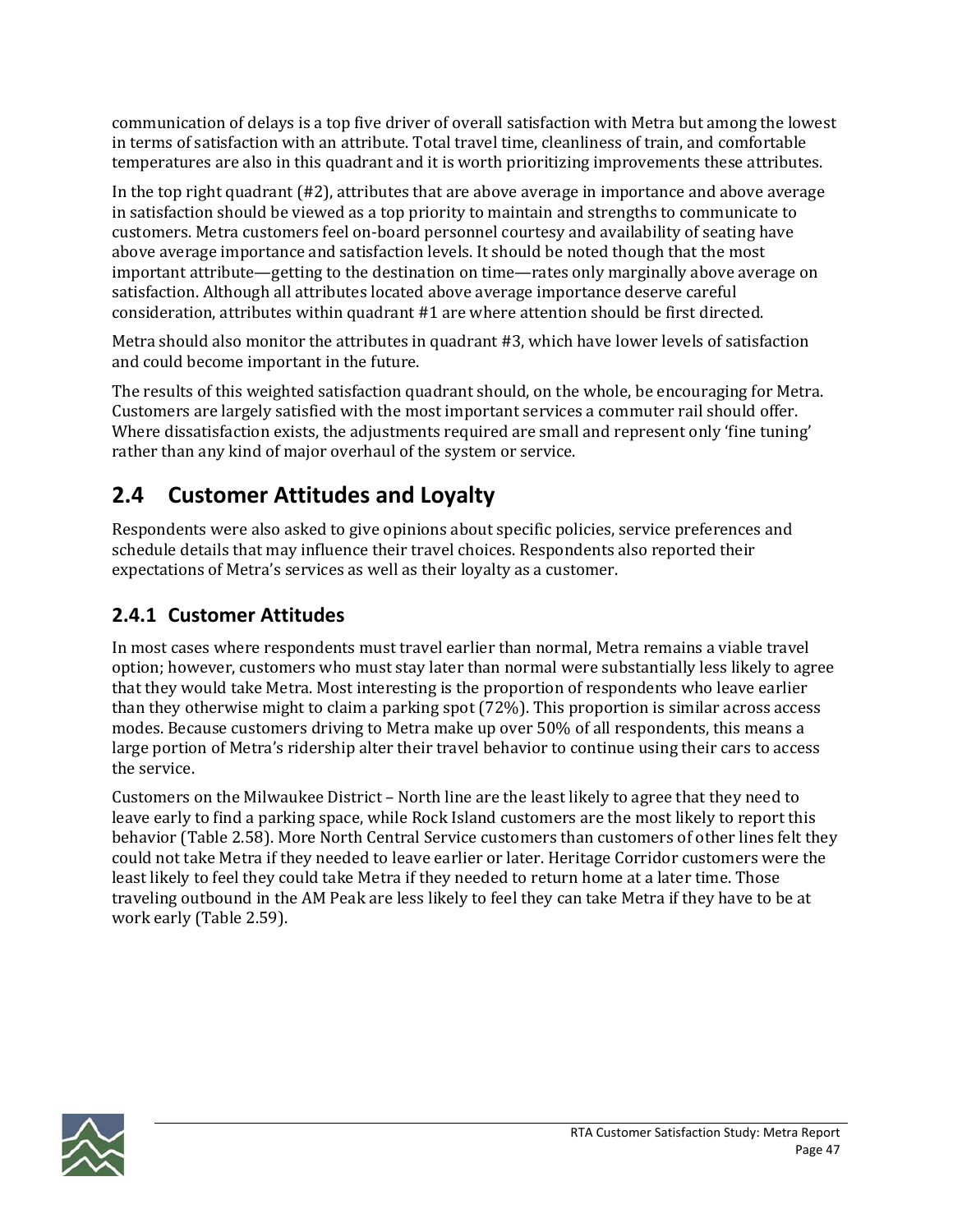communication of delays is a top five driver of overall satisfaction with Metra but among the lowest in terms of satisfaction with an attribute. Total travel time, cleanliness of train, and comfortable temperatures are also in this quadrant and it is worth prioritizing improvements these attributes.

In the top right quadrant (#2), attributes that are above average in importance and above average in satisfaction should be viewed as a top priority to maintain and strengths to communicate to customers. Metra customers feel on-board personnel courtesy and availability of seating have above average importance and satisfaction levels. It should be noted though that the most important attribute—getting to the destination on time—rates only marginally above average on satisfaction. Although all attributes located above average importance deserve careful consideration, attributes within quadrant #1 are where attention should be first directed.

Metra should also monitor the attributes in quadrant #3, which have lower levels of satisfaction and could become important in the future.

The results of this weighted satisfaction quadrant should, on the whole, be encouraging for Metra. Customers are largely satisfied with the most important services a commuter rail should offer. Where dissatisfaction exists, the adjustments required are small and represent only 'fine tuning' rather than any kind of major overhaul of the system or service.

## 2.4 Customer Attitudes and Loyalty

Respondents were also asked to give opinions about specific policies, service preferences and schedule details that may influence their travel choices. Respondents also reported their expectations of Metra's services as well as their loyalty as a customer.

### 2.4.1 Customer Attitudes

In most cases where respondents must travel earlier than normal, Metra remains a viable travel option; however, customers who must stay later than normal were substantially less likely to agree that they would take Metra. Most interesting is the proportion of respondents who leave earlier than they otherwise might to claim a parking spot (72%). This proportion is similar across access modes. Because customers driving to Metra make up over 50% of all respondents, this means a large portion of Metra's ridership alter their travel behavior to continue using their cars to access the service.

Customers on the Milwaukee District – North line are the least likely to agree that they need to leave early to find a parking space, while Rock Island customers are the most likely to report this behavior (Table 2.58). More North Central Service customers than customers of other lines felt they could not take Metra if they needed to leave earlier or later. Heritage Corridor customers were the least likely to feel they could take Metra if they needed to return home at a later time. Those traveling outbound in the AM Peak are less likely to feel they can take Metra if they have to be at work early (Table 2.59).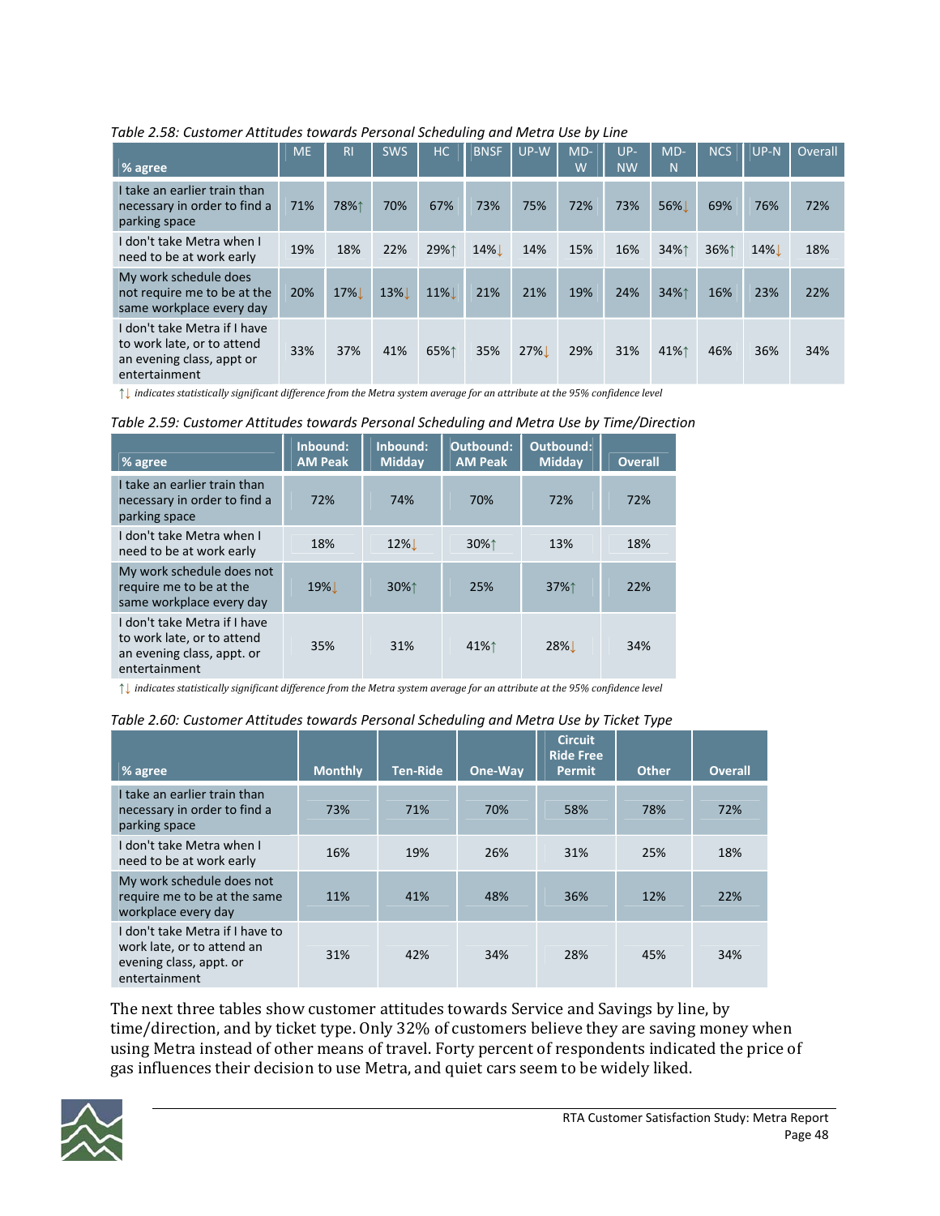*Table 2.58: Customer Attitudes towards Personal Scheduling and Metra Use by Line*

| % agree | ME | RI | SWS | HC | BNSF | UP-W | MD-W | UP-NW | MD-N | NCS | UP-N | Overall |
|---|---|---|---|---|---|---|---|---|---|---|---|---|
| I take an earlier train than necessary in order to find a parking space | 71% | 78%↑ | 70% | 67% | 73% | 75% | 72% | 73% | 56%↓ | 69% | 76% | 72% |
| I don't take Metra when I need to be at work early | 19% | 18% | 22% | 29%↑ | 14%↓ | 14% | 15% | 16% | 34%↑ | 36%↑ | 14%↓ | 18% |
| My work schedule does not require me to be at the same workplace every day | 20% | 17%↓ | 13%↓ | 11%↓ | 21% | 21% | 19% | 24% | 34%↑ | 16% | 23% | 22% |
| I don't take Metra if I have to work late, or to attend an evening class, appt or entertainment | 33% | 37% | 41% | 65%↑ | 35% | 27%↓ | 29% | 31% | 41%↑ | 46% | 36% | 34% |

↑↓ *indicates statistically significant difference from the Metra system average for an attribute at the 95% confidence level*

*Table 2.59: Customer Attitudes towards Personal Scheduling and Metra Use by Time/Direction*

| % agree | Inbound: AM Peak | Inbound: Midday | Outbound: AM Peak | Outbound: Midday | Overall |
|---|---|---|---|---|---|
| I take an earlier train than necessary in order to find a parking space | 72% | 74% | 70% | 72% | 72% |
| I don't take Metra when I need to be at work early | 18% | 12%↓ | 30%↑ | 13% | 18% |
| My work schedule does not require me to be at the same workplace every day | 19%↓ | 30%↑ | 25% | 37%↑ | 22% |
| I don't take Metra if I have to work late, or to attend an evening class, appt. or entertainment | 35% | 31% | 41%↑ | 28%↓ | 34% |

↑↓ *indicates statistically significant difference from the Metra system average for an attribute at the 95% confidence level*

*Table 2.60: Customer Attitudes towards Personal Scheduling and Metra Use by Ticket Type*

| % agree | Monthly | Ten-Ride | One-Way | Circuit Ride Free Permit | Other | Overall |
|---|---|---|---|---|---|---|
| I take an earlier train than necessary in order to find a parking space | 73% | 71% | 70% | 58% | 78% | 72% |
| I don't take Metra when I need to be at work early | 16% | 19% | 26% | 31% | 25% | 18% |
| My work schedule does not require me to be at the same workplace every day | 11% | 41% | 48% | 36% | 12% | 22% |
| I don't take Metra if I have to work late, or to attend an evening class, appt. or entertainment | 31% | 42% | 34% | 28% | 45% | 34% |

The next three tables show customer attitudes towards Service and Savings by line, by time/direction, and by ticket type. Only 32% of customers believe they are saving money when using Metra instead of other means of travel. Forty percent of respondents indicated the price of gas influences their decision to use Metra, and quiet cars seem to be widely liked.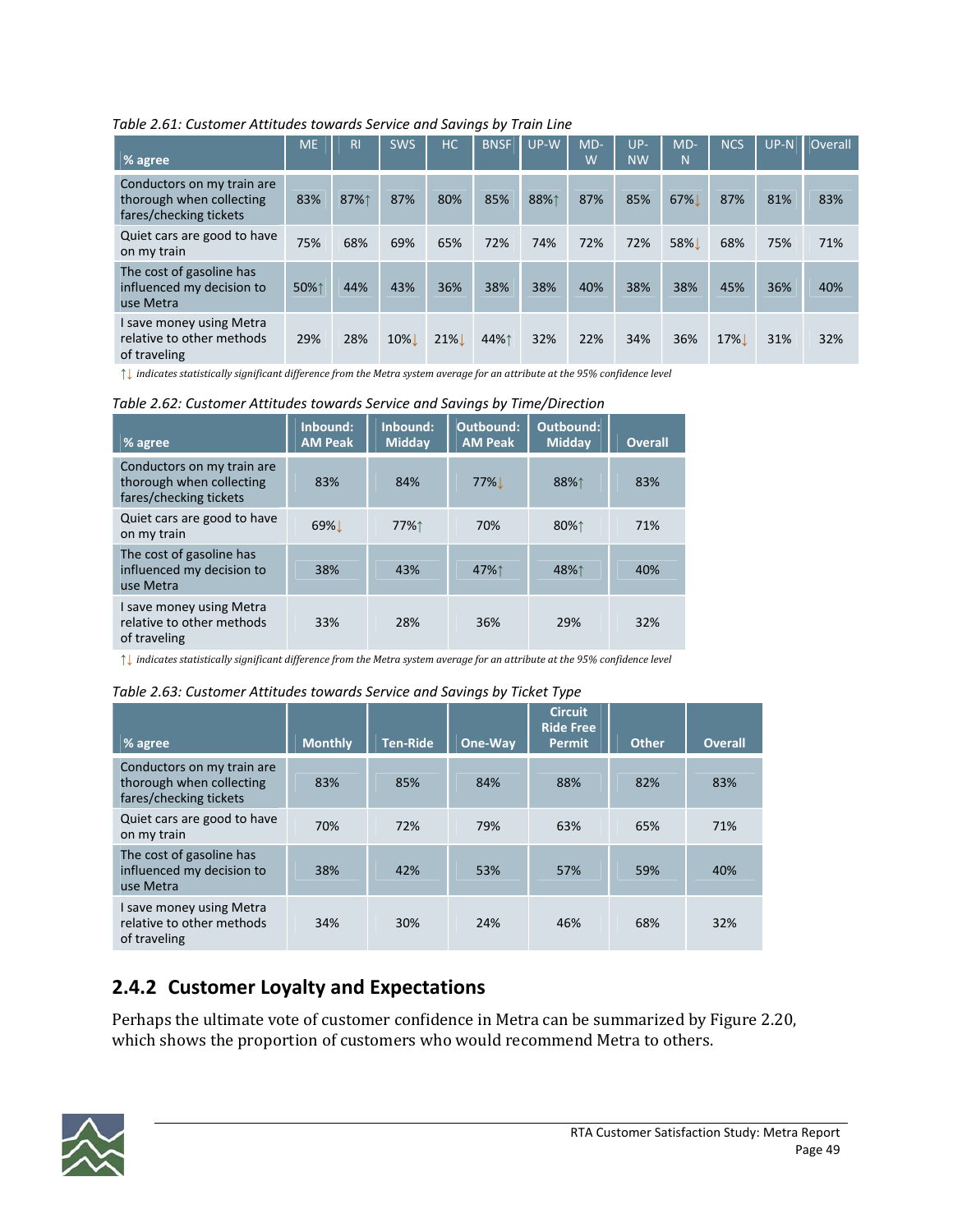*Table 2.61: Customer Attitudes towards Service and Savings by Train Line*

| % agree | ME | RI | SWS | HC | BNSF | UP-W | MD-W | UP-NW | MD-N | NCS | UP-N | Overall |
|---|---|---|---|---|---|---|---|---|---|---|---|---|
| Conductors on my train are thorough when collecting fares/checking tickets | 83% | 87%↑ | 87% | 80% | 85% | 88%↑ | 87% | 85% | 67%↓ | 87% | 81% | 83% |
| Quiet cars are good to have on my train | 75% | 68% | 69% | 65% | 72% | 74% | 72% | 72% | 58%↓ | 68% | 75% | 71% |
| The cost of gasoline has influenced my decision to use Metra | 50%↑ | 44% | 43% | 36% | 38% | 38% | 40% | 38% | 38% | 45% | 36% | 40% |
| I save money using Metra relative to other methods of traveling | 29% | 28% | 10%↓ | 21%↓ | 44%↑ | 32% | 22% | 34% | 36% | 17%↓ | 31% | 32% |

↑↓ *indicates statistically significant difference from the Metra system average for an attribute at the 95% confidence level*

*Table 2.62: Customer Attitudes towards Service and Savings by Time/Direction*

| % agree | Inbound: AM Peak | Inbound: Midday | Outbound: AM Peak | Outbound: Midday | Overall |
|---|---|---|---|---|---|
| Conductors on my train are thorough when collecting fares/checking tickets | 83% | 84% | 77%↓ | 88%↑ | 83% |
| Quiet cars are good to have on my train | 69%↓ | 77%↑ | 70% | 80%↑ | 71% |
| The cost of gasoline has influenced my decision to use Metra | 38% | 43% | 47%↑ | 48%↑ | 40% |
| I save money using Metra relative to other methods of traveling | 33% | 28% | 36% | 29% | 32% |

↑↓ *indicates statistically significant difference from the Metra system average for an attribute at the 95% confidence level*

*Table 2.63: Customer Attitudes towards Service and Savings by Ticket Type*

| % agree | Monthly | Ten-Ride | One-Way | Circuit Ride Free Permit | Other | Overall |
|---|---|---|---|---|---|---|
| Conductors on my train are thorough when collecting fares/checking tickets | 83% | 85% | 84% | 88% | 82% | 83% |
| Quiet cars are good to have on my train | 70% | 72% | 79% | 63% | 65% | 71% |
| The cost of gasoline has influenced my decision to use Metra | 38% | 42% | 53% | 57% | 59% | 40% |
| I save money using Metra relative to other methods of traveling | 34% | 30% | 24% | 46% | 68% | 32% |

## 2.4.2 Customer Loyalty and Expectations

Perhaps the ultimate vote of customer confidence in Metra can be summarized by Figure 2.20, which shows the proportion of customers who would recommend Metra to others.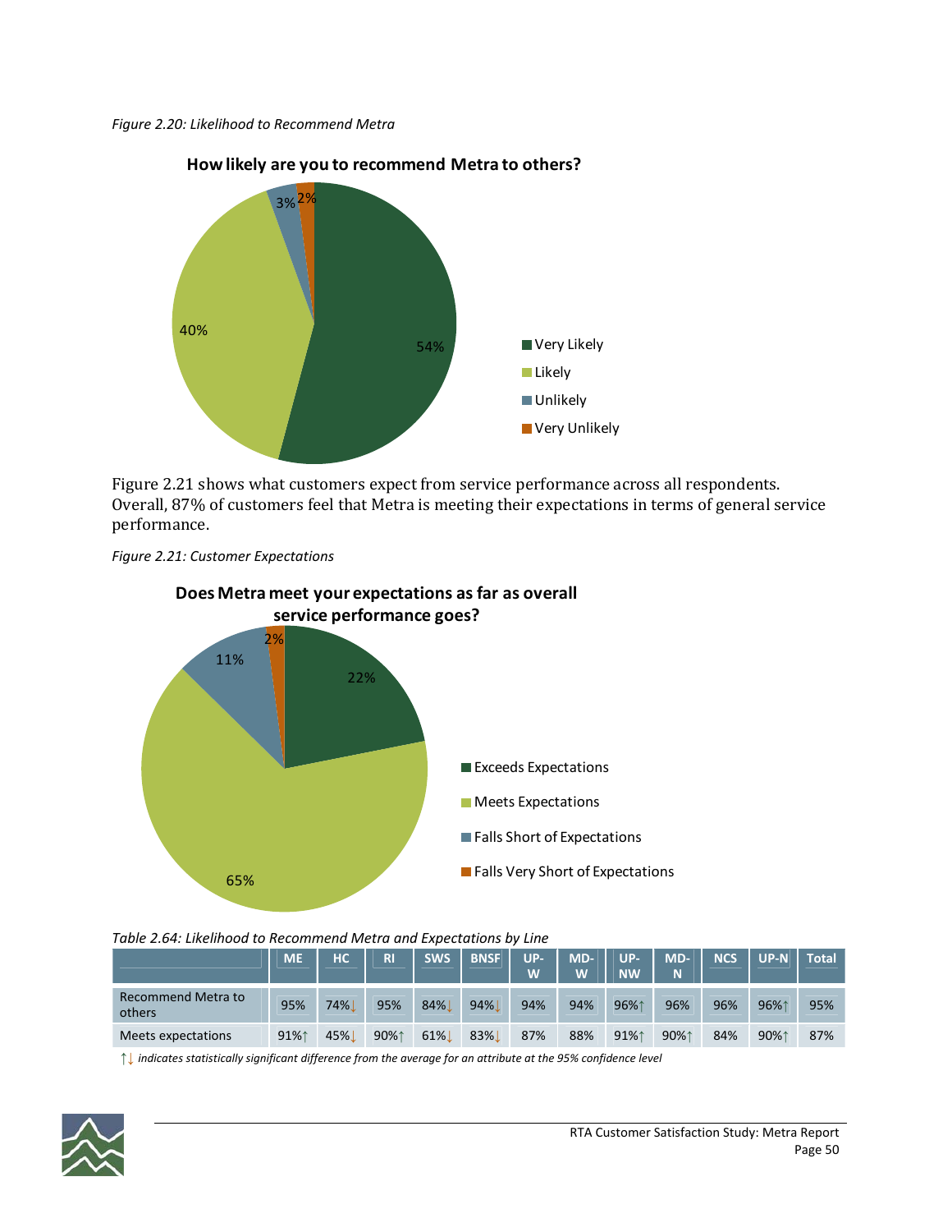*Figure 2.20: Likelihood to Recommend Metra*

**How likely are you to recommend Metra to others?**

- Very Likely: 54%
- Likely: 40%
- Unlikely: 3%
- Very Unlikely: 2%

Figure 2.21 shows what customers expect from service performance across all respondents. Overall, 87% of customers feel that Metra is meeting their expectations in terms of general service performance.

*Figure 2.21: Customer Expectations*

**Does Metra meet your expectations as far as overall service performance goes?**

- Exceeds Expectations: 22%
- Meets Expectations: 65%
- Falls Short of Expectations: 11%
- Falls Very Short of Expectations: 2%

*Table 2.64: Likelihood to Recommend Metra and Expectations by Line*

| | ME | HC | RI | SWS | BNSF | UP-W | MD-W | UP-NW | MD-N | NCS | UP-N | Total |
|---|---|---|---|---|---|---|---|---|---|---|---|---|
| Recommend Metra to others | 95% | 74%↓ | 95% | 84%↓ | 94%↓ | 94% | 94% | 96%↑ | 96% | 96% | 96%↑ | 95% |
| Meets expectations | 91%↑ | 45%↓ | 90%↑ | 61%↓ | 83%↓ | 87% | 88% | 91%↑ | 90%↑ | 84% | 90%↑ | 87% |

↑↓ *indicates statistically significant difference from the average for an attribute at the 95% confidence level*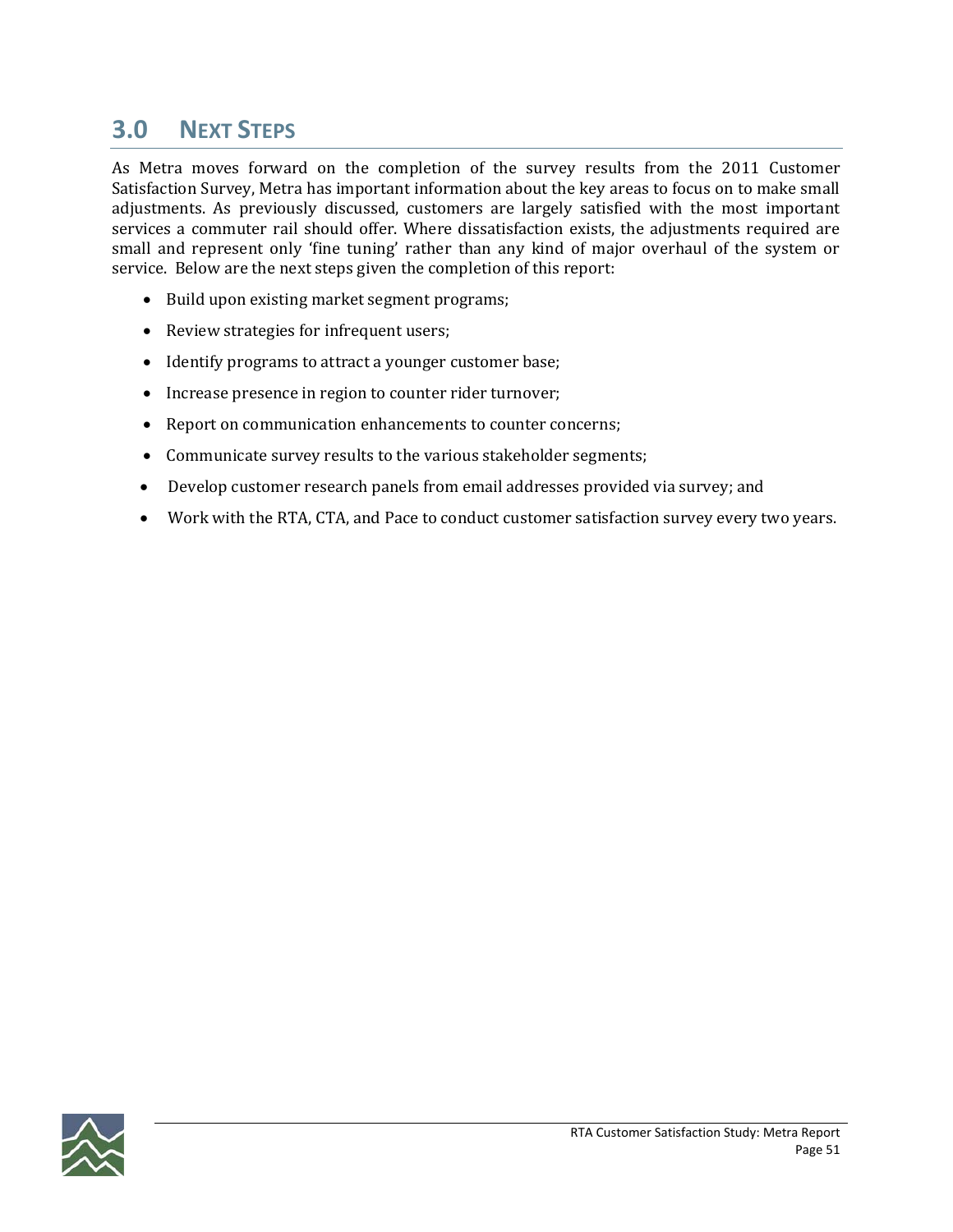## 3.0 NEXT STEPS

As Metra moves forward on the completion of the survey results from the 2011 Customer Satisfaction Survey, Metra has important information about the key areas to focus on to make small adjustments. As previously discussed, customers are largely satisfied with the most important services a commuter rail should offer. Where dissatisfaction exists, the adjustments required are small and represent only 'fine tuning' rather than any kind of major overhaul of the system or service. Below are the next steps given the completion of this report:

- Build upon existing market segment programs;
- Review strategies for infrequent users;
- Identify programs to attract a younger customer base;
- Increase presence in region to counter rider turnover;
- Report on communication enhancements to counter concerns;
- Communicate survey results to the various stakeholder segments;
- Develop customer research panels from email addresses provided via survey; and
- Work with the RTA, CTA, and Pace to conduct customer satisfaction survey every two years.